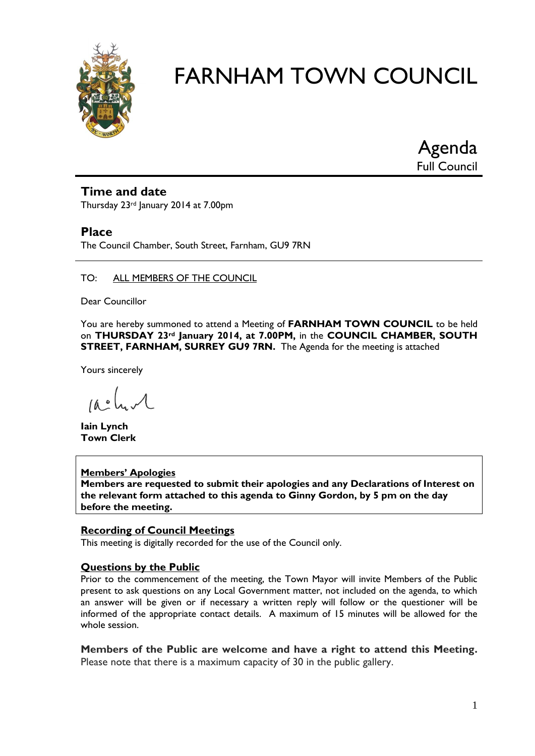# FARNHAM TOWN COUNCIL

Agenda
Full Council

## Time and date

Thursday 23rd January 2014 at 7.00pm

## Place

The Council Chamber, South Street, Farnham, GU9 7RN

---

TO: ALL MEMBERS OF THE COUNCIL

Dear Councillor

You are hereby summoned to attend a Meeting of **FARNHAM TOWN COUNCIL** to be held on **THURSDAY 23rd January 2014, at 7.00PM,** in the **COUNCIL CHAMBER, SOUTH STREET, FARNHAM, SURREY GU9 7RN.** The Agenda for the meeting is attached

Yours sincerely

**Iain Lynch**
**Town Clerk**

**Members' Apologies**
**Members are requested to submit their apologies and any Declarations of Interest on the relevant form attached to this agenda to Ginny Gordon, by 5 pm on the day before the meeting.**

**Recording of Council Meetings**
This meeting is digitally recorded for the use of the Council only.

**Questions by the Public**
Prior to the commencement of the meeting, the Town Mayor will invite Members of the Public present to ask questions on any Local Government matter, not included on the agenda, to which an answer will be given or if necessary a written reply will follow or the questioner will be informed of the appropriate contact details. A maximum of 15 minutes will be allowed for the whole session.

**Members of the Public are welcome and have a right to attend this Meeting.**
Please note that there is a maximum capacity of 30 in the public gallery.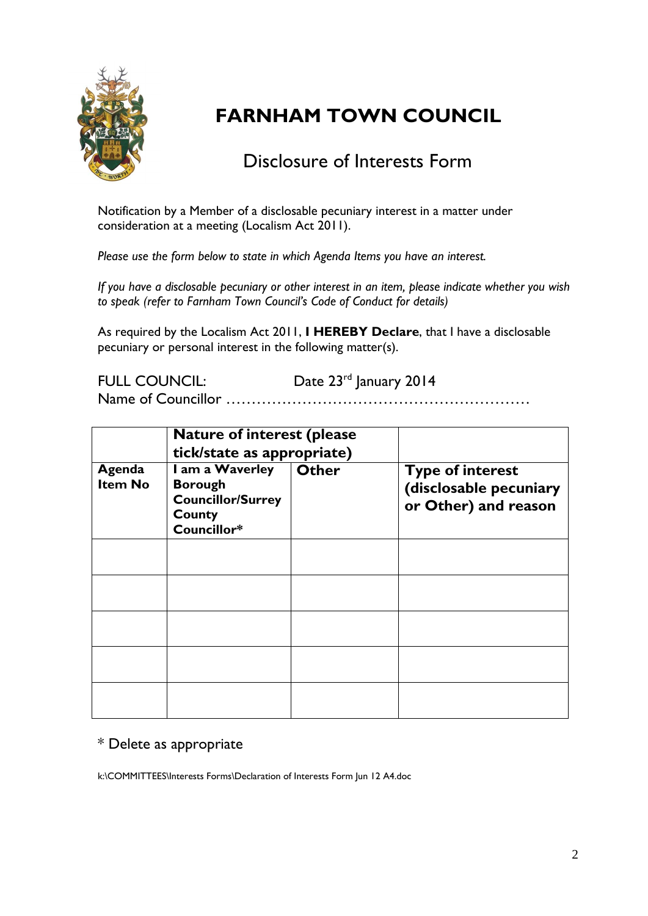# FARNHAM TOWN COUNCIL

## Disclosure of Interests Form

Notification by a Member of a disclosable pecuniary interest in a matter under consideration at a meeting (Localism Act 2011).

*Please use the form below to state in which Agenda Items you have an interest.*

*If you have a disclosable pecuniary or other interest in an item, please indicate whether you wish to speak (refer to Farnham Town Council's Code of Conduct for details)*

As required by the Localism Act 2011, **I HEREBY Declare**, that I have a disclosable pecuniary or personal interest in the following matter(s).

FULL COUNCIL: Date 23rd January 2014

Name of Councillor ……………………………………………………

| | **Nature of interest (please tick/state as appropriate)** | | |
|---|---|---|---|
| **Agenda Item No** | **I am a Waverley Borough Councillor/Surrey County Councillor*** | **Other** | **Type of interest (disclosable pecuniary or Other) and reason** |
| | | | |
| | | | |
| | | | |
| | | | |
| | | | |

* Delete as appropriate

k:\COMMITTEES\Interests Forms\Declaration of Interests Form Jun 12 A4.doc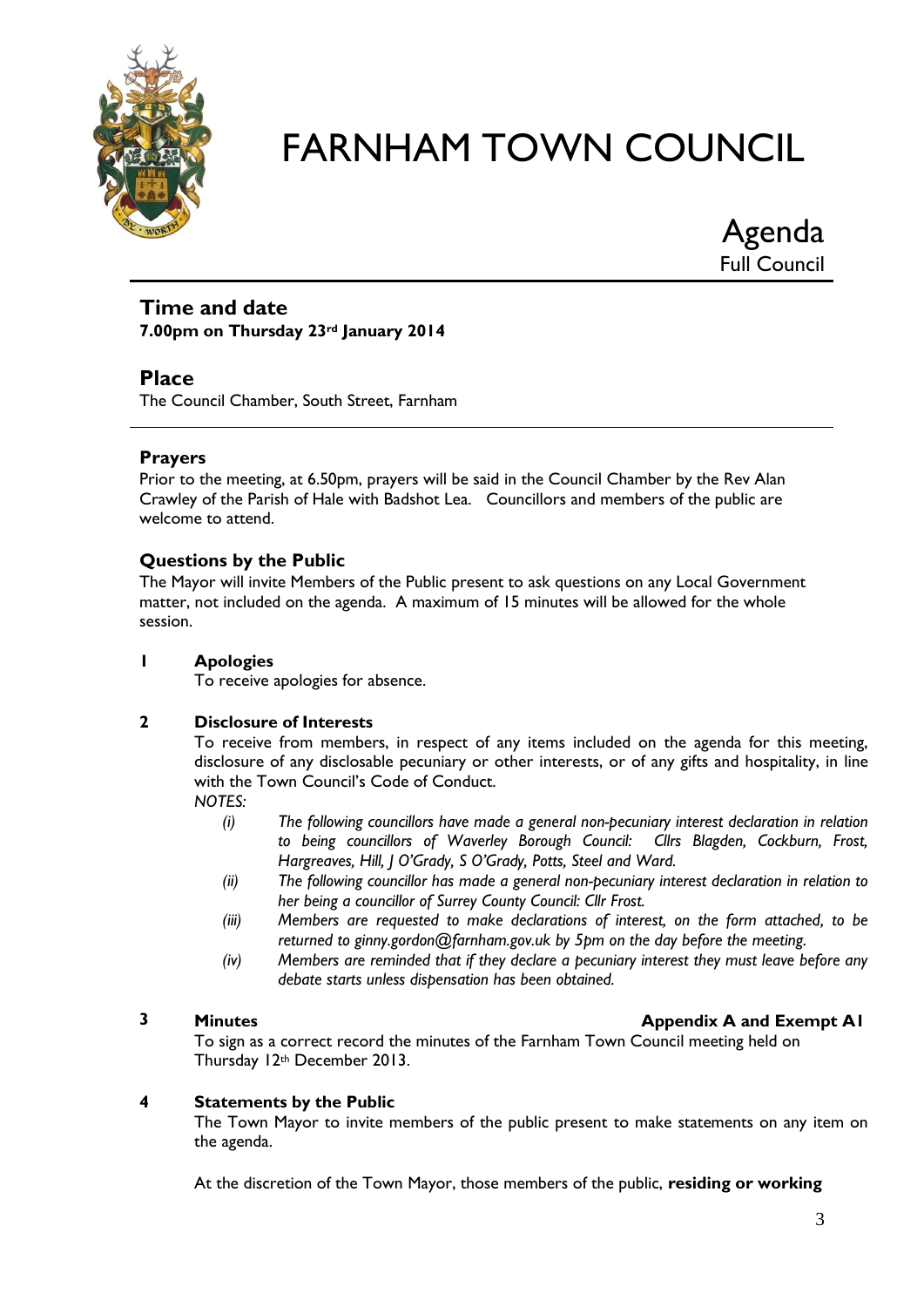# FARNHAM TOWN COUNCIL

## Agenda
Full Council

## Time and date
**7.00pm on Thursday 23rd January 2014**

## Place
The Council Chamber, South Street, Farnham

### Prayers
Prior to the meeting, at 6.50pm, prayers will be said in the Council Chamber by the Rev Alan Crawley of the Parish of Hale with Badshot Lea. Councillors and members of the public are welcome to attend.

### Questions by the Public
The Mayor will invite Members of the Public present to ask questions on any Local Government matter, not included on the agenda. A maximum of 15 minutes will be allowed for the whole session.

**1 Apologies**

To receive apologies for absence.

**2 Disclosure of Interests**

To receive from members, in respect of any items included on the agenda for this meeting, disclosure of any disclosable pecuniary or other interests, or of any gifts and hospitality, in line with the Town Council's Code of Conduct.

*NOTES:*

- *(i) The following councillors have made a general non-pecuniary interest declaration in relation to being councillors of Waverley Borough Council: Cllrs Blagden, Cockburn, Frost, Hargreaves, Hill, J O'Grady, S O'Grady, Potts, Steel and Ward.*
- *(ii) The following councillor has made a general non-pecuniary interest declaration in relation to her being a councillor of Surrey County Council: Cllr Frost.*
- *(iii) Members are requested to make declarations of interest, on the form attached, to be returned to ginny.gordon@farnham.gov.uk by 5pm on the day before the meeting.*
- *(iv) Members are reminded that if they declare a pecuniary interest they must leave before any debate starts unless dispensation has been obtained.*

**3 Minutes** — **Appendix A and Exempt A1**

To sign as a correct record the minutes of the Farnham Town Council meeting held on Thursday 12th December 2013.

**4 Statements by the Public**

The Town Mayor to invite members of the public present to make statements on any item on the agenda.

At the discretion of the Town Mayor, those members of the public, **residing or working**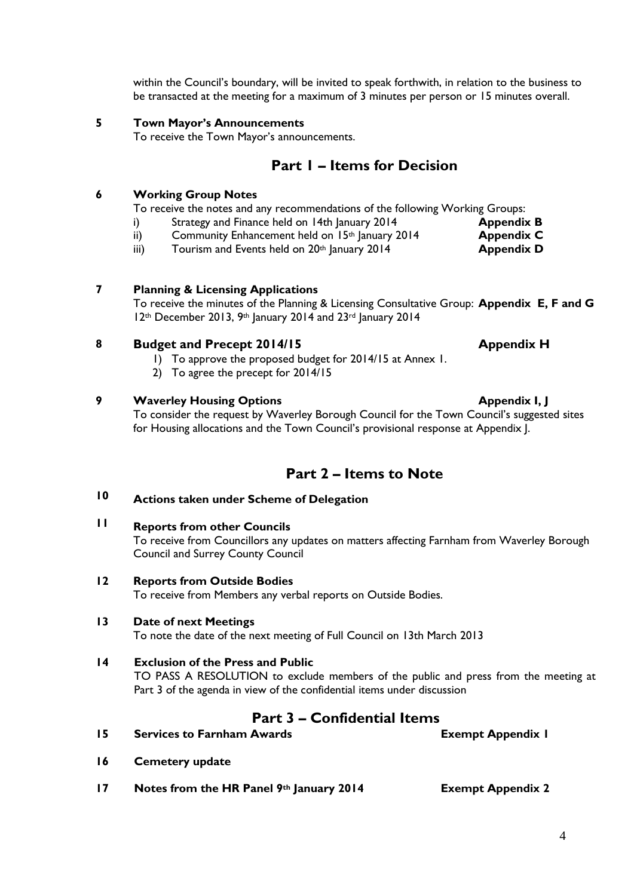within the Council's boundary, will be invited to speak forthwith, in relation to the business to be transacted at the meeting for a maximum of 3 minutes per person or 15 minutes overall.

**5 Town Mayor's Announcements**

To receive the Town Mayor's announcements.

## Part 1 – Items for Decision

**6 Working Group Notes**

To receive the notes and any recommendations of the following Working Groups:

| | | |
|---|---|---|
| i) | Strategy and Finance held on 14th January 2014 | **Appendix B** |
| ii) | Community Enhancement held on 15th January 2014 | **Appendix C** |
| iii) | Tourism and Events held on 20th January 2014 | **Appendix D** |

**7 Planning & Licensing Applications**

To receive the minutes of the Planning & Licensing Consultative Group: **Appendix E, F and G** 12th December 2013, 9th January 2014 and 23rd January 2014

**8 Budget and Precept 2014/15** **Appendix H**

1) To approve the proposed budget for 2014/15 at Annex 1.
2) To agree the precept for 2014/15

**9 Waverley Housing Options** **Appendix I, J**

To consider the request by Waverley Borough Council for the Town Council's suggested sites for Housing allocations and the Town Council's provisional response at Appendix J.

## Part 2 – Items to Note

**10 Actions taken under Scheme of Delegation**

**11 Reports from other Councils**

To receive from Councillors any updates on matters affecting Farnham from Waverley Borough Council and Surrey County Council

**12 Reports from Outside Bodies**

To receive from Members any verbal reports on Outside Bodies.

**13 Date of next Meetings**

To note the date of the next meeting of Full Council on 13th March 2013

**14 Exclusion of the Press and Public**

TO PASS A RESOLUTION to exclude members of the public and press from the meeting at Part 3 of the agenda in view of the confidential items under discussion

## Part 3 – Confidential Items

**15 Services to Farnham Awards** **Exempt Appendix 1**

**16 Cemetery update**

**17 Notes from the HR Panel 9th January 2014** **Exempt Appendix 2**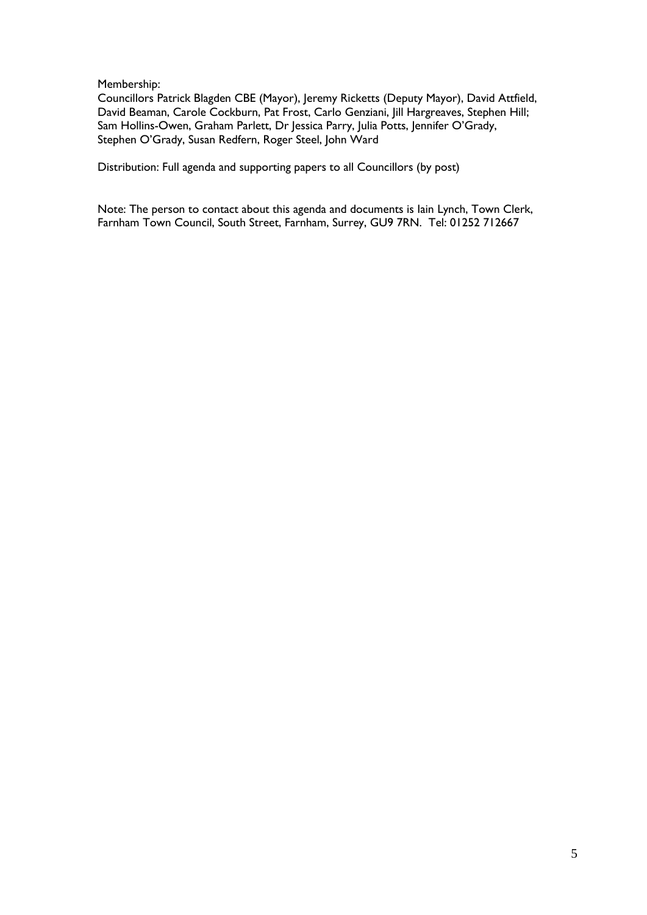Membership:
Councillors Patrick Blagden CBE (Mayor), Jeremy Ricketts (Deputy Mayor), David Attfield, David Beaman, Carole Cockburn, Pat Frost, Carlo Genziani, Jill Hargreaves, Stephen Hill; Sam Hollins-Owen, Graham Parlett, Dr Jessica Parry, Julia Potts, Jennifer O'Grady, Stephen O'Grady, Susan Redfern, Roger Steel, John Ward

Distribution: Full agenda and supporting papers to all Councillors (by post)

Note: The person to contact about this agenda and documents is Iain Lynch, Town Clerk, Farnham Town Council, South Street, Farnham, Surrey, GU9 7RN. Tel: 01252 712667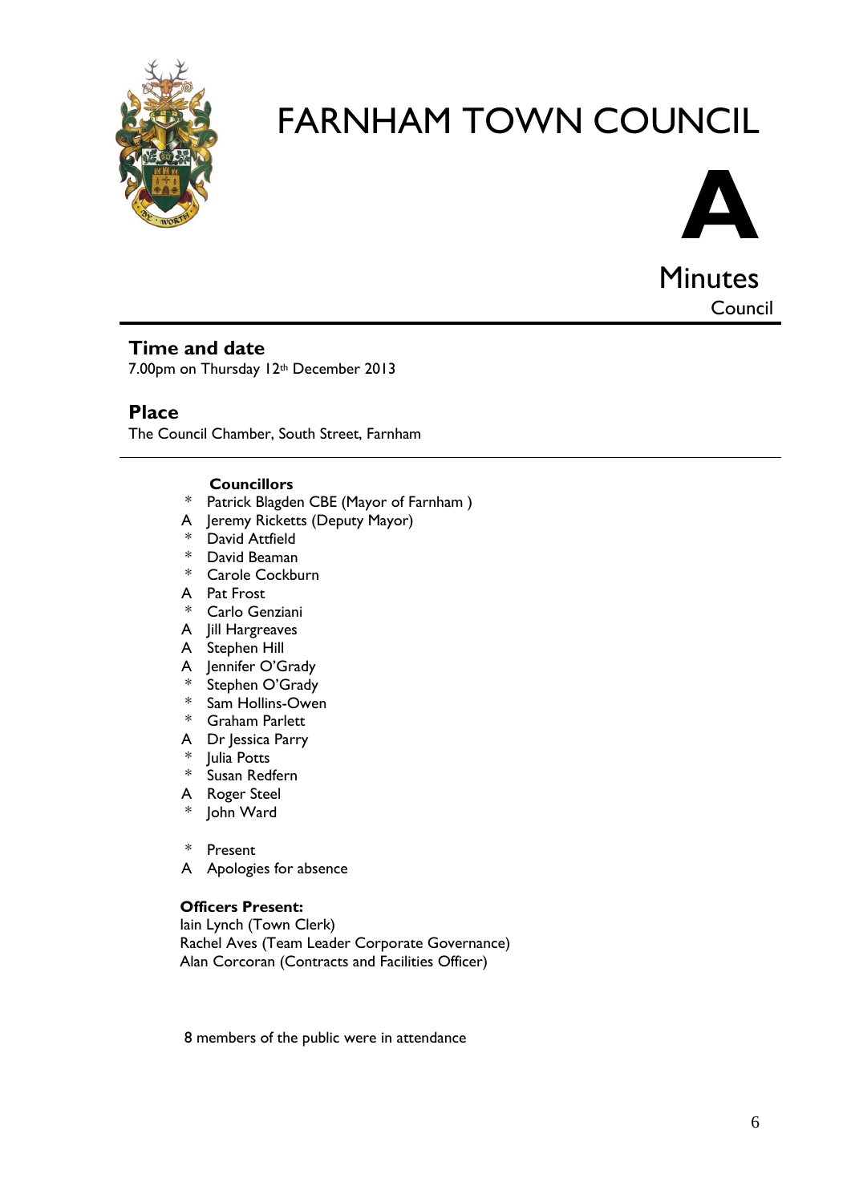# FARNHAM TOWN COUNCIL

**A**

Minutes

Council

## Time and date

7.00pm on Thursday 12th December 2013

## Place

The Council Chamber, South Street, Farnham

**Councillors**

\* Patrick Blagden CBE (Mayor of Farnham )
A Jeremy Ricketts (Deputy Mayor)
\* David Attfield
\* David Beaman
\* Carole Cockburn
A Pat Frost
\* Carlo Genziani
A Jill Hargreaves
A Stephen Hill
A Jennifer O'Grady
\* Stephen O'Grady
\* Sam Hollins-Owen
\* Graham Parlett
A Dr Jessica Parry
\* Julia Potts
\* Susan Redfern
A Roger Steel
\* John Ward

\* Present
A Apologies for absence

**Officers Present:**

Iain Lynch (Town Clerk)
Rachel Aves (Team Leader Corporate Governance)
Alan Corcoran (Contracts and Facilities Officer)

8 members of the public were in attendance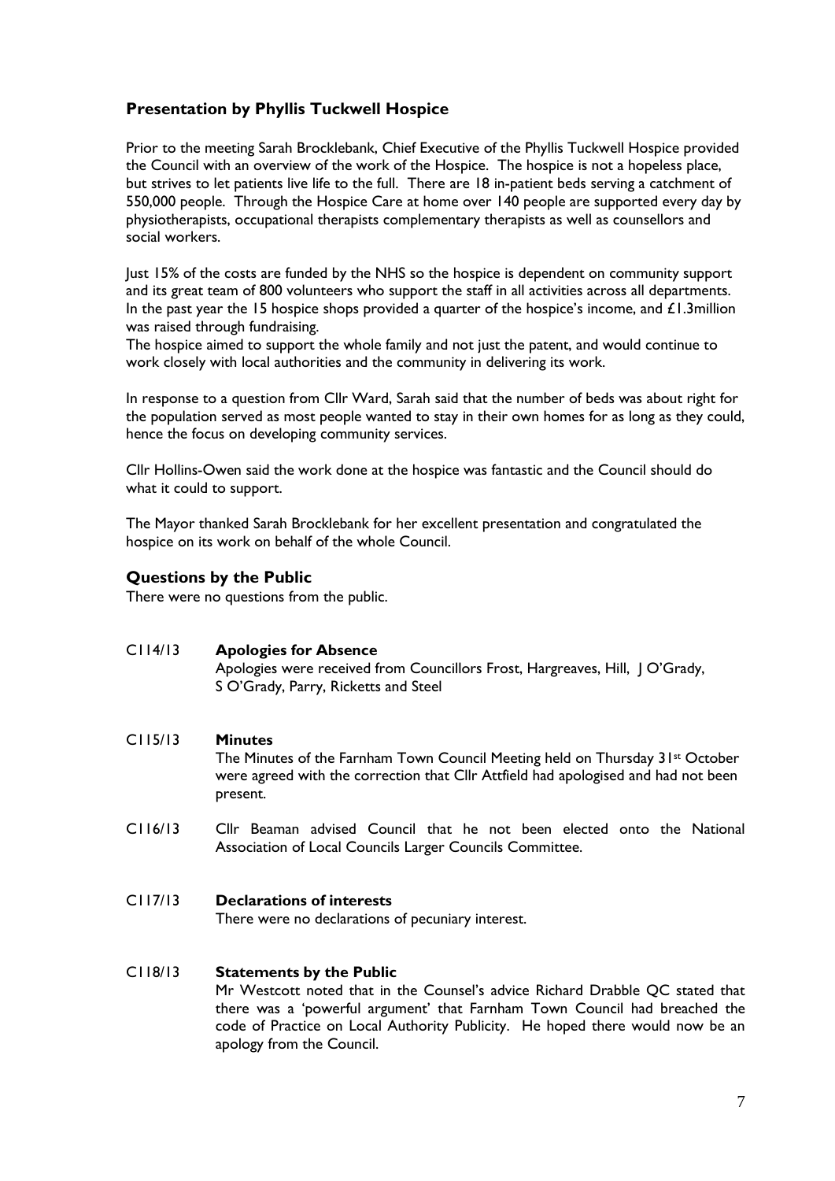## Presentation by Phyllis Tuckwell Hospice

Prior to the meeting Sarah Brocklebank, Chief Executive of the Phyllis Tuckwell Hospice provided the Council with an overview of the work of the Hospice. The hospice is not a hopeless place, but strives to let patients live life to the full. There are 18 in-patient beds serving a catchment of 550,000 people. Through the Hospice Care at home over 140 people are supported every day by physiotherapists, occupational therapists complementary therapists as well as counsellors and social workers.

Just 15% of the costs are funded by the NHS so the hospice is dependent on community support and its great team of 800 volunteers who support the staff in all activities across all departments. In the past year the 15 hospice shops provided a quarter of the hospice's income, and £1.3million was raised through fundraising.
The hospice aimed to support the whole family and not just the patent, and would continue to work closely with local authorities and the community in delivering its work.

In response to a question from Cllr Ward, Sarah said that the number of beds was about right for the population served as most people wanted to stay in their own homes for as long as they could, hence the focus on developing community services.

Cllr Hollins-Owen said the work done at the hospice was fantastic and the Council should do what it could to support.

The Mayor thanked Sarah Brocklebank for her excellent presentation and congratulated the hospice on its work on behalf of the whole Council.

## Questions by the Public

There were no questions from the public.

C114/13 **Apologies for Absence**
Apologies were received from Councillors Frost, Hargreaves, Hill, J O'Grady, S O'Grady, Parry, Ricketts and Steel

C115/13 **Minutes**
The Minutes of the Farnham Town Council Meeting held on Thursday 31st October were agreed with the correction that Cllr Attfield had apologised and had not been present.

C116/13 Cllr Beaman advised Council that he not been elected onto the National Association of Local Councils Larger Councils Committee.

C117/13 **Declarations of interests**
There were no declarations of pecuniary interest.

C118/13 **Statements by the Public**
Mr Westcott noted that in the Counsel's advice Richard Drabble QC stated that there was a 'powerful argument' that Farnham Town Council had breached the code of Practice on Local Authority Publicity. He hoped there would now be an apology from the Council.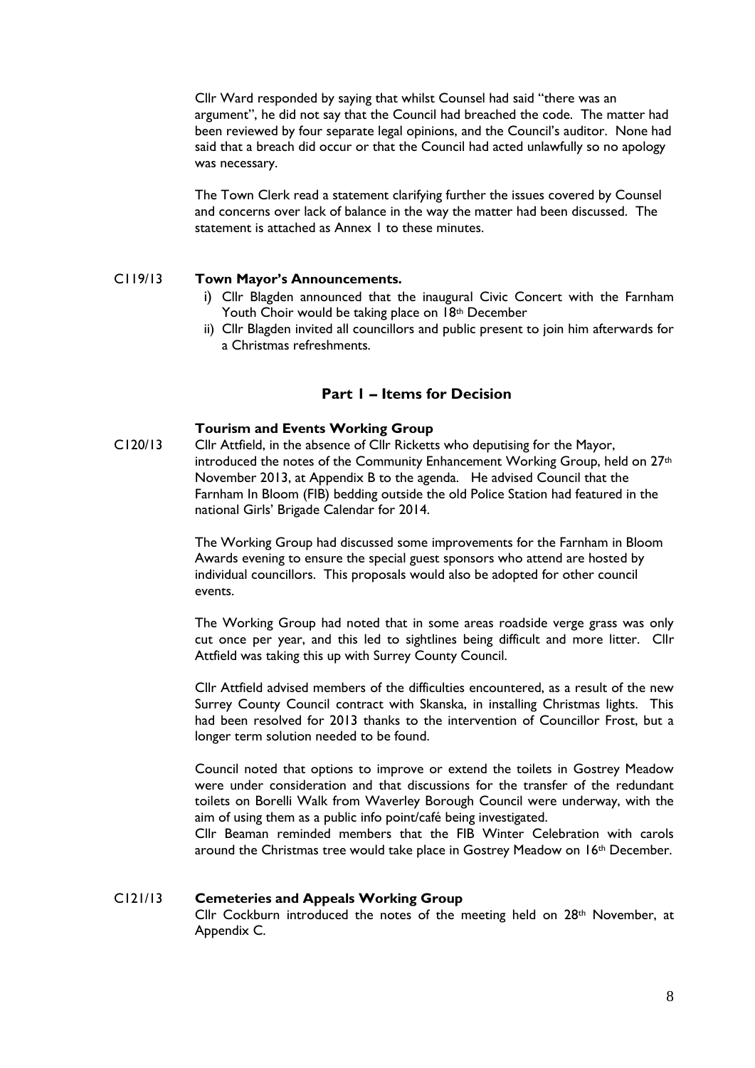Cllr Ward responded by saying that whilst Counsel had said "there was an argument", he did not say that the Council had breached the code. The matter had been reviewed by four separate legal opinions, and the Council's auditor. None had said that a breach did occur or that the Council had acted unlawfully so no apology was necessary.

The Town Clerk read a statement clarifying further the issues covered by Counsel and concerns over lack of balance in the way the matter had been discussed. The statement is attached as Annex 1 to these minutes.

**C119/13 Town Mayor's Announcements.**

i) Cllr Blagden announced that the inaugural Civic Concert with the Farnham Youth Choir would be taking place on 18th December
ii) Cllr Blagden invited all councillors and public present to join him afterwards for a Christmas refreshments.

## Part 1 – Items for Decision

**Tourism and Events Working Group**

C120/13 Cllr Attfield, in the absence of Cllr Ricketts who deputising for the Mayor, introduced the notes of the Community Enhancement Working Group, held on 27th November 2013, at Appendix B to the agenda. He advised Council that the Farnham In Bloom (FIB) bedding outside the old Police Station had featured in the national Girls' Brigade Calendar for 2014.

The Working Group had discussed some improvements for the Farnham in Bloom Awards evening to ensure the special guest sponsors who attend are hosted by individual councillors. This proposals would also be adopted for other council events.

The Working Group had noted that in some areas roadside verge grass was only cut once per year, and this led to sightlines being difficult and more litter. Cllr Attfield was taking this up with Surrey County Council.

Cllr Attfield advised members of the difficulties encountered, as a result of the new Surrey County Council contract with Skanska, in installing Christmas lights. This had been resolved for 2013 thanks to the intervention of Councillor Frost, but a longer term solution needed to be found.

Council noted that options to improve or extend the toilets in Gostrey Meadow were under consideration and that discussions for the transfer of the redundant toilets on Borelli Walk from Waverley Borough Council were underway, with the aim of using them as a public info point/café being investigated.

Cllr Beaman reminded members that the FIB Winter Celebration with carols around the Christmas tree would take place in Gostrey Meadow on 16th December.

**C121/13 Cemeteries and Appeals Working Group**

Cllr Cockburn introduced the notes of the meeting held on 28th November, at Appendix C.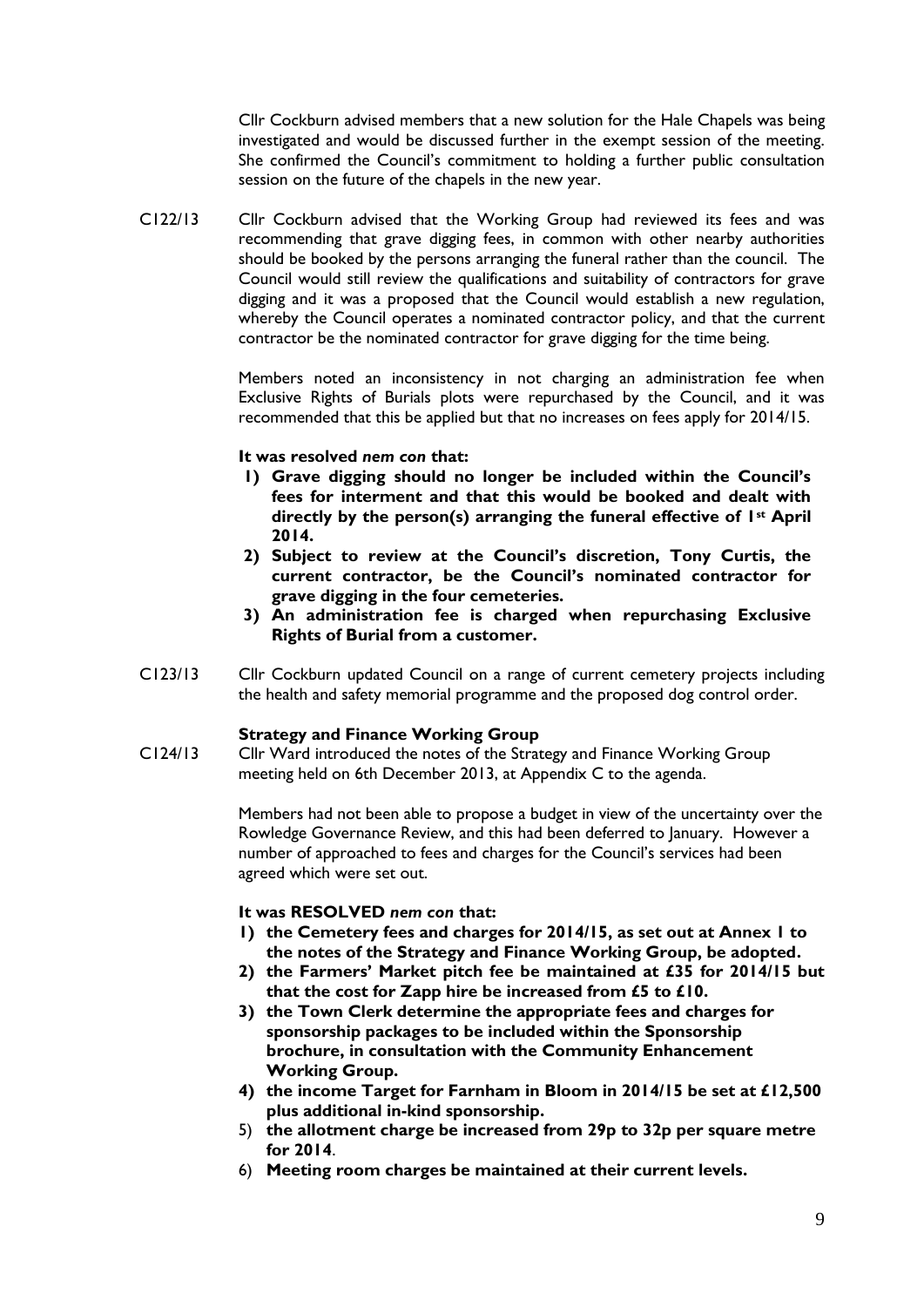Cllr Cockburn advised members that a new solution for the Hale Chapels was being investigated and would be discussed further in the exempt session of the meeting. She confirmed the Council's commitment to holding a further public consultation session on the future of the chapels in the new year.

C122/13 Cllr Cockburn advised that the Working Group had reviewed its fees and was recommending that grave digging fees, in common with other nearby authorities should be booked by the persons arranging the funeral rather than the council. The Council would still review the qualifications and suitability of contractors for grave digging and it was a proposed that the Council would establish a new regulation, whereby the Council operates a nominated contractor policy, and that the current contractor be the nominated contractor for grave digging for the time being.

Members noted an inconsistency in not charging an administration fee when Exclusive Rights of Burials plots were repurchased by the Council, and it was recommended that this be applied but that no increases on fees apply for 2014/15.

**It was resolved *nem con* that:**

1) **Grave digging should no longer be included within the Council's fees for interment and that this would be booked and dealt with directly by the person(s) arranging the funeral effective of 1st April 2014.**
2) **Subject to review at the Council's discretion, Tony Curtis, the current contractor, be the Council's nominated contractor for grave digging in the four cemeteries.**
3) **An administration fee is charged when repurchasing Exclusive Rights of Burial from a customer.**

C123/13 Cllr Cockburn updated Council on a range of current cemetery projects including the health and safety memorial programme and the proposed dog control order.

**Strategy and Finance Working Group**

C124/13 Cllr Ward introduced the notes of the Strategy and Finance Working Group meeting held on 6th December 2013, at Appendix C to the agenda.

Members had not been able to propose a budget in view of the uncertainty over the Rowledge Governance Review, and this had been deferred to January. However a number of approached to fees and charges for the Council's services had been agreed which were set out.

**It was RESOLVED *nem con* that:**

1) **the Cemetery fees and charges for 2014/15, as set out at Annex 1 to the notes of the Strategy and Finance Working Group, be adopted.**
2) **the Farmers' Market pitch fee be maintained at £35 for 2014/15 but that the cost for Zapp hire be increased from £5 to £10.**
3) **the Town Clerk determine the appropriate fees and charges for sponsorship packages to be included within the Sponsorship brochure, in consultation with the Community Enhancement Working Group.**
4) **the income Target for Farnham in Bloom in 2014/15 be set at £12,500 plus additional in-kind sponsorship.**
5) **the allotment charge be increased from 29p to 32p per square metre for 2014**.
6) **Meeting room charges be maintained at their current levels.**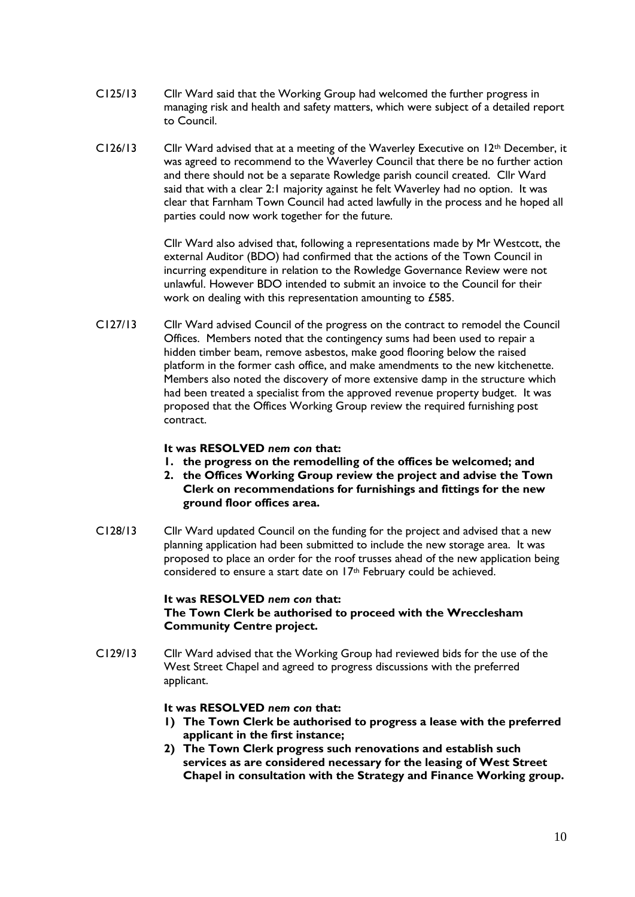C125/13 Cllr Ward said that the Working Group had welcomed the further progress in managing risk and health and safety matters, which were subject of a detailed report to Council.

C126/13 Cllr Ward advised that at a meeting of the Waverley Executive on 12th December, it was agreed to recommend to the Waverley Council that there be no further action and there should not be a separate Rowledge parish council created. Cllr Ward said that with a clear 2:1 majority against he felt Waverley had no option. It was clear that Farnham Town Council had acted lawfully in the process and he hoped all parties could now work together for the future.

Cllr Ward also advised that, following a representations made by Mr Westcott, the external Auditor (BDO) had confirmed that the actions of the Town Council in incurring expenditure in relation to the Rowledge Governance Review were not unlawful. However BDO intended to submit an invoice to the Council for their work on dealing with this representation amounting to £585.

C127/13 Cllr Ward advised Council of the progress on the contract to remodel the Council Offices. Members noted that the contingency sums had been used to repair a hidden timber beam, remove asbestos, make good flooring below the raised platform in the former cash office, and make amendments to the new kitchenette. Members also noted the discovery of more extensive damp in the structure which had been treated a specialist from the approved revenue property budget. It was proposed that the Offices Working Group review the required furnishing post contract.

**It was RESOLVED *nem con* that:**

1. **the progress on the remodelling of the offices be welcomed; and**
2. **the Offices Working Group review the project and advise the Town Clerk on recommendations for furnishings and fittings for the new ground floor offices area.**

C128/13 Cllr Ward updated Council on the funding for the project and advised that a new planning application had been submitted to include the new storage area. It was proposed to place an order for the roof trusses ahead of the new application being considered to ensure a start date on 17th February could be achieved.

**It was RESOLVED *nem con* that:**
**The Town Clerk be authorised to proceed with the Wrecclesham Community Centre project.**

C129/13 Cllr Ward advised that the Working Group had reviewed bids for the use of the West Street Chapel and agreed to progress discussions with the preferred applicant.

**It was RESOLVED *nem con* that:**

1) **The Town Clerk be authorised to progress a lease with the preferred applicant in the first instance;**
2) **The Town Clerk progress such renovations and establish such services as are considered necessary for the leasing of West Street Chapel in consultation with the Strategy and Finance Working group.**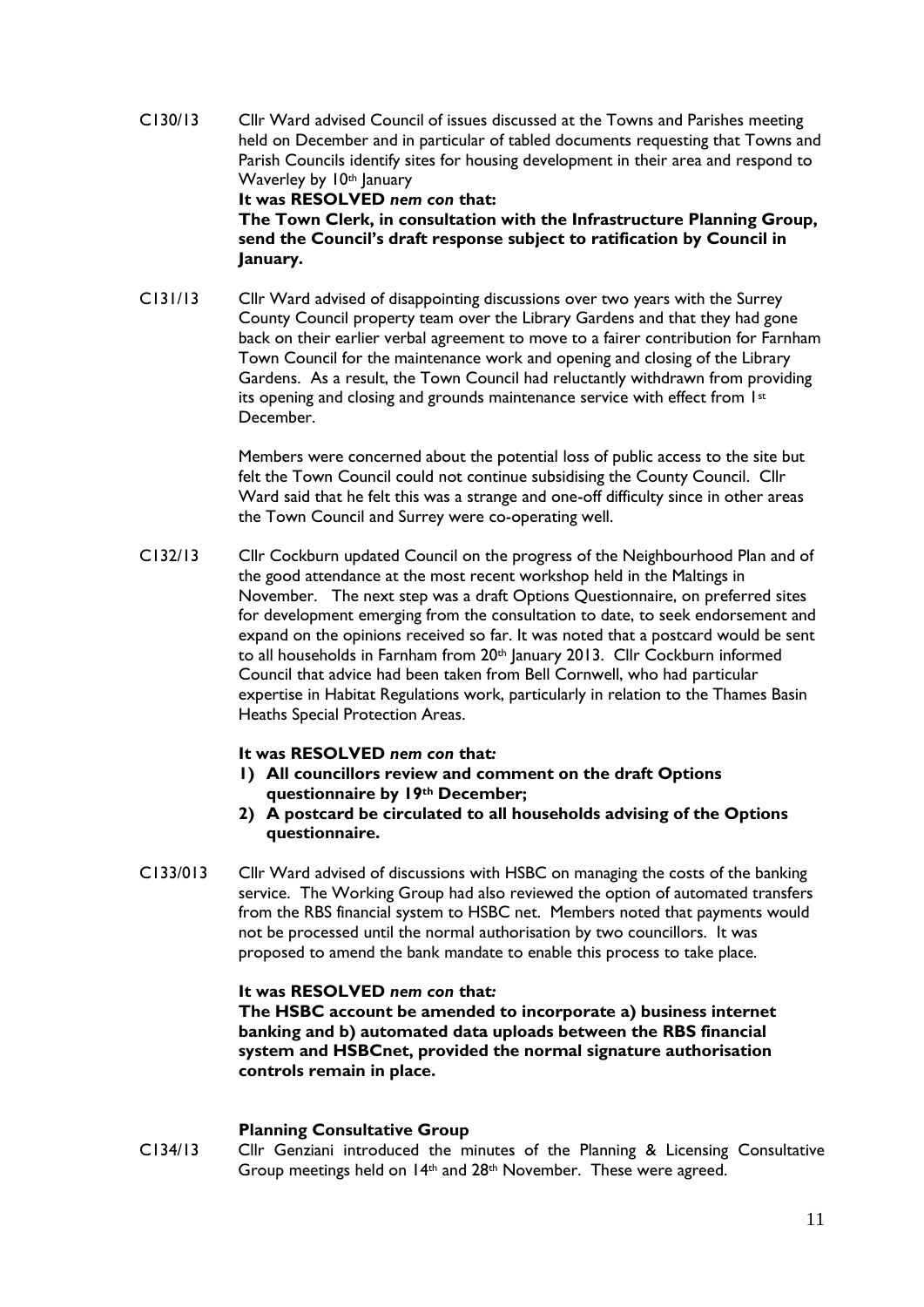C130/13 Cllr Ward advised Council of issues discussed at the Towns and Parishes meeting held on December and in particular of tabled documents requesting that Towns and Parish Councils identify sites for housing development in their area and respond to Waverley by 10th January

**It was RESOLVED *nem con* that:**
**The Town Clerk, in consultation with the Infrastructure Planning Group, send the Council's draft response subject to ratification by Council in January.**

C131/13 Cllr Ward advised of disappointing discussions over two years with the Surrey County Council property team over the Library Gardens and that they had gone back on their earlier verbal agreement to move to a fairer contribution for Farnham Town Council for the maintenance work and opening and closing of the Library Gardens. As a result, the Town Council had reluctantly withdrawn from providing its opening and closing and grounds maintenance service with effect from 1st December.

Members were concerned about the potential loss of public access to the site but felt the Town Council could not continue subsidising the County Council. Cllr Ward said that he felt this was a strange and one-off difficulty since in other areas the Town Council and Surrey were co-operating well.

C132/13 Cllr Cockburn updated Council on the progress of the Neighbourhood Plan and of the good attendance at the most recent workshop held in the Maltings in November. The next step was a draft Options Questionnaire, on preferred sites for development emerging from the consultation to date, to seek endorsement and expand on the opinions received so far. It was noted that a postcard would be sent to all households in Farnham from 20th January 2013. Cllr Cockburn informed Council that advice had been taken from Bell Cornwell, who had particular expertise in Habitat Regulations work, particularly in relation to the Thames Basin Heaths Special Protection Areas.

**It was RESOLVED *nem con* that*:***

1) **All councillors review and comment on the draft Options questionnaire by 19th December;**
2) **A postcard be circulated to all households advising of the Options questionnaire.**

C133/013 Cllr Ward advised of discussions with HSBC on managing the costs of the banking service. The Working Group had also reviewed the option of automated transfers from the RBS financial system to HSBC net. Members noted that payments would not be processed until the normal authorisation by two councillors. It was proposed to amend the bank mandate to enable this process to take place.

**It was RESOLVED *nem con* that*:***
**The HSBC account be amended to incorporate a) business internet banking and b) automated data uploads between the RBS financial system and HSBCnet, provided the normal signature authorisation controls remain in place.**

**Planning Consultative Group**

C134/13 Cllr Genziani introduced the minutes of the Planning & Licensing Consultative Group meetings held on 14th and 28th November. These were agreed.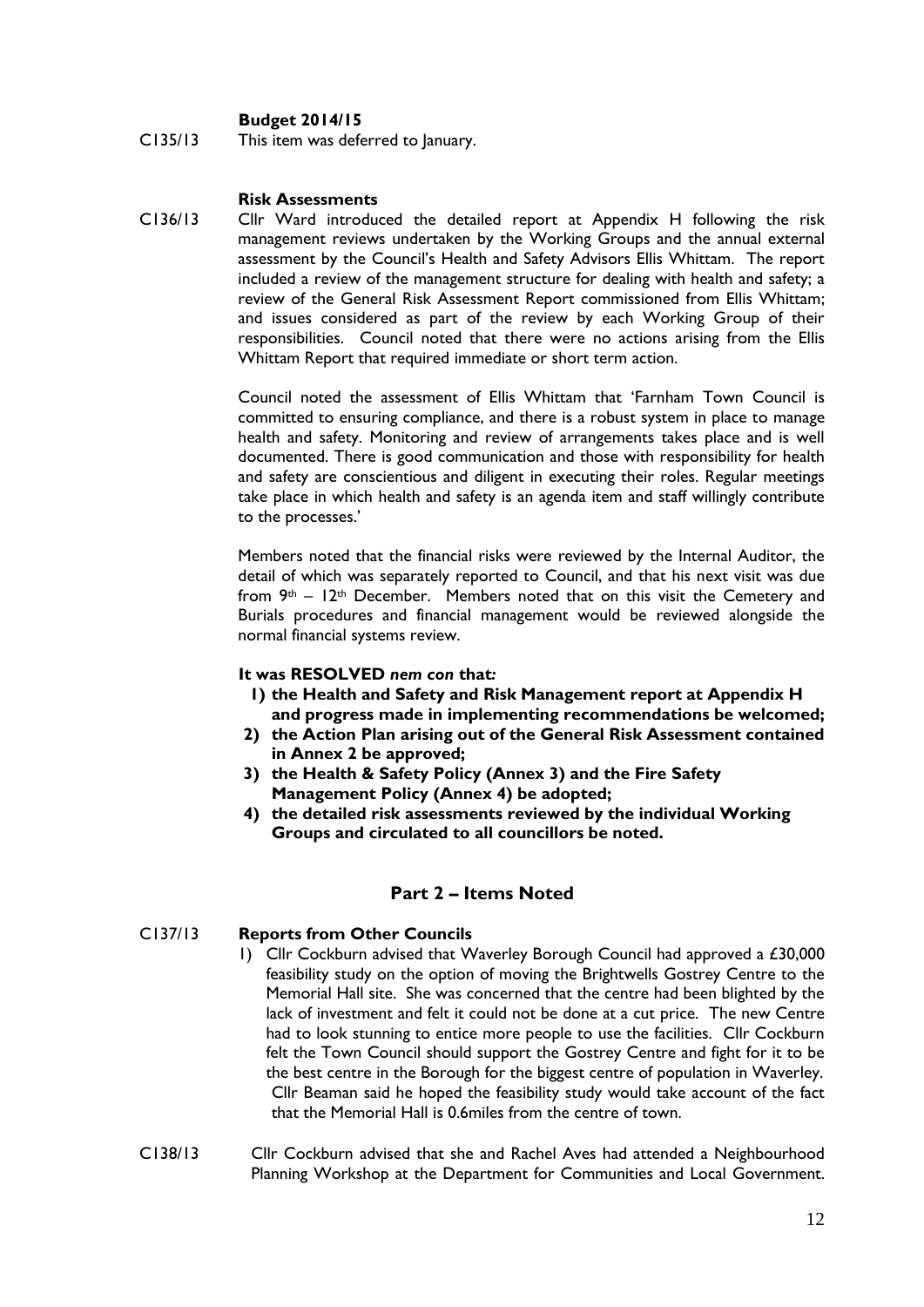**Budget 2014/15**

C135/13 This item was deferred to January.

**Risk Assessments**

C136/13 Cllr Ward introduced the detailed report at Appendix H following the risk management reviews undertaken by the Working Groups and the annual external assessment by the Council's Health and Safety Advisors Ellis Whittam. The report included a review of the management structure for dealing with health and safety; a review of the General Risk Assessment Report commissioned from Ellis Whittam; and issues considered as part of the review by each Working Group of their responsibilities. Council noted that there were no actions arising from the Ellis Whittam Report that required immediate or short term action.

Council noted the assessment of Ellis Whittam that 'Farnham Town Council is committed to ensuring compliance, and there is a robust system in place to manage health and safety. Monitoring and review of arrangements takes place and is well documented. There is good communication and those with responsibility for health and safety are conscientious and diligent in executing their roles. Regular meetings take place in which health and safety is an agenda item and staff willingly contribute to the processes.'

Members noted that the financial risks were reviewed by the Internal Auditor, the detail of which was separately reported to Council, and that his next visit was due from 9th – 12th December. Members noted that on this visit the Cemetery and Burials procedures and financial management would be reviewed alongside the normal financial systems review.

**It was RESOLVED *nem con* that:**

1) **the Health and Safety and Risk Management report at Appendix H and progress made in implementing recommendations be welcomed;**
2) **the Action Plan arising out of the General Risk Assessment contained in Annex 2 be approved;**
3) **the Health & Safety Policy (Annex 3) and the Fire Safety Management Policy (Annex 4) be adopted;**
4) **the detailed risk assessments reviewed by the individual Working Groups and circulated to all councillors be noted.**

## Part 2 – Items Noted

C137/13 **Reports from Other Councils**

1) Cllr Cockburn advised that Waverley Borough Council had approved a £30,000 feasibility study on the option of moving the Brightwells Gostrey Centre to the Memorial Hall site. She was concerned that the centre had been blighted by the lack of investment and felt it could not be done at a cut price. The new Centre had to look stunning to entice more people to use the facilities. Cllr Cockburn felt the Town Council should support the Gostrey Centre and fight for it to be the best centre in the Borough for the biggest centre of population in Waverley. Cllr Beaman said he hoped the feasibility study would take account of the fact that the Memorial Hall is 0.6miles from the centre of town.

C138/13 Cllr Cockburn advised that she and Rachel Aves had attended a Neighbourhood Planning Workshop at the Department for Communities and Local Government.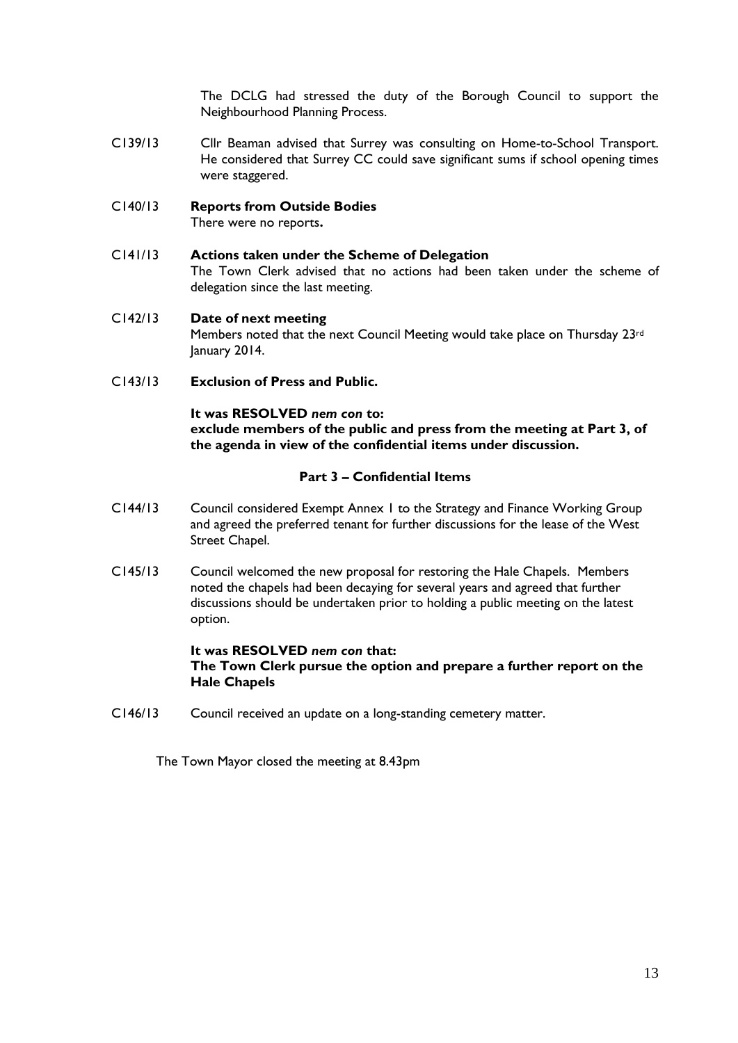The DCLG had stressed the duty of the Borough Council to support the Neighbourhood Planning Process.

C139/13 Cllr Beaman advised that Surrey was consulting on Home-to-School Transport. He considered that Surrey CC could save significant sums if school opening times were staggered.

C140/13 **Reports from Outside Bodies**
There were no reports**.**

C141/13 **Actions taken under the Scheme of Delegation**
The Town Clerk advised that no actions had been taken under the scheme of delegation since the last meeting.

C142/13 **Date of next meeting**
Members noted that the next Council Meeting would take place on Thursday 23rd January 2014.

C143/13 **Exclusion of Press and Public.**

**It was RESOLVED *nem con* to:**
**exclude members of the public and press from the meeting at Part 3, of the agenda in view of the confidential items under discussion.**

**Part 3 – Confidential Items**

C144/13 Council considered Exempt Annex 1 to the Strategy and Finance Working Group and agreed the preferred tenant for further discussions for the lease of the West Street Chapel.

C145/13 Council welcomed the new proposal for restoring the Hale Chapels. Members noted the chapels had been decaying for several years and agreed that further discussions should be undertaken prior to holding a public meeting on the latest option.

**It was RESOLVED *nem con* that:**
**The Town Clerk pursue the option and prepare a further report on the Hale Chapels**

C146/13 Council received an update on a long-standing cemetery matter.

The Town Mayor closed the meeting at 8.43pm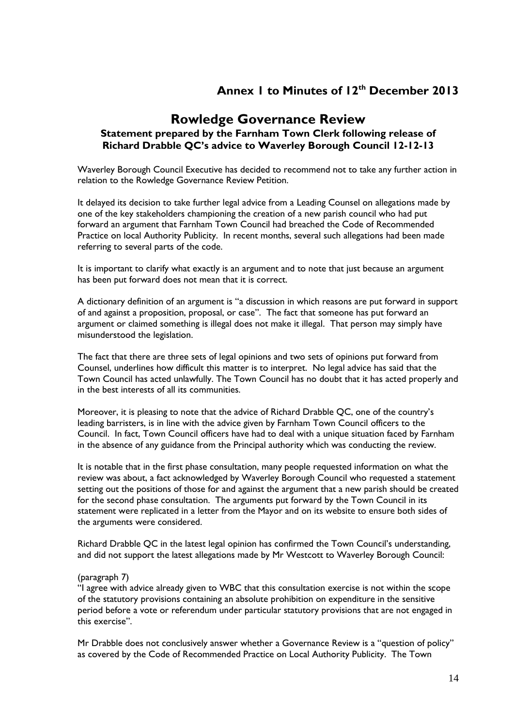**Annex 1 to Minutes of 12th December 2013**

# Rowledge Governance Review

### Statement prepared by the Farnham Town Clerk following release of Richard Drabble QC's advice to Waverley Borough Council 12-12-13

Waverley Borough Council Executive has decided to recommend not to take any further action in relation to the Rowledge Governance Review Petition.

It delayed its decision to take further legal advice from a Leading Counsel on allegations made by one of the key stakeholders championing the creation of a new parish council who had put forward an argument that Farnham Town Council had breached the Code of Recommended Practice on local Authority Publicity. In recent months, several such allegations had been made referring to several parts of the code.

It is important to clarify what exactly is an argument and to note that just because an argument has been put forward does not mean that it is correct.

A dictionary definition of an argument is "a discussion in which reasons are put forward in support of and against a proposition, proposal, or case". The fact that someone has put forward an argument or claimed something is illegal does not make it illegal. That person may simply have misunderstood the legislation.

The fact that there are three sets of legal opinions and two sets of opinions put forward from Counsel, underlines how difficult this matter is to interpret. No legal advice has said that the Town Council has acted unlawfully. The Town Council has no doubt that it has acted properly and in the best interests of all its communities.

Moreover, it is pleasing to note that the advice of Richard Drabble QC, one of the country's leading barristers, is in line with the advice given by Farnham Town Council officers to the Council. In fact, Town Council officers have had to deal with a unique situation faced by Farnham in the absence of any guidance from the Principal authority which was conducting the review.

It is notable that in the first phase consultation, many people requested information on what the review was about, a fact acknowledged by Waverley Borough Council who requested a statement setting out the positions of those for and against the argument that a new parish should be created for the second phase consultation. The arguments put forward by the Town Council in its statement were replicated in a letter from the Mayor and on its website to ensure both sides of the arguments were considered.

Richard Drabble QC in the latest legal opinion has confirmed the Town Council's understanding, and did not support the latest allegations made by Mr Westcott to Waverley Borough Council:

(paragraph 7)
"I agree with advice already given to WBC that this consultation exercise is not within the scope of the statutory provisions containing an absolute prohibition on expenditure in the sensitive period before a vote or referendum under particular statutory provisions that are not engaged in this exercise".

Mr Drabble does not conclusively answer whether a Governance Review is a "question of policy" as covered by the Code of Recommended Practice on Local Authority Publicity. The Town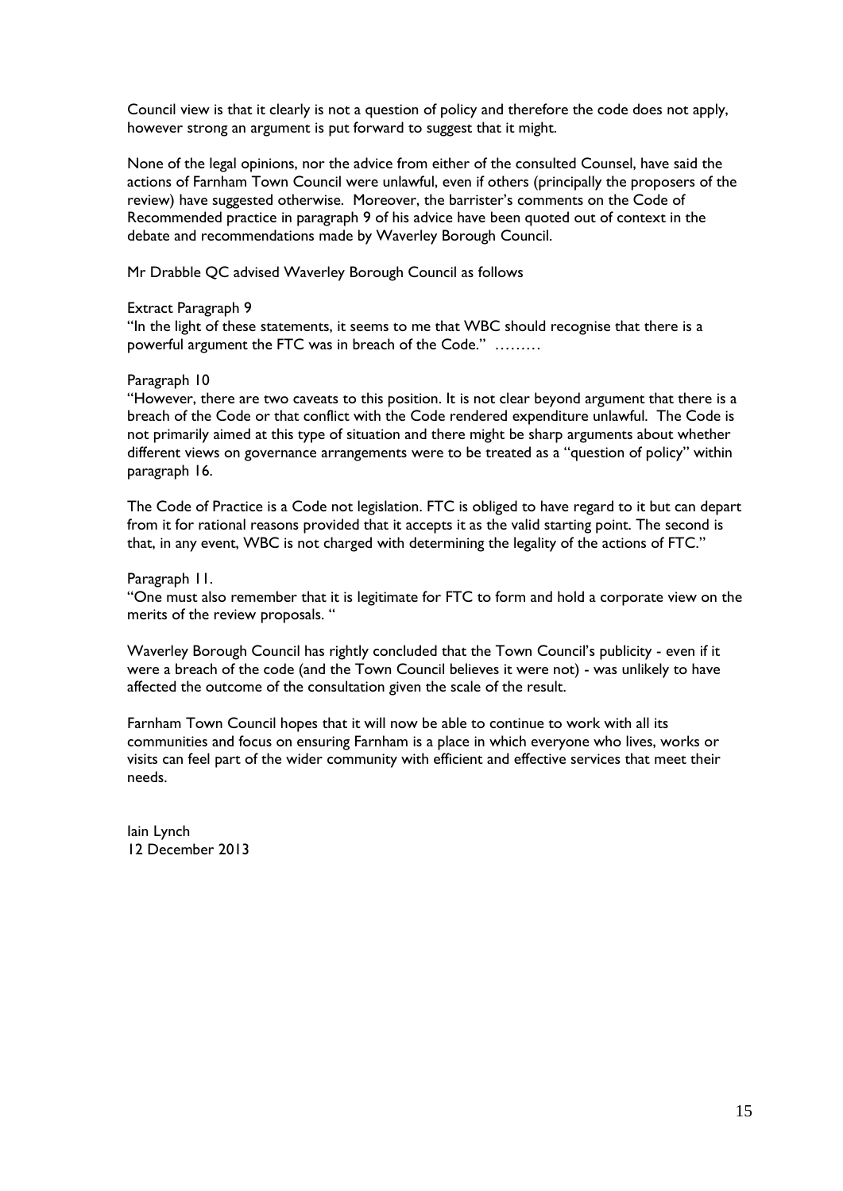Council view is that it clearly is not a question of policy and therefore the code does not apply, however strong an argument is put forward to suggest that it might.

None of the legal opinions, nor the advice from either of the consulted Counsel, have said the actions of Farnham Town Council were unlawful, even if others (principally the proposers of the review) have suggested otherwise. Moreover, the barrister's comments on the Code of Recommended practice in paragraph 9 of his advice have been quoted out of context in the debate and recommendations made by Waverley Borough Council.

Mr Drabble QC advised Waverley Borough Council as follows

Extract Paragraph 9

"In the light of these statements, it seems to me that WBC should recognise that there is a powerful argument the FTC was in breach of the Code." ………

Paragraph 10

"However, there are two caveats to this position. It is not clear beyond argument that there is a breach of the Code or that conflict with the Code rendered expenditure unlawful. The Code is not primarily aimed at this type of situation and there might be sharp arguments about whether different views on governance arrangements were to be treated as a "question of policy" within paragraph 16.

The Code of Practice is a Code not legislation. FTC is obliged to have regard to it but can depart from it for rational reasons provided that it accepts it as the valid starting point. The second is that, in any event, WBC is not charged with determining the legality of the actions of FTC."

Paragraph 11.

"One must also remember that it is legitimate for FTC to form and hold a corporate view on the merits of the review proposals. "

Waverley Borough Council has rightly concluded that the Town Council's publicity - even if it were a breach of the code (and the Town Council believes it were not) - was unlikely to have affected the outcome of the consultation given the scale of the result.

Farnham Town Council hopes that it will now be able to continue to work with all its communities and focus on ensuring Farnham is a place in which everyone who lives, works or visits can feel part of the wider community with efficient and effective services that meet their needs.

Iain Lynch
12 December 2013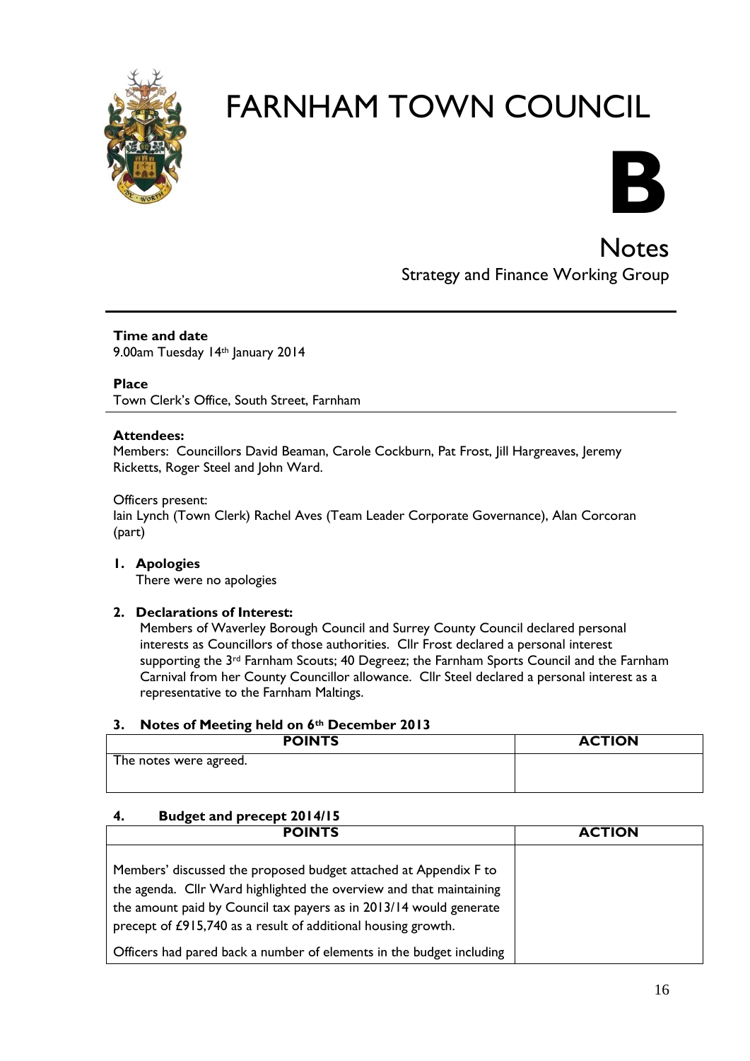# FARNHAM TOWN COUNCIL

**B**

## Notes

Strategy and Finance Working Group

---

**Time and date**
9.00am Tuesday 14th January 2014

**Place**
Town Clerk's Office, South Street, Farnham

**Attendees:**
Members: Councillors David Beaman, Carole Cockburn, Pat Frost, Jill Hargreaves, Jeremy Ricketts, Roger Steel and John Ward.

Officers present:
Iain Lynch (Town Clerk) Rachel Aves (Team Leader Corporate Governance), Alan Corcoran (part)

**1. Apologies**
There were no apologies

**2. Declarations of Interest:**
Members of Waverley Borough Council and Surrey County Council declared personal interests as Councillors of those authorities. Cllr Frost declared a personal interest supporting the 3rd Farnham Scouts; 40 Degreez; the Farnham Sports Council and the Farnham Carnival from her County Councillor allowance. Cllr Steel declared a personal interest as a representative to the Farnham Maltings.

**3. Notes of Meeting held on 6th December 2013**

| POINTS | ACTION |
|---|---|
| The notes were agreed. | |

**4. Budget and precept 2014/15**

| POINTS | ACTION |
|---|---|
| Members' discussed the proposed budget attached at Appendix F to the agenda. Cllr Ward highlighted the overview and that maintaining the amount paid by Council tax payers as in 2013/14 would generate precept of £915,740 as a result of additional housing growth. | |
| Officers had pared back a number of elements in the budget including | |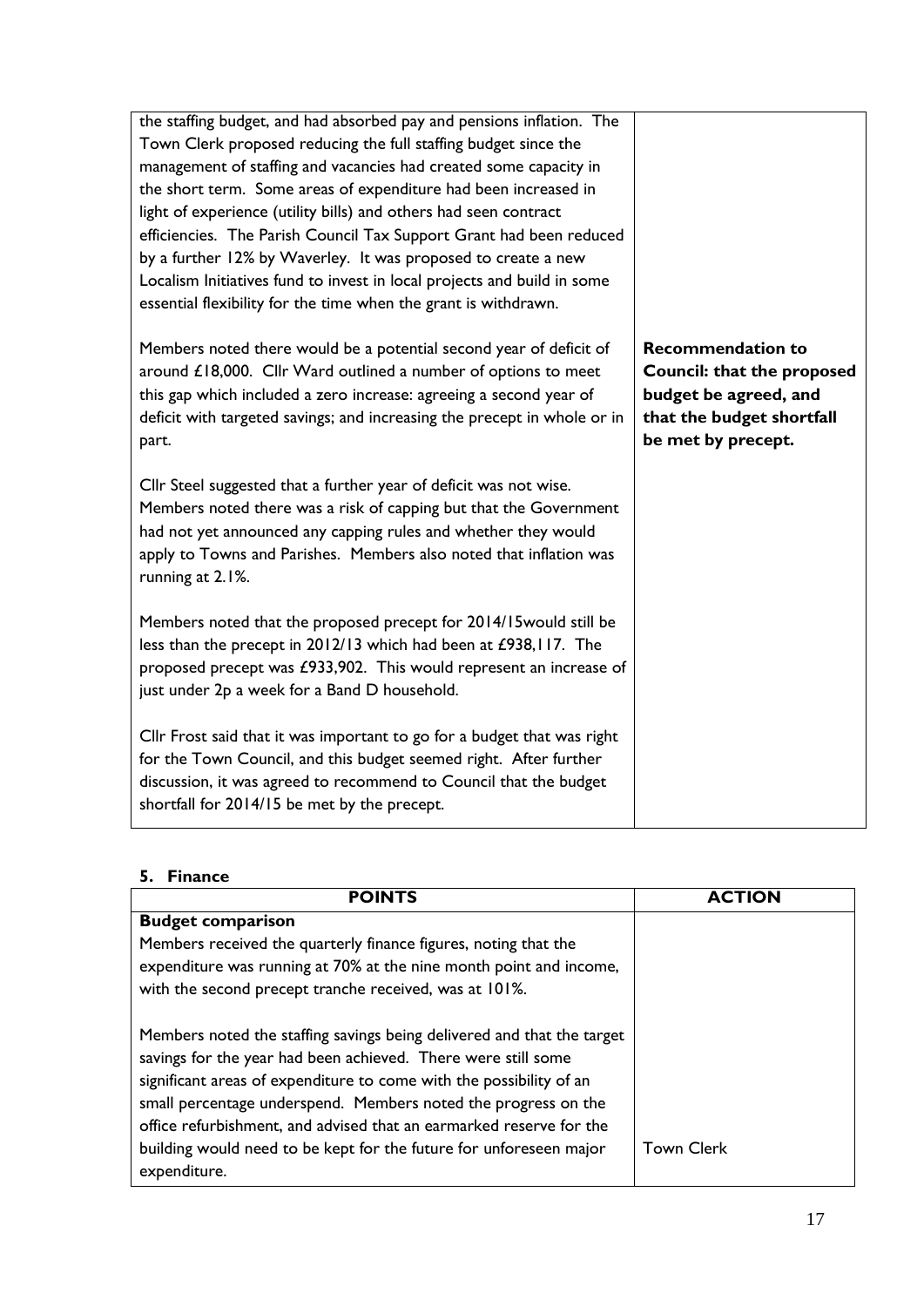| | |
|---|---|
| the staffing budget, and had absorbed pay and pensions inflation. The Town Clerk proposed reducing the full staffing budget since the management of staffing and vacancies had created some capacity in the short term. Some areas of expenditure had been increased in light of experience (utility bills) and others had seen contract efficiencies. The Parish Council Tax Support Grant had been reduced by a further 12% by Waverley. It was proposed to create a new Localism Initiatives fund to invest in local projects and build in some essential flexibility for the time when the grant is withdrawn.<br><br>Members noted there would be a potential second year of deficit of around £18,000. Cllr Ward outlined a number of options to meet this gap which included a zero increase: agreeing a second year of deficit with targeted savings; and increasing the precept in whole or in part.<br><br>Cllr Steel suggested that a further year of deficit was not wise. Members noted there was a risk of capping but that the Government had not yet announced any capping rules and whether they would apply to Towns and Parishes. Members also noted that inflation was running at 2.1%.<br><br>Members noted that the proposed precept for 2014/15would still be less than the precept in 2012/13 which had been at £938,117. The proposed precept was £933,902. This would represent an increase of just under 2p a week for a Band D household.<br><br>Cllr Frost said that it was important to go for a budget that was right for the Town Council, and this budget seemed right. After further discussion, it was agreed to recommend to Council that the budget shortfall for 2014/15 be met by the precept. | **Recommendation to Council: that the proposed budget be agreed, and that the budget shortfall be met by precept.** |

## 5. Finance

| POINTS | ACTION |
|---|---|
| **Budget comparison**<br>Members received the quarterly finance figures, noting that the expenditure was running at 70% at the nine month point and income, with the second precept tranche received, was at 101%.<br><br>Members noted the staffing savings being delivered and that the target savings for the year had been achieved. There were still some significant areas of expenditure to come with the possibility of an small percentage underspend. Members noted the progress on the office refurbishment, and advised that an earmarked reserve for the building would need to be kept for the future for unforeseen major expenditure. | Town Clerk |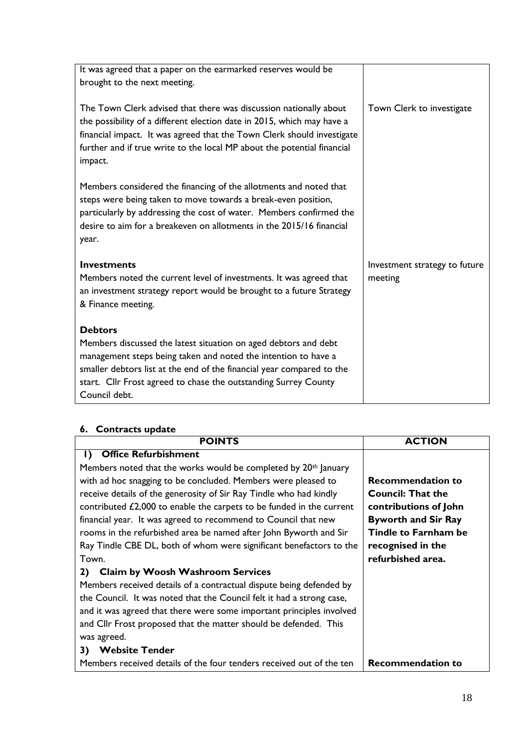| | |
|---|---|
| It was agreed that a paper on the earmarked reserves would be brought to the next meeting.<br><br>The Town Clerk advised that there was discussion nationally about the possibility of a different election date in 2015, which may have a financial impact. It was agreed that the Town Clerk should investigate further and if true write to the local MP about the potential financial impact.<br><br>Members considered the financing of the allotments and noted that steps were being taken to move towards a break-even position, particularly by addressing the cost of water. Members confirmed the desire to aim for a breakeven on allotments in the 2015/16 financial year. | <br><br><br>Town Clerk to investigate |
| **Investments**<br>Members noted the current level of investments. It was agreed that an investment strategy report would be brought to a future Strategy & Finance meeting. | Investment strategy to future meeting |
| **Debtors**<br>Members discussed the latest situation on aged debtors and debt management steps being taken and noted the intention to have a smaller debtors list at the end of the financial year compared to the start. Cllr Frost agreed to chase the outstanding Surrey County Council debt. | |

**6. Contracts update**

| POINTS | ACTION |
|---|---|
| **1) Office Refurbishment**<br>Members noted that the works would be completed by 20th January with ad hoc snagging to be concluded. Members were pleased to receive details of the generosity of Sir Ray Tindle who had kindly contributed £2,000 to enable the carpets to be funded in the current financial year. It was agreed to recommend to Council that new rooms in the refurbished area be named after John Byworth and Sir Ray Tindle CBE DL, both of whom were significant benefactors to the Town. | **Recommendation to Council: That the contributions of John Byworth and Sir Ray Tindle to Farnham be recognised in the refurbished area.** |
| **2) Claim by Woosh Washroom Services**<br>Members received details of a contractual dispute being defended by the Council. It was noted that the Council felt it had a strong case, and it was agreed that there were some important principles involved and Cllr Frost proposed that the matter should be defended. This was agreed. | |
| **3) Website Tender**<br>Members received details of the four tenders received out of the ten | **Recommendation to** |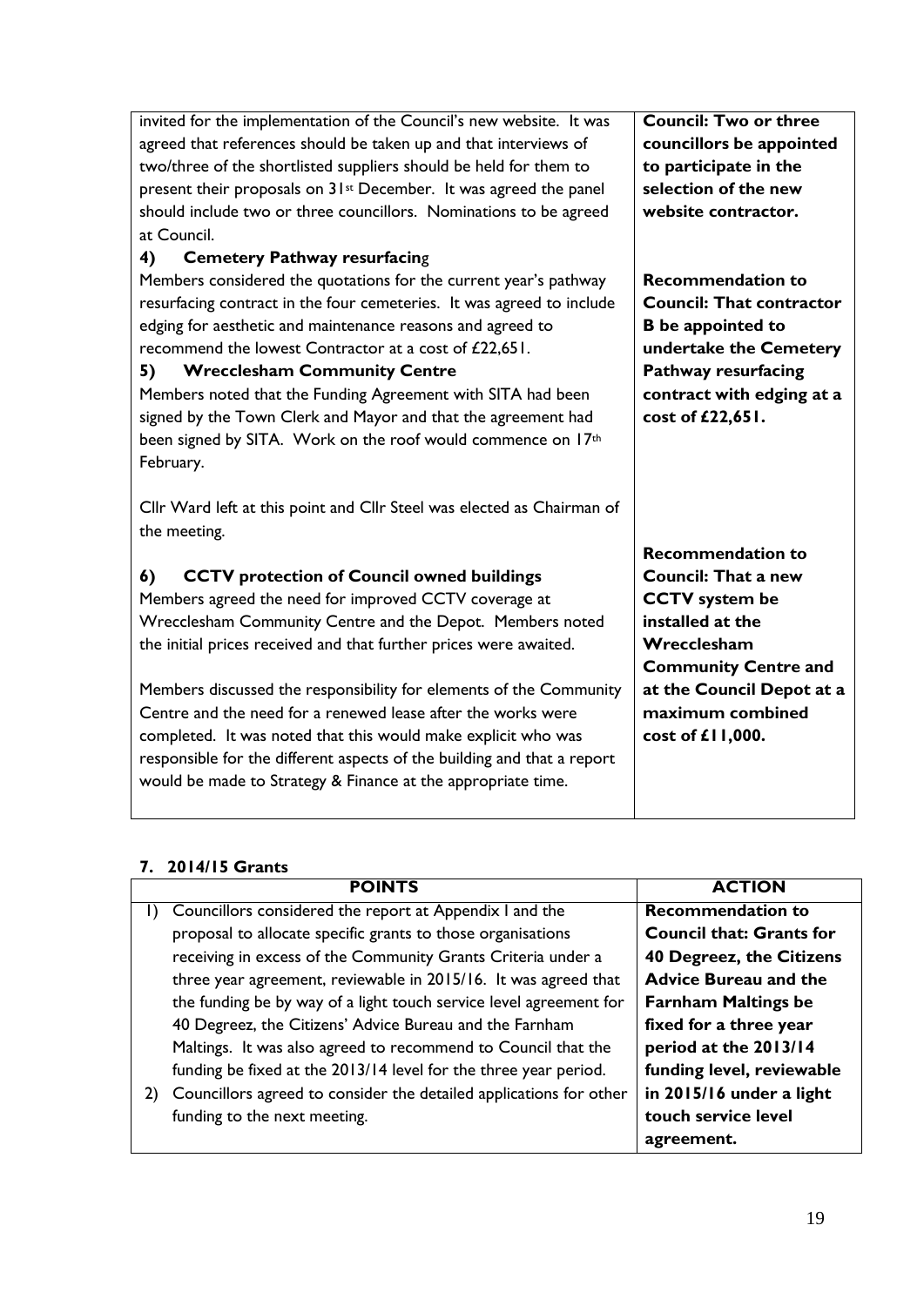| | |
|---|---|
| invited for the implementation of the Council's new website. It was agreed that references should be taken up and that interviews of two/three of the shortlisted suppliers should be held for them to present their proposals on 31st December. It was agreed the panel should include two or three councillors. Nominations to be agreed at Council. | **Council: Two or three councillors be appointed to participate in the selection of the new website contractor.** |
| **4) Cemetery Pathway resurfacing**<br>Members considered the quotations for the current year's pathway resurfacing contract in the four cemeteries. It was agreed to include edging for aesthetic and maintenance reasons and agreed to recommend the lowest Contractor at a cost of £22,651.<br>**5) Wrecclesham Community Centre**<br>Members noted that the Funding Agreement with SITA had been signed by the Town Clerk and Mayor and that the agreement had been signed by SITA. Work on the roof would commence on 17th February.<br><br>Cllr Ward left at this point and Cllr Steel was elected as Chairman of the meeting. | **Recommendation to Council: That contractor B be appointed to undertake the Cemetery Pathway resurfacing contract with edging at a cost of £22,651.** |
| **6) CCTV protection of Council owned buildings**<br>Members agreed the need for improved CCTV coverage at Wrecclesham Community Centre and the Depot. Members noted the initial prices received and that further prices were awaited.<br><br>Members discussed the responsibility for elements of the Community Centre and the need for a renewed lease after the works were completed. It was noted that this would make explicit who was responsible for the different aspects of the building and that a report would be made to Strategy & Finance at the appropriate time. | **Recommendation to Council: That a new CCTV system be installed at the Wrecclesham Community Centre and at the Council Depot at a maximum combined cost of £11,000.** |

**7. 2014/15 Grants**

| POINTS | ACTION |
|---|---|
| 1) Councillors considered the report at Appendix I and the proposal to allocate specific grants to those organisations receiving in excess of the Community Grants Criteria under a three year agreement, reviewable in 2015/16. It was agreed that the funding be by way of a light touch service level agreement for 40 Degreez, the Citizens' Advice Bureau and the Farnham Maltings. It was also agreed to recommend to Council that the funding be fixed at the 2013/14 level for the three year period.<br>2) Councillors agreed to consider the detailed applications for other funding to the next meeting. | **Recommendation to Council that: Grants for 40 Degreez, the Citizens Advice Bureau and the Farnham Maltings be fixed for a three year period at the 2013/14 funding level, reviewable in 2015/16 under a light touch service level agreement.** |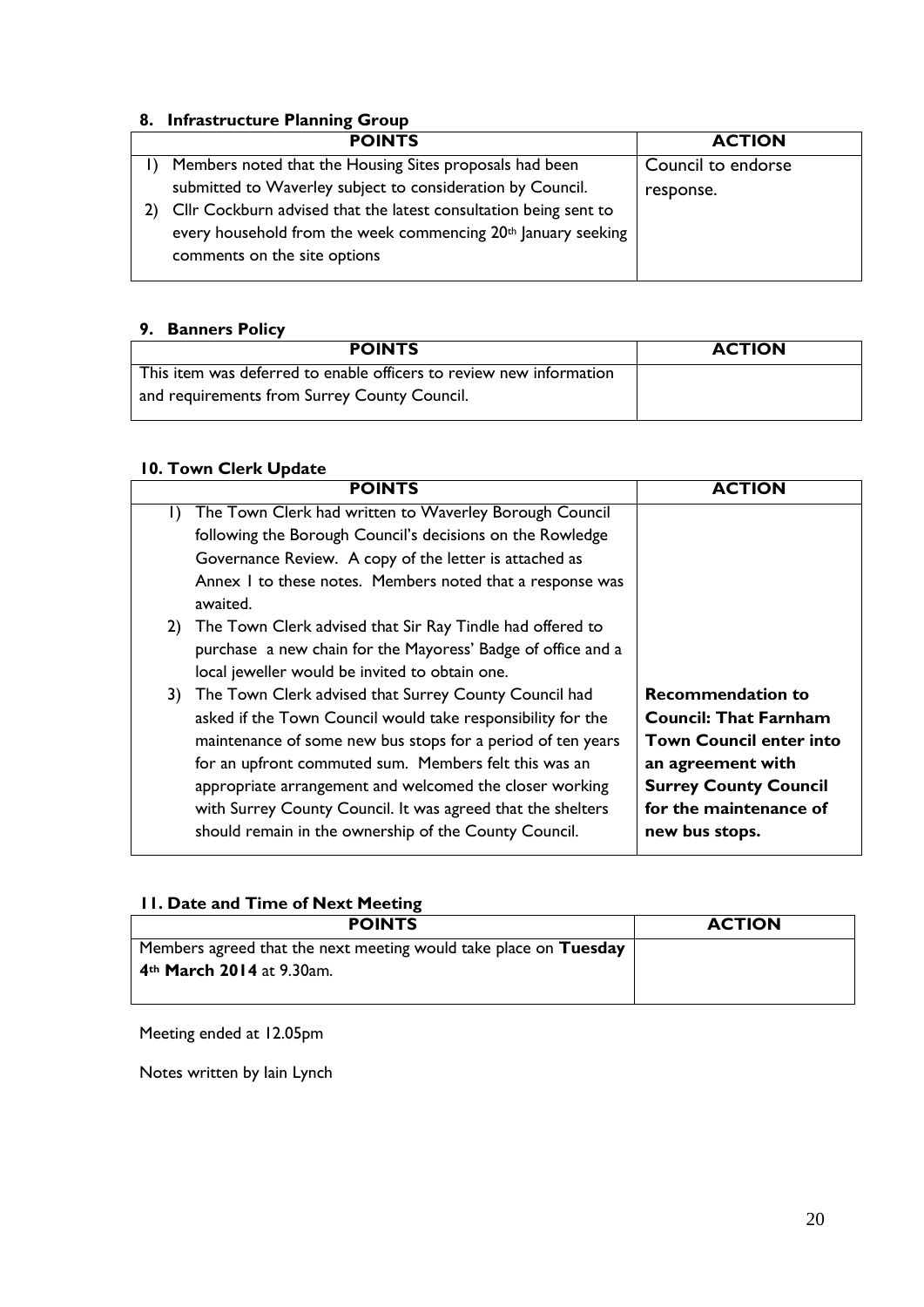## 8. Infrastructure Planning Group

| POINTS | ACTION |
|---|---|
| 1) Members noted that the Housing Sites proposals had been submitted to Waverley subject to consideration by Council.<br>2) Cllr Cockburn advised that the latest consultation being sent to every household from the week commencing 20th January seeking comments on the site options | Council to endorse response. |

## 9. Banners Policy

| POINTS | ACTION |
|---|---|
| This item was deferred to enable officers to review new information and requirements from Surrey County Council. | |

## 10. Town Clerk Update

| POINTS | ACTION |
|---|---|
| 1) The Town Clerk had written to Waverley Borough Council following the Borough Council's decisions on the Rowledge Governance Review. A copy of the letter is attached as Annex 1 to these notes. Members noted that a response was awaited.<br>2) The Town Clerk advised that Sir Ray Tindle had offered to purchase a new chain for the Mayoress' Badge of office and a local jeweller would be invited to obtain one.<br>3) The Town Clerk advised that Surrey County Council had asked if the Town Council would take responsibility for the maintenance of some new bus stops for a period of ten years for an upfront commuted sum. Members felt this was an appropriate arrangement and welcomed the closer working with Surrey County Council. It was agreed that the shelters should remain in the ownership of the County Council. | **Recommendation to Council: That Farnham Town Council enter into an agreement with Surrey County Council for the maintenance of new bus stops.** |

## 11. Date and Time of Next Meeting

| POINTS | ACTION |
|---|---|
| Members agreed that the next meeting would take place on **Tuesday 4th March 2014** at 9.30am. | |

Meeting ended at 12.05pm

Notes written by Iain Lynch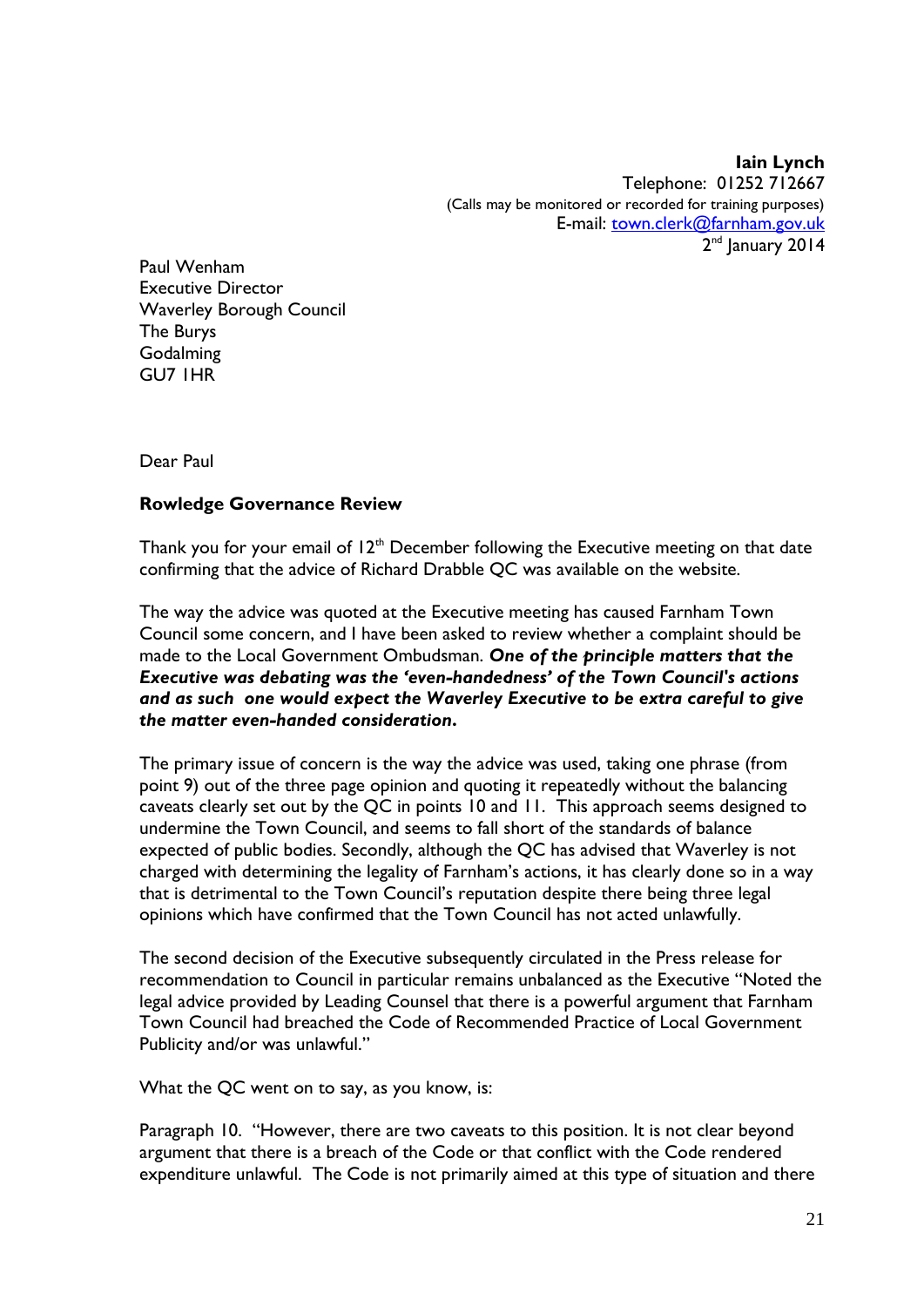**Iain Lynch**
Telephone: 01252 712667
(Calls may be monitored or recorded for training purposes)
E-mail: town.clerk@farnham.gov.uk
2nd January 2014

Paul Wenham
Executive Director
Waverley Borough Council
The Burys
Godalming
GU7 1HR

Dear Paul

**Rowledge Governance Review**

Thank you for your email of 12th December following the Executive meeting on that date confirming that the advice of Richard Drabble QC was available on the website.

The way the advice was quoted at the Executive meeting has caused Farnham Town Council some concern, and I have been asked to review whether a complaint should be made to the Local Government Ombudsman. ***One of the principle matters that the Executive was debating was the 'even-handedness' of the Town Council's actions and as such one would expect the Waverley Executive to be extra careful to give the matter even-handed consideration.***

The primary issue of concern is the way the advice was used, taking one phrase (from point 9) out of the three page opinion and quoting it repeatedly without the balancing caveats clearly set out by the QC in points 10 and 11. This approach seems designed to undermine the Town Council, and seems to fall short of the standards of balance expected of public bodies. Secondly, although the QC has advised that Waverley is not charged with determining the legality of Farnham's actions, it has clearly done so in a way that is detrimental to the Town Council's reputation despite there being three legal opinions which have confirmed that the Town Council has not acted unlawfully.

The second decision of the Executive subsequently circulated in the Press release for recommendation to Council in particular remains unbalanced as the Executive "Noted the legal advice provided by Leading Counsel that there is a powerful argument that Farnham Town Council had breached the Code of Recommended Practice of Local Government Publicity and/or was unlawful."

What the QC went on to say, as you know, is:

Paragraph 10. "However, there are two caveats to this position. It is not clear beyond argument that there is a breach of the Code or that conflict with the Code rendered expenditure unlawful. The Code is not primarily aimed at this type of situation and there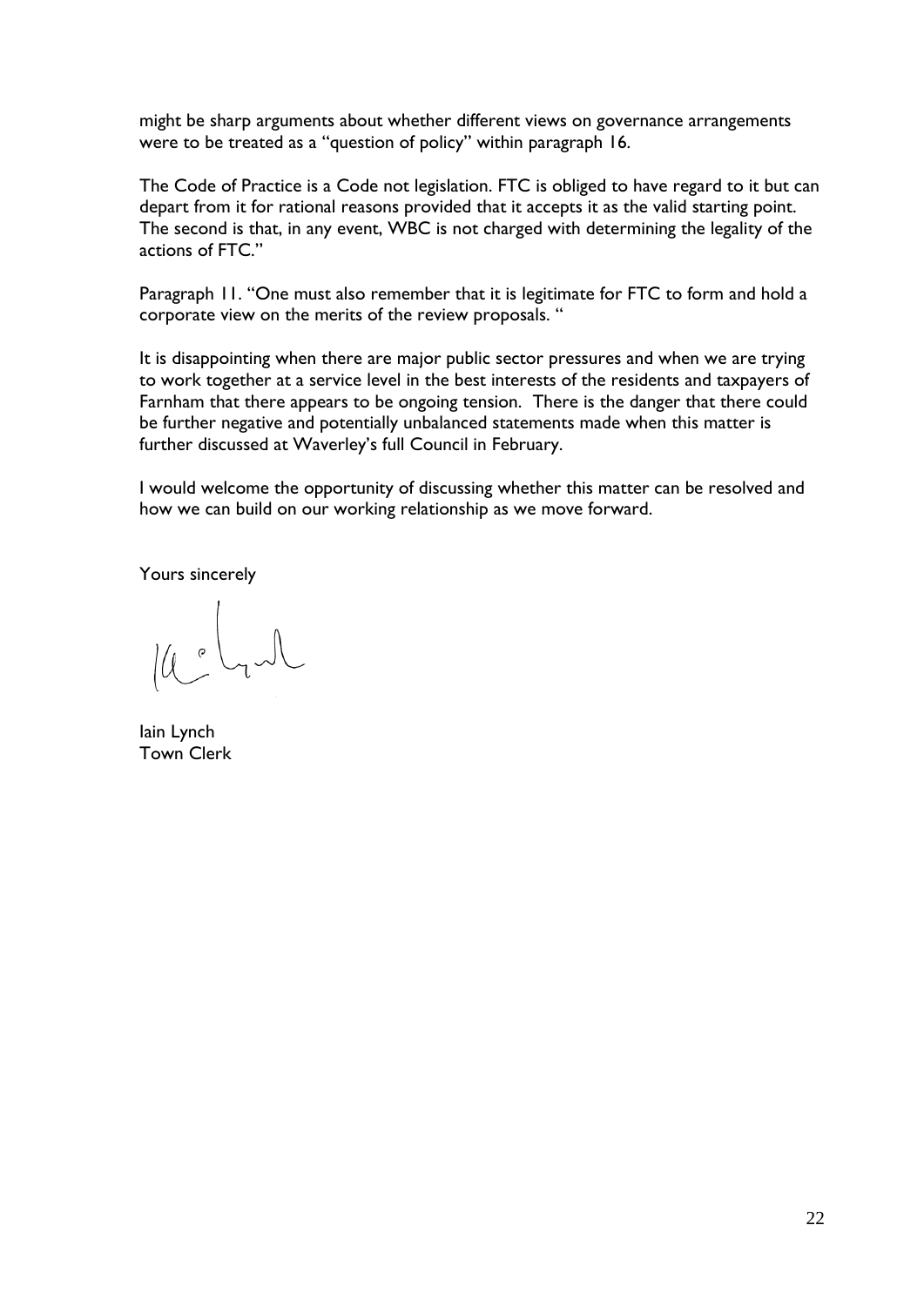might be sharp arguments about whether different views on governance arrangements were to be treated as a "question of policy" within paragraph 16.

The Code of Practice is a Code not legislation. FTC is obliged to have regard to it but can depart from it for rational reasons provided that it accepts it as the valid starting point. The second is that, in any event, WBC is not charged with determining the legality of the actions of FTC."

Paragraph 11. "One must also remember that it is legitimate for FTC to form and hold a corporate view on the merits of the review proposals. "

It is disappointing when there are major public sector pressures and when we are trying to work together at a service level in the best interests of the residents and taxpayers of Farnham that there appears to be ongoing tension. There is the danger that there could be further negative and potentially unbalanced statements made when this matter is further discussed at Waverley's full Council in February.

I would welcome the opportunity of discussing whether this matter can be resolved and how we can build on our working relationship as we move forward.

Yours sincerely

Iain Lynch
Town Clerk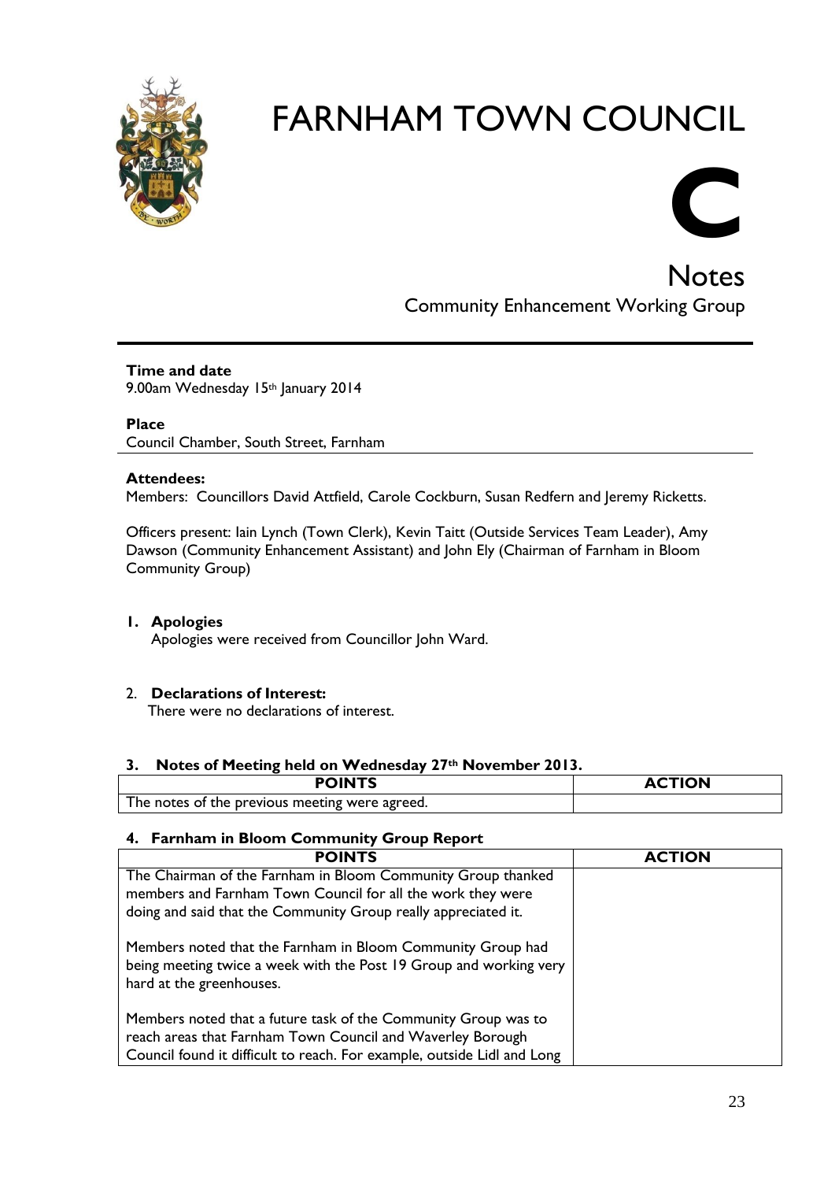# FARNHAM TOWN COUNCIL

# C

## Notes

Community Enhancement Working Group

**Time and date**
9.00am Wednesday 15th January 2014

**Place**
Council Chamber, South Street, Farnham

**Attendees:**
Members: Councillors David Attfield, Carole Cockburn, Susan Redfern and Jeremy Ricketts.

Officers present: Iain Lynch (Town Clerk), Kevin Taitt (Outside Services Team Leader), Amy Dawson (Community Enhancement Assistant) and John Ely (Chairman of Farnham in Bloom Community Group)

1. **Apologies**
   Apologies were received from Councillor John Ward.

2. **Declarations of Interest:**
   There were no declarations of interest.

### 3. Notes of Meeting held on Wednesday 27th November 2013.

| POINTS | ACTION |
|---|---|
| The notes of the previous meeting were agreed. | |

### 4. Farnham in Bloom Community Group Report

| POINTS | ACTION |
|---|---|
| The Chairman of the Farnham in Bloom Community Group thanked members and Farnham Town Council for all the work they were doing and said that the Community Group really appreciated it.<br><br>Members noted that the Farnham in Bloom Community Group had being meeting twice a week with the Post 19 Group and working very hard at the greenhouses.<br><br>Members noted that a future task of the Community Group was to reach areas that Farnham Town Council and Waverley Borough Council found it difficult to reach. For example, outside Lidl and Long | |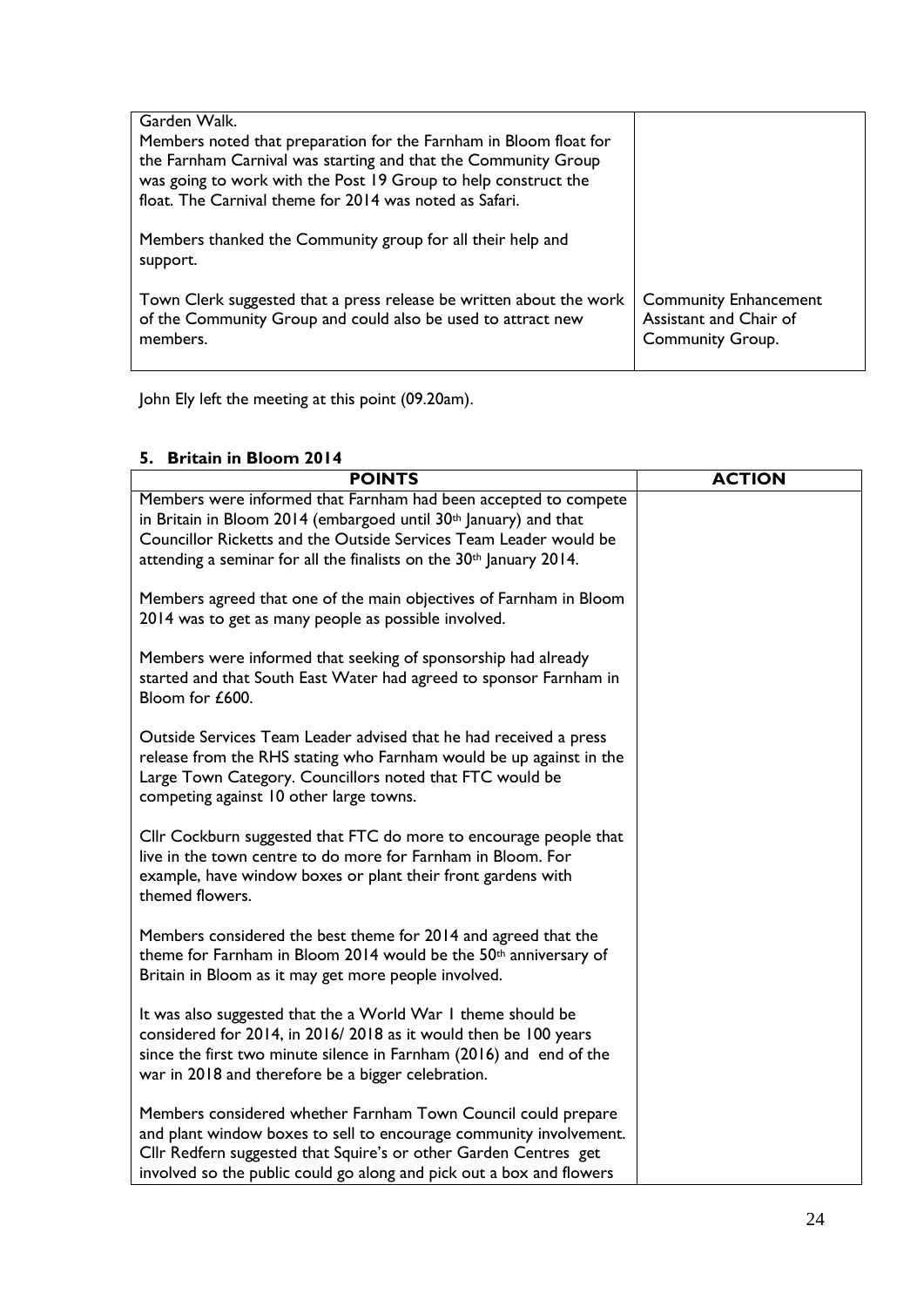| | |
|---|---|
| Garden Walk.<br>Members noted that preparation for the Farnham in Bloom float for the Farnham Carnival was starting and that the Community Group was going to work with the Post 19 Group to help construct the float. The Carnival theme for 2014 was noted as Safari.<br><br>Members thanked the Community group for all their help and support.<br><br>Town Clerk suggested that a press release be written about the work of the Community Group and could also be used to attract new members. | <br><br><br><br><br><br><br><br><br>Community Enhancement Assistant and Chair of Community Group. |

John Ely left the meeting at this point (09.20am).

### 5. Britain in Bloom 2014

| POINTS | ACTION |
|---|---|
| Members were informed that Farnham had been accepted to compete in Britain in Bloom 2014 (embargoed until 30th January) and that Councillor Ricketts and the Outside Services Team Leader would be attending a seminar for all the finalists on the 30th January 2014.<br><br>Members agreed that one of the main objectives of Farnham in Bloom 2014 was to get as many people as possible involved.<br><br>Members were informed that seeking of sponsorship had already started and that South East Water had agreed to sponsor Farnham in Bloom for £600.<br><br>Outside Services Team Leader advised that he had received a press release from the RHS stating who Farnham would be up against in the Large Town Category. Councillors noted that FTC would be competing against 10 other large towns.<br><br>Cllr Cockburn suggested that FTC do more to encourage people that live in the town centre to do more for Farnham in Bloom. For example, have window boxes or plant their front gardens with themed flowers.<br><br>Members considered the best theme for 2014 and agreed that the theme for Farnham in Bloom 2014 would be the 50th anniversary of Britain in Bloom as it may get more people involved.<br><br>It was also suggested that the a World War 1 theme should be considered for 2014, in 2016/ 2018 as it would then be 100 years since the first two minute silence in Farnham (2016) and end of the war in 2018 and therefore be a bigger celebration.<br><br>Members considered whether Farnham Town Council could prepare and plant window boxes to sell to encourage community involvement. Cllr Redfern suggested that Squire's or other Garden Centres get involved so the public could go along and pick out a box and flowers | |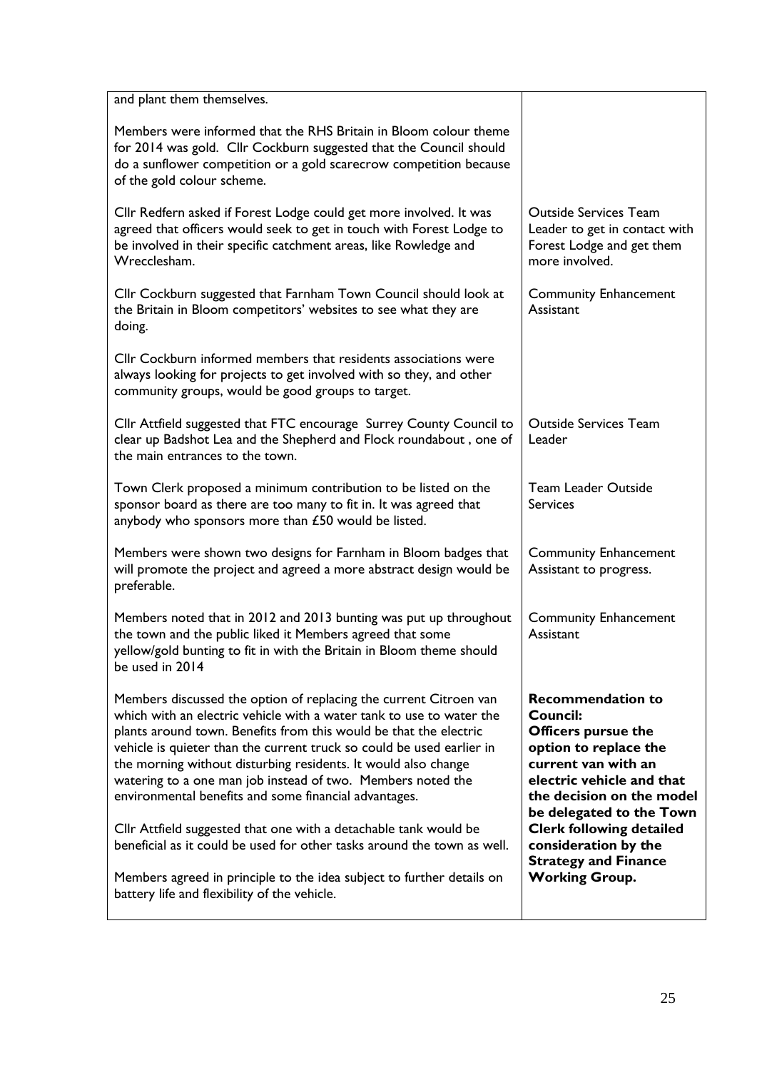| | |
|---|---|
| and plant them themselves.<br><br>Members were informed that the RHS Britain in Bloom colour theme for 2014 was gold. Cllr Cockburn suggested that the Council should do a sunflower competition or a gold scarecrow competition because of the gold colour scheme. | |
| Cllr Redfern asked if Forest Lodge could get more involved. It was agreed that officers would seek to get in touch with Forest Lodge to be involved in their specific catchment areas, like Rowledge and Wrecclesham. | Outside Services Team Leader to get in contact with Forest Lodge and get them more involved. |
| Cllr Cockburn suggested that Farnham Town Council should look at the Britain in Bloom competitors' websites to see what they are doing. | Community Enhancement Assistant |
| Cllr Cockburn informed members that residents associations were always looking for projects to get involved with so they, and other community groups, would be good groups to target. | |
| Cllr Attfield suggested that FTC encourage Surrey County Council to clear up Badshot Lea and the Shepherd and Flock roundabout , one of the main entrances to the town. | Outside Services Team Leader |
| Town Clerk proposed a minimum contribution to be listed on the sponsor board as there are too many to fit in. It was agreed that anybody who sponsors more than £50 would be listed. | Team Leader Outside Services |
| Members were shown two designs for Farnham in Bloom badges that will promote the project and agreed a more abstract design would be preferable. | Community Enhancement Assistant to progress. |
| Members noted that in 2012 and 2013 bunting was put up throughout the town and the public liked it Members agreed that some yellow/gold bunting to fit in with the Britain in Bloom theme should be used in 2014 | Community Enhancement Assistant |
| Members discussed the option of replacing the current Citroen van which with an electric vehicle with a water tank to use to water the plants around town. Benefits from this would be that the electric vehicle is quieter than the current truck so could be used earlier in the morning without disturbing residents. It would also change watering to a one man job instead of two. Members noted the environmental benefits and some financial advantages.<br><br>Cllr Attfield suggested that one with a detachable tank would be beneficial as it could be used for other tasks around the town as well.<br><br>Members agreed in principle to the idea subject to further details on battery life and flexibility of the vehicle. | **Recommendation to Council: Officers pursue the option to replace the current van with an electric vehicle and that the decision on the model be delegated to the Town Clerk following detailed consideration by the Strategy and Finance Working Group.** |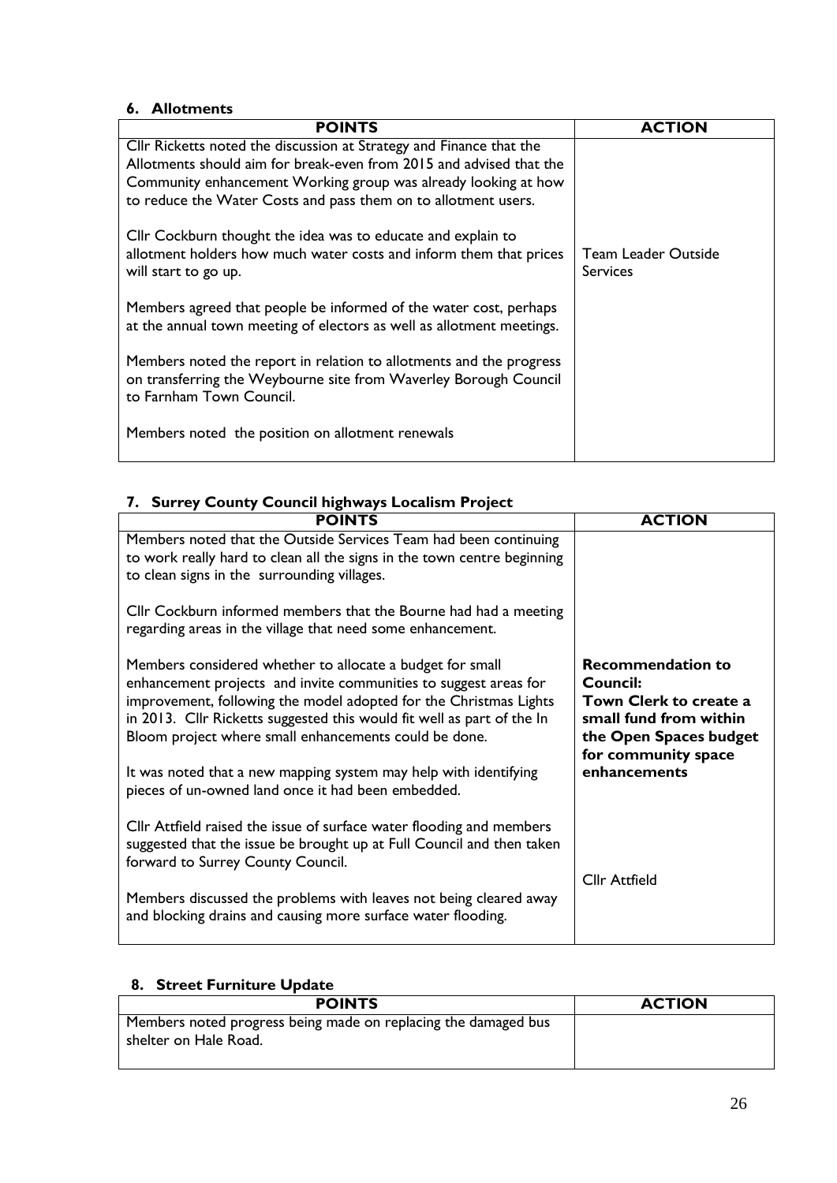### 6. Allotments

| POINTS | ACTION |
|---|---|
| Cllr Ricketts noted the discussion at Strategy and Finance that the Allotments should aim for break-even from 2015 and advised that the Community enhancement Working group was already looking at how to reduce the Water Costs and pass them on to allotment users.<br><br>Cllr Cockburn thought the idea was to educate and explain to allotment holders how much water costs and inform them that prices will start to go up.<br><br>Members agreed that people be informed of the water cost, perhaps at the annual town meeting of electors as well as allotment meetings.<br><br>Members noted the report in relation to allotments and the progress on transferring the Weybourne site from Waverley Borough Council to Farnham Town Council.<br><br>Members noted the position on allotment renewals | Team Leader Outside Services |

### 7. Surrey County Council highways Localism Project

| POINTS | ACTION |
|---|---|
| Members noted that the Outside Services Team had been continuing to work really hard to clean all the signs in the town centre beginning to clean signs in the surrounding villages.<br><br>Cllr Cockburn informed members that the Bourne had had a meeting regarding areas in the village that need some enhancement.<br><br>Members considered whether to allocate a budget for small enhancement projects and invite communities to suggest areas for improvement, following the model adopted for the Christmas Lights in 2013. Cllr Ricketts suggested this would fit well as part of the In Bloom project where small enhancements could be done.<br><br>It was noted that a new mapping system may help with identifying pieces of un-owned land once it had been embedded. | **Recommendation to Council: Town Clerk to create a small fund from within the Open Spaces budget for community space enhancements** |
| Cllr Attfield raised the issue of surface water flooding and members suggested that the issue be brought up at Full Council and then taken forward to Surrey County Council.<br><br>Members discussed the problems with leaves not being cleared away and blocking drains and causing more surface water flooding. | Cllr Attfield |

### 8. Street Furniture Update

| POINTS | ACTION |
|---|---|
| Members noted progress being made on replacing the damaged bus shelter on Hale Road. | |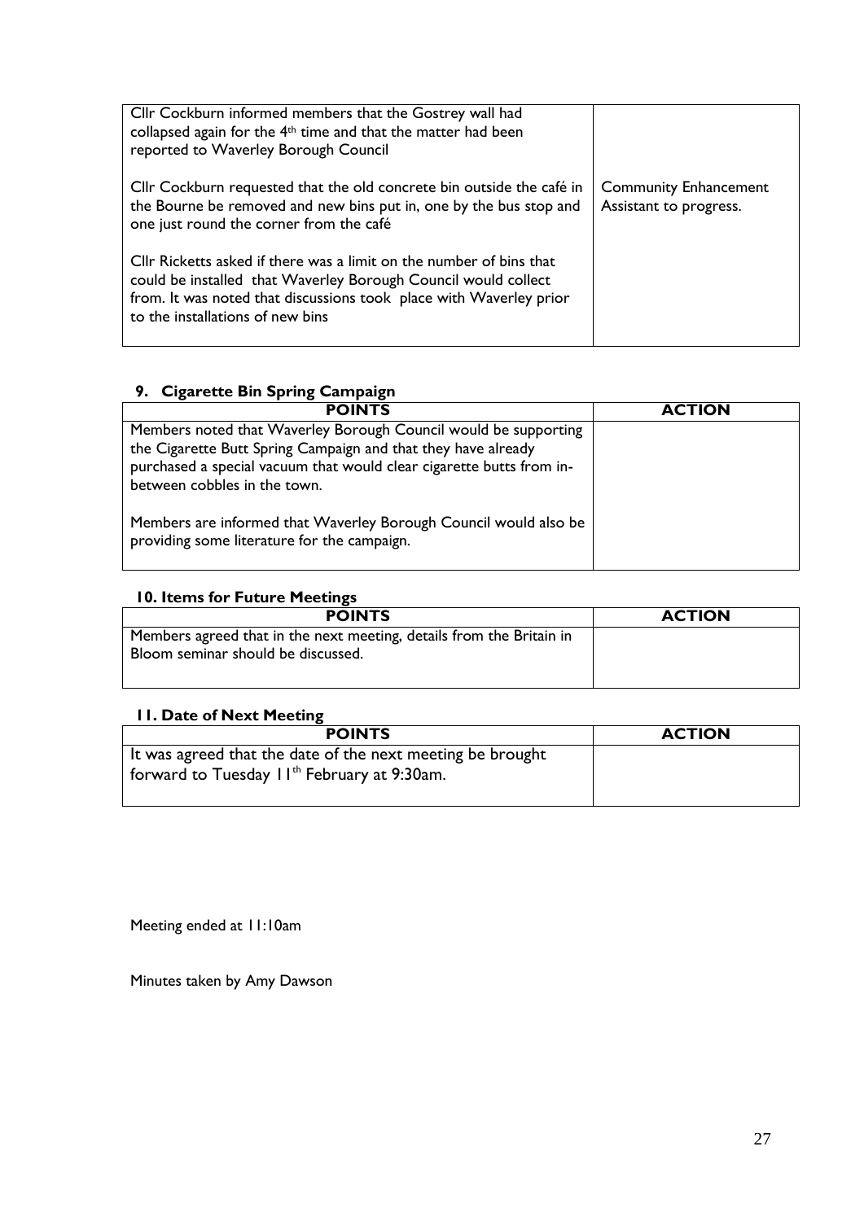| | |
|---|---|
| Cllr Cockburn informed members that the Gostrey wall had collapsed again for the 4th time and that the matter had been reported to Waverley Borough Council<br><br>Cllr Cockburn requested that the old concrete bin outside the café in the Bourne be removed and new bins put in, one by the bus stop and one just round the corner from the café<br><br>Cllr Ricketts asked if there was a limit on the number of bins that could be installed that Waverley Borough Council would collect from. It was noted that discussions took place with Waverley prior to the installations of new bins | <br><br><br>Community Enhancement Assistant to progress. |

## 9. Cigarette Bin Spring Campaign

| POINTS | ACTION |
|---|---|
| Members noted that Waverley Borough Council would be supporting the Cigarette Butt Spring Campaign and that they have already purchased a special vacuum that would clear cigarette butts from in-between cobbles in the town.<br><br>Members are informed that Waverley Borough Council would also be providing some literature for the campaign. | |

## 10. Items for Future Meetings

| POINTS | ACTION |
|---|---|
| Members agreed that in the next meeting, details from the Britain in Bloom seminar should be discussed. | |

## 11. Date of Next Meeting

| POINTS | ACTION |
|---|---|
| It was agreed that the date of the next meeting be brought forward to Tuesday 11th February at 9:30am. | |

Meeting ended at 11:10am

Minutes taken by Amy Dawson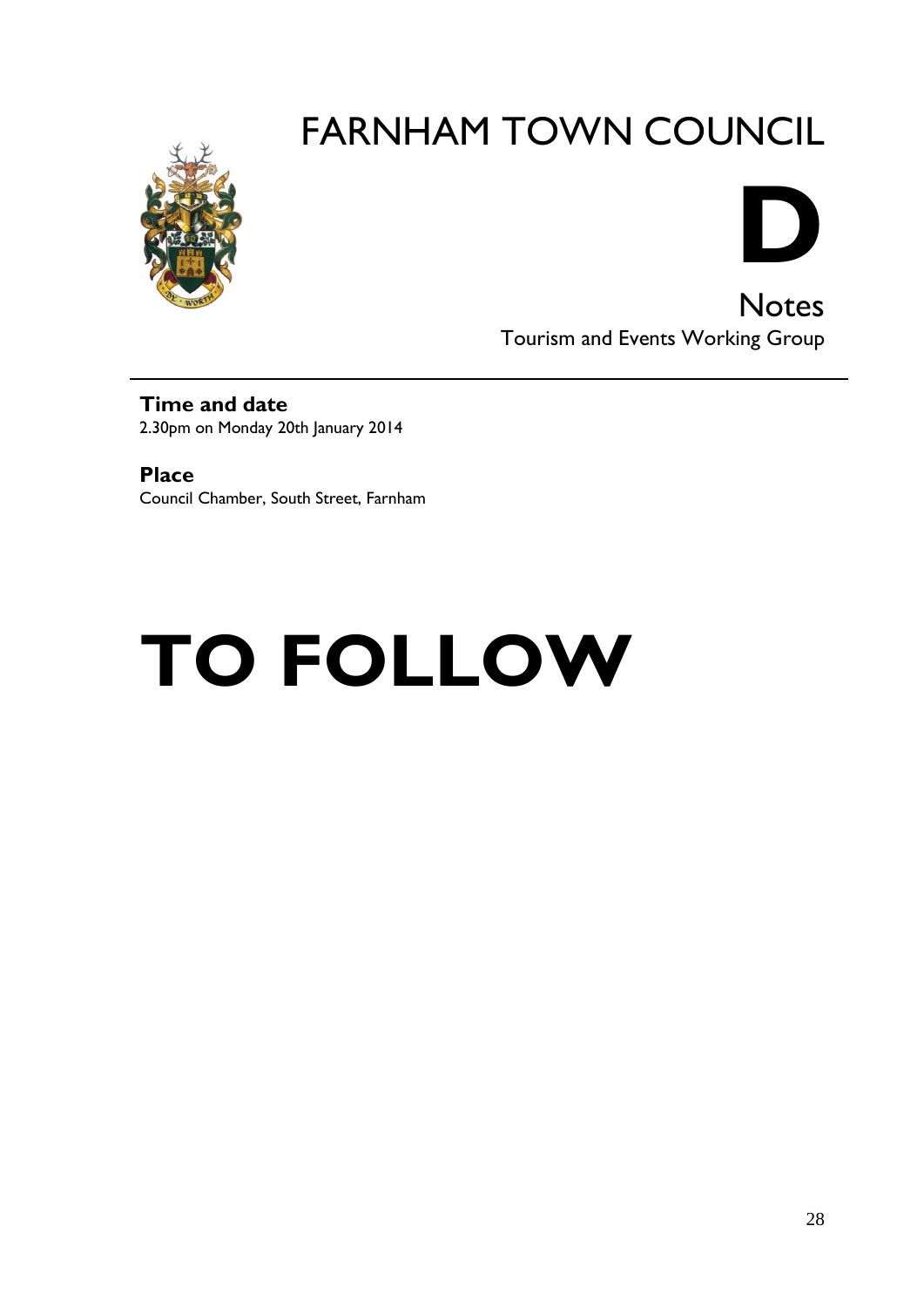# FARNHAM TOWN COUNCIL

# D

## Notes

Tourism and Events Working Group

**Time and date**
2.30pm on Monday 20th January 2014

**Place**
Council Chamber, South Street, Farnham

# TO FOLLOW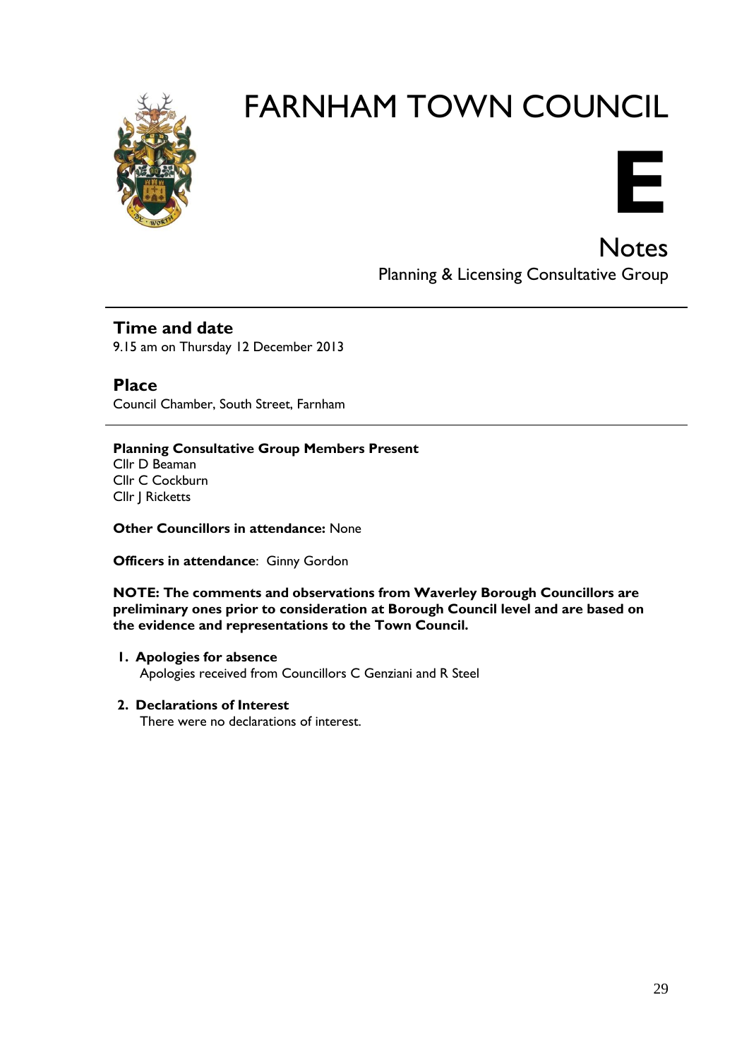# FARNHAM TOWN COUNCIL

# E

## Notes

Planning & Licensing Consultative Group

---

### Time and date

9.15 am on Thursday 12 December 2013

### Place

Council Chamber, South Street, Farnham

---

**Planning Consultative Group Members Present**
Cllr D Beaman
Cllr C Cockburn
Cllr J Ricketts

**Other Councillors in attendance:** None

**Officers in attendance**: Ginny Gordon

**NOTE: The comments and observations from Waverley Borough Councillors are preliminary ones prior to consideration at Borough Council level and are based on the evidence and representations to the Town Council.**

1. **Apologies for absence**
   Apologies received from Councillors C Genziani and R Steel

2. **Declarations of Interest**
   There were no declarations of interest.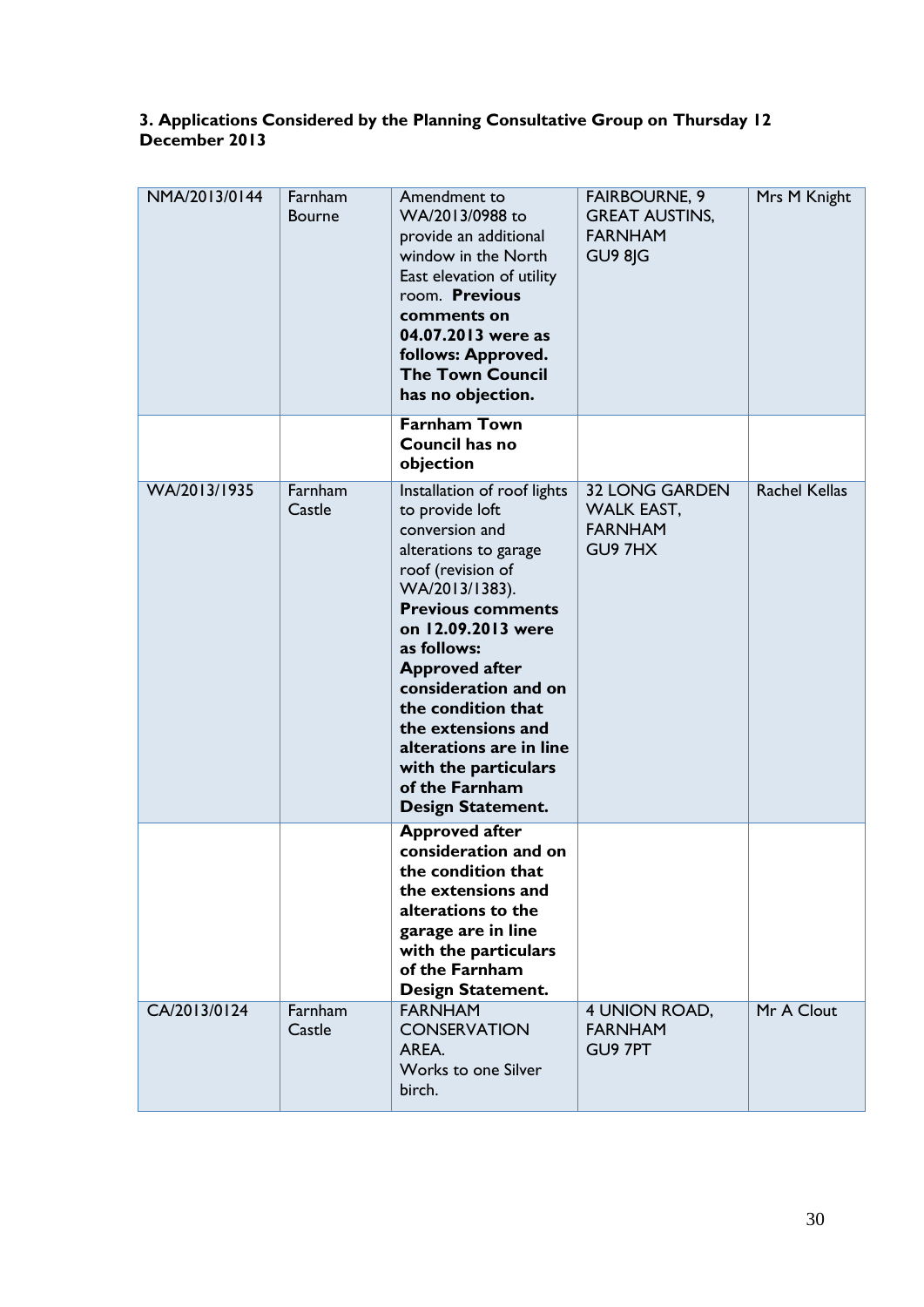### 3. Applications Considered by the Planning Consultative Group on Thursday 12 December 2013

| | | | | |
|---|---|---|---|---|
| NMA/2013/0144 | Farnham Bourne | Amendment to WA/2013/0988 to provide an additional window in the North East elevation of utility room. **Previous comments on 04.07.2013 were as follows: Approved. The Town Council has no objection.** | FAIRBOURNE, 9 GREAT AUSTINS, FARNHAM GU9 8JG | Mrs M Knight |
| | | **Farnham Town Council has no objection** | | |
| WA/2013/1935 | Farnham Castle | Installation of roof lights to provide loft conversion and alterations to garage roof (revision of WA/2013/1383). **Previous comments on 12.09.2013 were as follows: Approved after consideration and on the condition that the extensions and alterations are in line with the particulars of the Farnham Design Statement.** | 32 LONG GARDEN WALK EAST, FARNHAM GU9 7HX | Rachel Kellas |
| | | **Approved after consideration and on the condition that the extensions and alterations to the garage are in line with the particulars of the Farnham Design Statement.** | | |
| CA/2013/0124 | Farnham Castle | FARNHAM CONSERVATION AREA. Works to one Silver birch. | 4 UNION ROAD, FARNHAM GU9 7PT | Mr A Clout |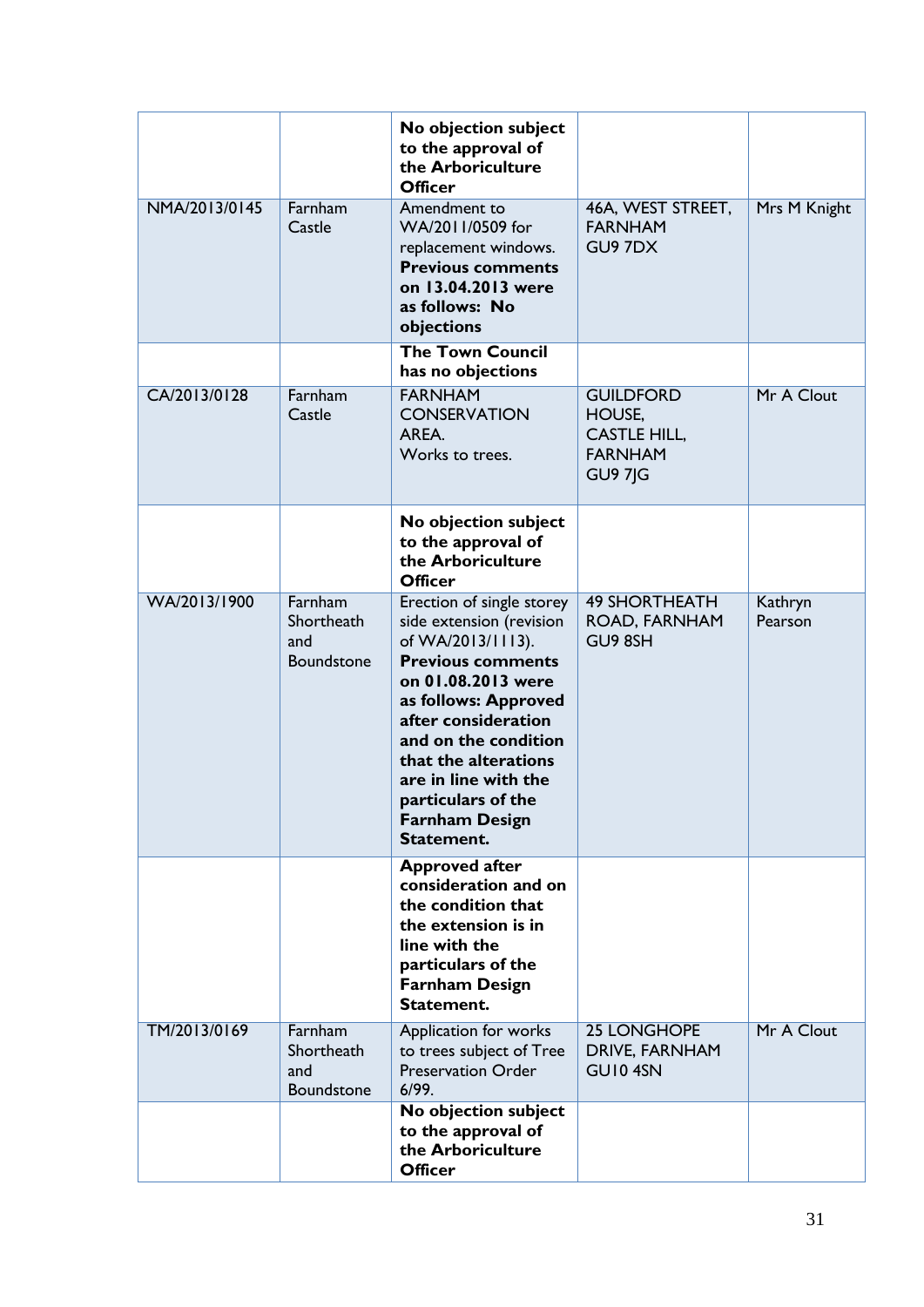| | | | | |
|---|---|---|---|---|
| | | **No objection subject to the approval of the Arboriculture Officer** | | |
| NMA/2013/0145 | Farnham Castle | Amendment to WA/2011/0509 for replacement windows. **Previous comments on 13.04.2013 were as follows: No objections** | 46A, WEST STREET, FARNHAM GU9 7DX | Mrs M Knight |
| | | **The Town Council has no objections** | | |
| CA/2013/0128 | Farnham Castle | FARNHAM CONSERVATION AREA. Works to trees. | GUILDFORD HOUSE, CASTLE HILL, FARNHAM GU9 7JG | Mr A Clout |
| | | **No objection subject to the approval of the Arboriculture Officer** | | |
| WA/2013/1900 | Farnham Shortheath and Boundstone | Erection of single storey side extension (revision of WA/2013/1113). **Previous comments on 01.08.2013 were as follows: Approved after consideration and on the condition that the alterations are in line with the particulars of the Farnham Design Statement.** | 49 SHORTHEATH ROAD, FARNHAM GU9 8SH | Kathryn Pearson |
| | | **Approved after consideration and on the condition that the extension is in line with the particulars of the Farnham Design Statement.** | | |
| TM/2013/0169 | Farnham Shortheath and Boundstone | Application for works to trees subject of Tree Preservation Order 6/99. | 25 LONGHOPE DRIVE, FARNHAM GU10 4SN | Mr A Clout |
| | | **No objection subject to the approval of the Arboriculture Officer** | | |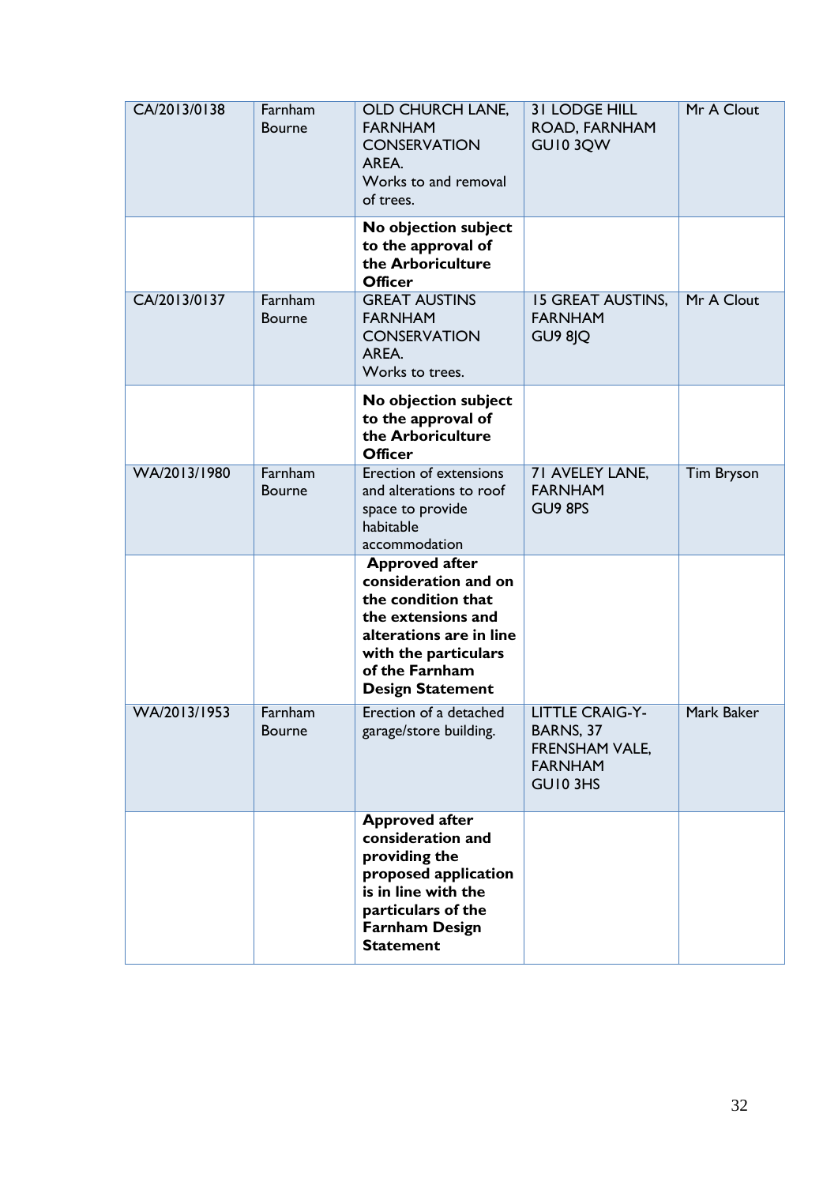| | | | | |
|---|---|---|---|---|
| CA/2013/0138 | Farnham Bourne | OLD CHURCH LANE, FARNHAM CONSERVATION AREA. Works to and removal of trees. | 31 LODGE HILL ROAD, FARNHAM GU10 3QW | Mr A Clout |
| | | **No objection subject to the approval of the Arboriculture Officer** | | |
| CA/2013/0137 | Farnham Bourne | GREAT AUSTINS FARNHAM CONSERVATION AREA. Works to trees. | 15 GREAT AUSTINS, FARNHAM GU9 8JQ | Mr A Clout |
| | | **No objection subject to the approval of the Arboriculture Officer** | | |
| WA/2013/1980 | Farnham Bourne | Erection of extensions and alterations to roof space to provide habitable accommodation | 71 AVELEY LANE, FARNHAM GU9 8PS | Tim Bryson |
| | | **Approved after consideration and on the condition that the extensions and alterations are in line with the particulars of the Farnham Design Statement** | | |
| WA/2013/1953 | Farnham Bourne | Erection of a detached garage/store building. | LITTLE CRAIG-Y-BARNS, 37 FRENSHAM VALE, FARNHAM GU10 3HS | Mark Baker |
| | | **Approved after consideration and providing the proposed application is in line with the particulars of the Farnham Design Statement** | | |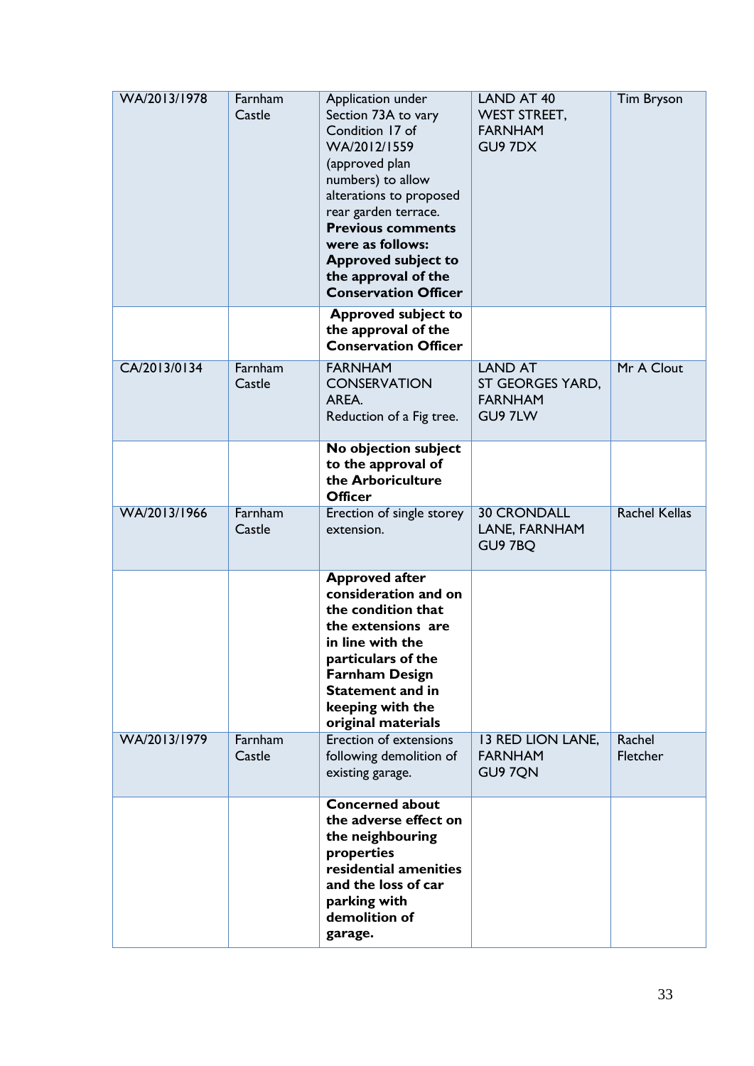| | | | | |
|---|---|---|---|---|
| WA/2013/1978 | Farnham Castle | Application under Section 73A to vary Condition 17 of WA/2012/1559 (approved plan numbers) to allow alterations to proposed rear garden terrace. **Previous comments were as follows: Approved subject to the approval of the Conservation Officer** | LAND AT 40 WEST STREET, FARNHAM GU9 7DX | Tim Bryson |
| | | **Approved subject to the approval of the Conservation Officer** | | |
| CA/2013/0134 | Farnham Castle | FARNHAM CONSERVATION AREA. Reduction of a Fig tree. | LAND AT ST GEORGES YARD, FARNHAM GU9 7LW | Mr A Clout |
| | | **No objection subject to the approval of the Arboriculture Officer** | | |
| WA/2013/1966 | Farnham Castle | Erection of single storey extension. | 30 CRONDALL LANE, FARNHAM GU9 7BQ | Rachel Kellas |
| | | **Approved after consideration and on the condition that the extensions are in line with the particulars of the Farnham Design Statement and in keeping with the original materials** | | |
| WA/2013/1979 | Farnham Castle | Erection of extensions following demolition of existing garage. | 13 RED LION LANE, FARNHAM GU9 7QN | Rachel Fletcher |
| | | **Concerned about the adverse effect on the neighbouring properties residential amenities and the loss of car parking with demolition of garage.** | | |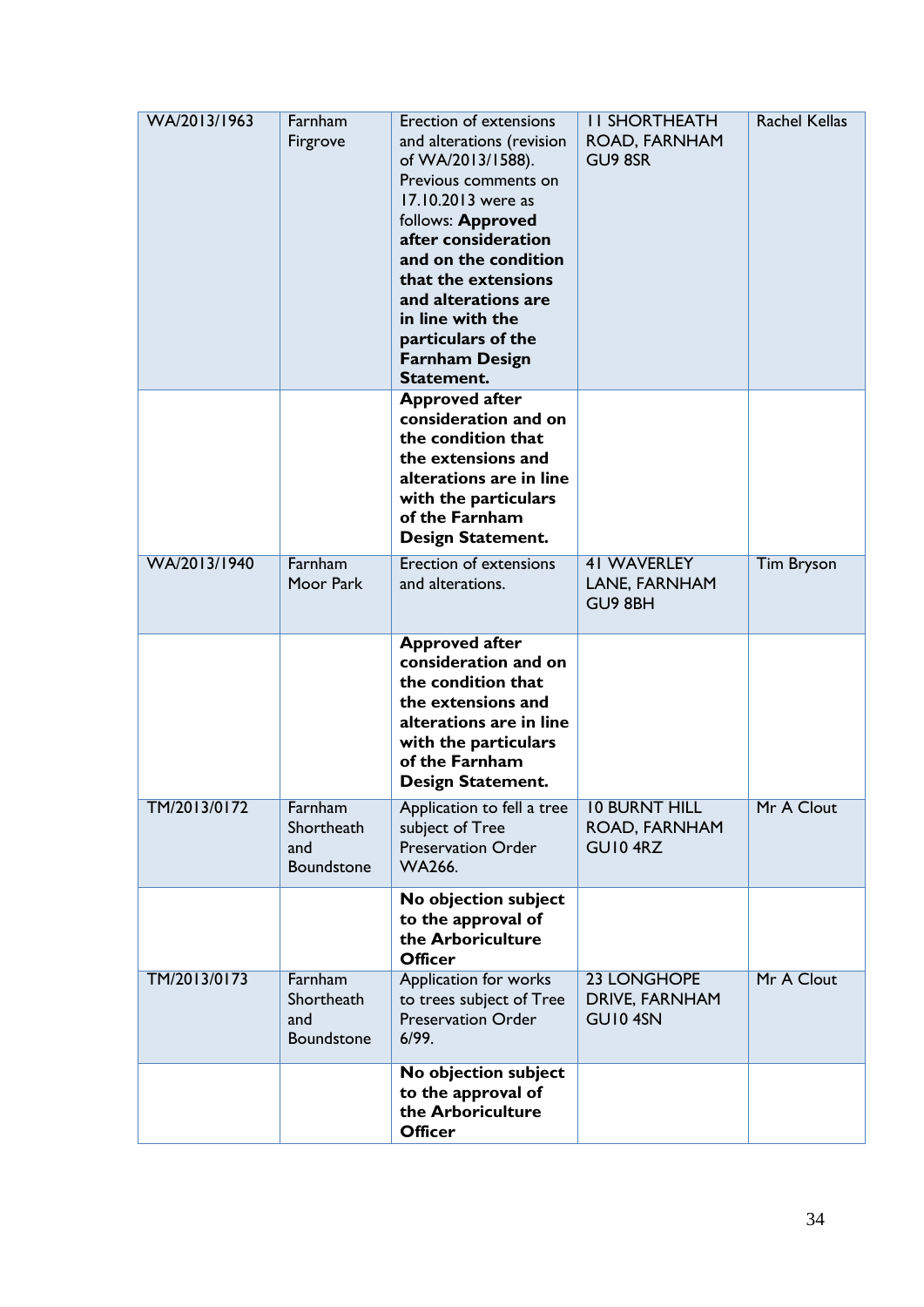| WA/2013/1963 | Farnham Firgrove | Erection of extensions and alterations (revision of WA/2013/1588). Previous comments on 17.10.2013 were as follows: **Approved after consideration and on the condition that the extensions and alterations are in line with the particulars of the Farnham Design Statement.** | 11 SHORTHEATH ROAD, FARNHAM GU9 8SR | Rachel Kellas |
|---|---|---|---|---|
| | | **Approved after consideration and on the condition that the extensions and alterations are in line with the particulars of the Farnham Design Statement.** | | |
| WA/2013/1940 | Farnham Moor Park | Erection of extensions and alterations. | 41 WAVERLEY LANE, FARNHAM GU9 8BH | Tim Bryson |
| | | **Approved after consideration and on the condition that the extensions and alterations are in line with the particulars of the Farnham Design Statement.** | | |
| TM/2013/0172 | Farnham Shortheath and Boundstone | Application to fell a tree subject of Tree Preservation Order WA266. | 10 BURNT HILL ROAD, FARNHAM GU10 4RZ | Mr A Clout |
| | | **No objection subject to the approval of the Arboriculture Officer** | | |
| TM/2013/0173 | Farnham Shortheath and Boundstone | Application for works to trees subject of Tree Preservation Order 6/99. | 23 LONGHOPE DRIVE, FARNHAM GU10 4SN | Mr A Clout |
| | | **No objection subject to the approval of the Arboriculture Officer** | | |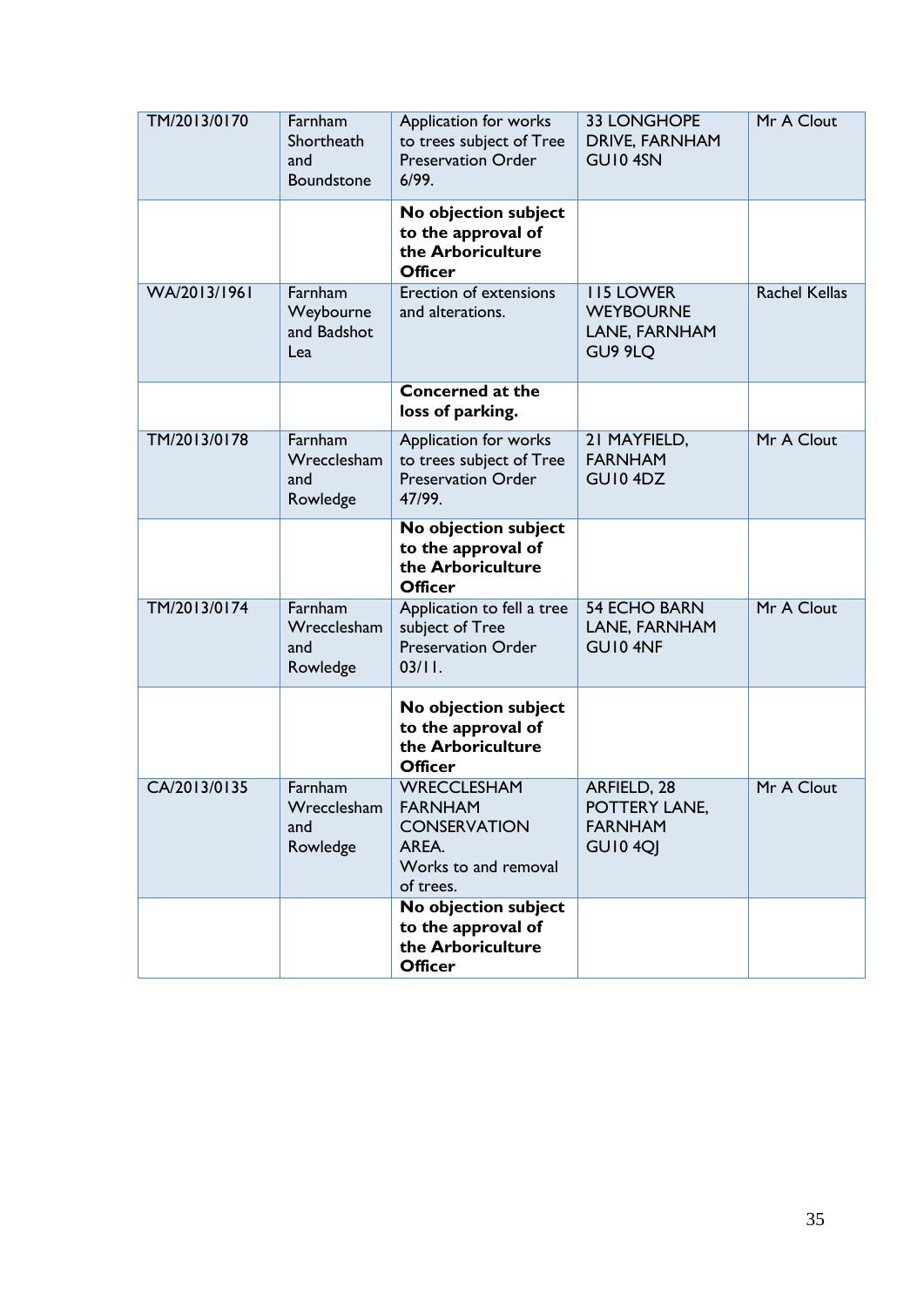| TM/2013/0170 | Farnham Shortheath and Boundstone | Application for works to trees subject of Tree Preservation Order 6/99. | 33 LONGHOPE DRIVE, FARNHAM GU10 4SN | Mr A Clout |
|---|---|---|---|---|
| | | **No objection subject to the approval of the Arboriculture Officer** | | |
| WA/2013/1961 | Farnham Weybourne and Badshot Lea | Erection of extensions and alterations. | 115 LOWER WEYBOURNE LANE, FARNHAM GU9 9LQ | Rachel Kellas |
| | | **Concerned at the loss of parking.** | | |
| TM/2013/0178 | Farnham Wrecclesham and Rowledge | Application for works to trees subject of Tree Preservation Order 47/99. | 21 MAYFIELD, FARNHAM GU10 4DZ | Mr A Clout |
| | | **No objection subject to the approval of the Arboriculture Officer** | | |
| TM/2013/0174 | Farnham Wrecclesham and Rowledge | Application to fell a tree subject of Tree Preservation Order 03/11. | 54 ECHO BARN LANE, FARNHAM GU10 4NF | Mr A Clout |
| | | **No objection subject to the approval of the Arboriculture Officer** | | |
| CA/2013/0135 | Farnham Wrecclesham and Rowledge | WRECCLESHAM FARNHAM CONSERVATION AREA. Works to and removal of trees. | ARFIELD, 28 POTTERY LANE, FARNHAM GU10 4QJ | Mr A Clout |
| | | **No objection subject to the approval of the Arboriculture Officer** | | |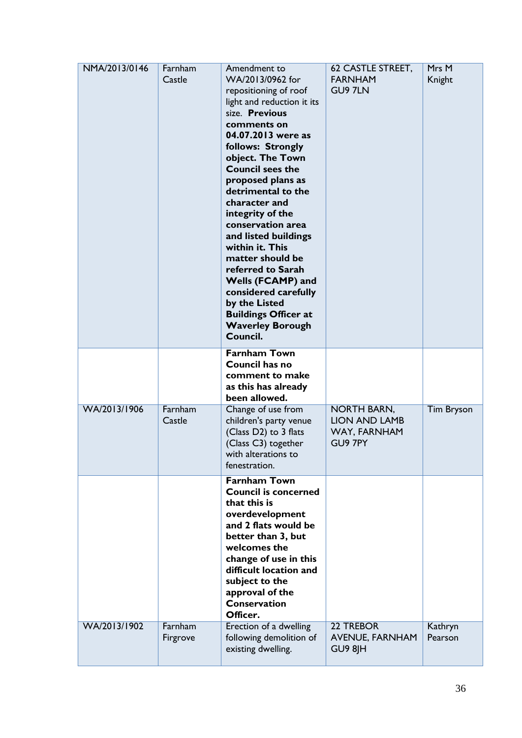| | | | | |
|---|---|---|---|---|
| NMA/2013/0146 | Farnham Castle | Amendment to WA/2013/0962 for repositioning of roof light and reduction it its size. **Previous comments on 04.07.2013 were as follows: Strongly object. The Town Council sees the proposed plans as detrimental to the character and integrity of the conservation area and listed buildings within it. This matter should be referred to Sarah Wells (FCAMP) and considered carefully by the Listed Buildings Officer at Waverley Borough Council.** | 62 CASTLE STREET, FARNHAM GU9 7LN | Mrs M Knight |
| | | **Farnham Town Council has no comment to make as this has already been allowed.** | | |
| WA/2013/1906 | Farnham Castle | Change of use from children's party venue (Class D2) to 3 flats (Class C3) together with alterations to fenestration. | NORTH BARN, LION AND LAMB WAY, FARNHAM GU9 7PY | Tim Bryson |
| | | **Farnham Town Council is concerned that this is overdevelopment and 2 flats would be better than 3, but welcomes the change of use in this difficult location and subject to the approval of the Conservation Officer.** | | |
| WA/2013/1902 | Farnham Firgrove | Erection of a dwelling following demolition of existing dwelling. | 22 TREBOR AVENUE, FARNHAM GU9 8JH | Kathryn Pearson |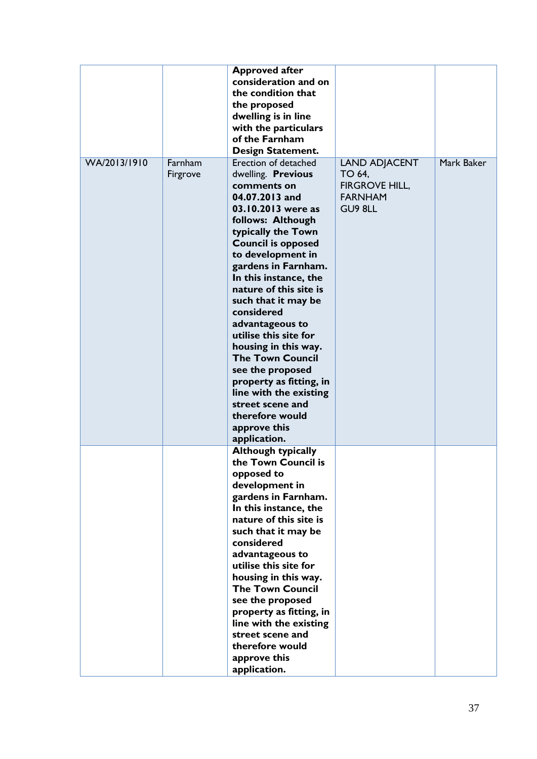| | | | | |
|---|---|---|---|---|
| | | **Approved after consideration and on the condition that the proposed dwelling is in line with the particulars of the Farnham Design Statement.** | | |
| WA/2013/1910 | Farnham Firgrove | Erection of detached dwelling. **Previous comments on 04.07.2013 and 03.10.2013 were as follows: Although typically the Town Council is opposed to development in gardens in Farnham. In this instance, the nature of this site is such that it may be considered advantageous to utilise this site for housing in this way. The Town Council see the proposed property as fitting, in line with the existing street scene and therefore would approve this application.** | LAND ADJACENT TO 64, FIRGROVE HILL, FARNHAM GU9 8LL | Mark Baker |
| | | **Although typically the Town Council is opposed to development in gardens in Farnham. In this instance, the nature of this site is such that it may be considered advantageous to utilise this site for housing in this way. The Town Council see the proposed property as fitting, in line with the existing street scene and therefore would approve this application.** | | |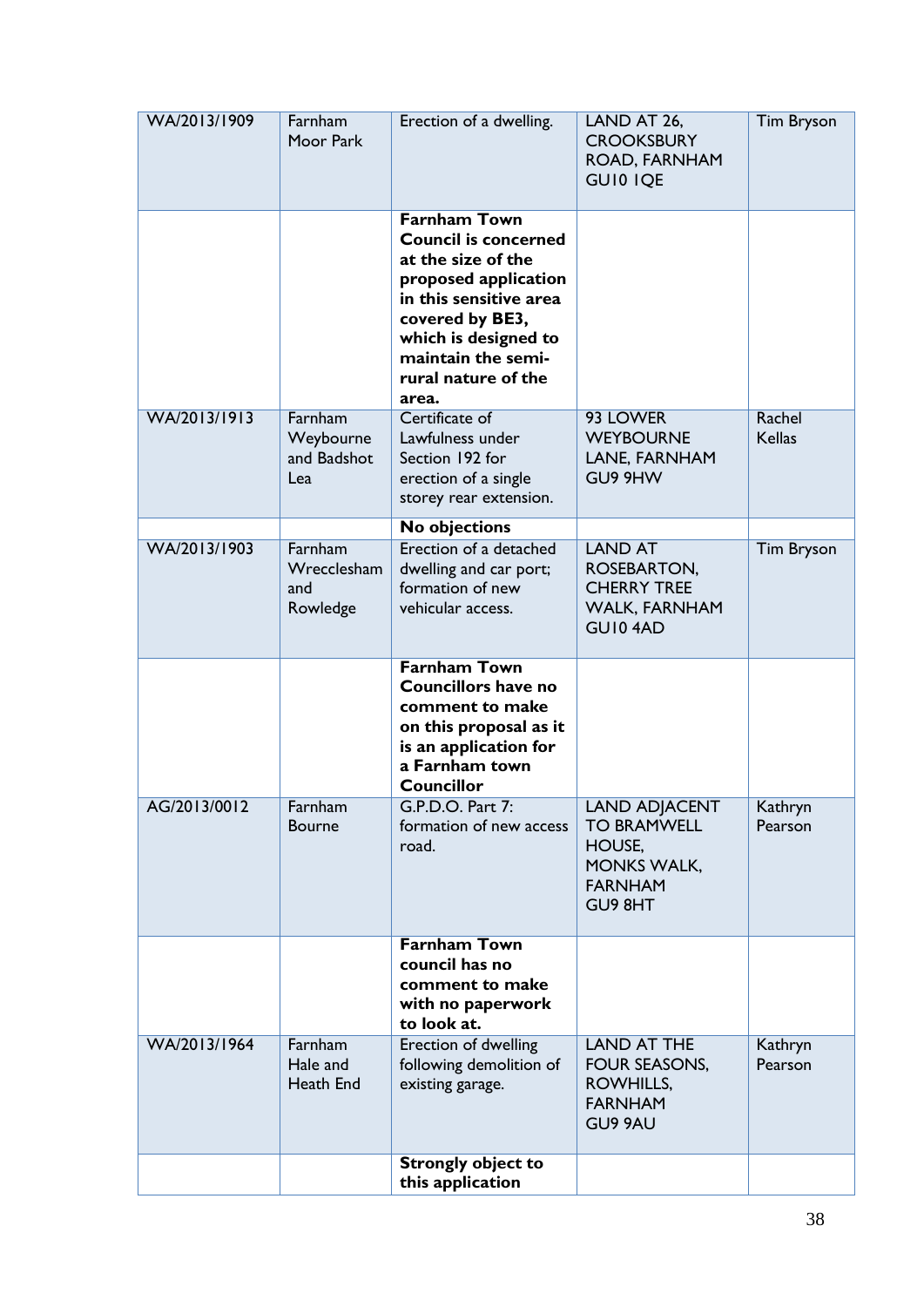| WA/2013/1909 | Farnham Moor Park | Erection of a dwelling. | LAND AT 26, CROOKSBURY ROAD, FARNHAM GU10 1QE | Tim Bryson |
|---|---|---|---|---|
| | | **Farnham Town Council is concerned at the size of the proposed application in this sensitive area covered by BE3, which is designed to maintain the semi-rural nature of the area.** | | |
| WA/2013/1913 | Farnham Weybourne and Badshot Lea | Certificate of Lawfulness under Section 192 for erection of a single storey rear extension. | 93 LOWER WEYBOURNE LANE, FARNHAM GU9 9HW | Rachel Kellas |
| | | **No objections** | | |
| WA/2013/1903 | Farnham Wrecclesham and Rowledge | Erection of a detached dwelling and car port; formation of new vehicular access. | LAND AT ROSEBARTON, CHERRY TREE WALK, FARNHAM GU10 4AD | Tim Bryson |
| | | **Farnham Town Councillors have no comment to make on this proposal as it is an application for a Farnham town Councillor** | | |
| AG/2013/0012 | Farnham Bourne | G.P.D.O. Part 7: formation of new access road. | LAND ADJACENT TO BRAMWELL HOUSE, MONKS WALK, FARNHAM GU9 8HT | Kathryn Pearson |
| | | **Farnham Town council has no comment to make with no paperwork to look at.** | | |
| WA/2013/1964 | Farnham Hale and Heath End | Erection of dwelling following demolition of existing garage. | LAND AT THE FOUR SEASONS, ROWHILLS, FARNHAM GU9 9AU | Kathryn Pearson |
| | | **Strongly object to this application** | | |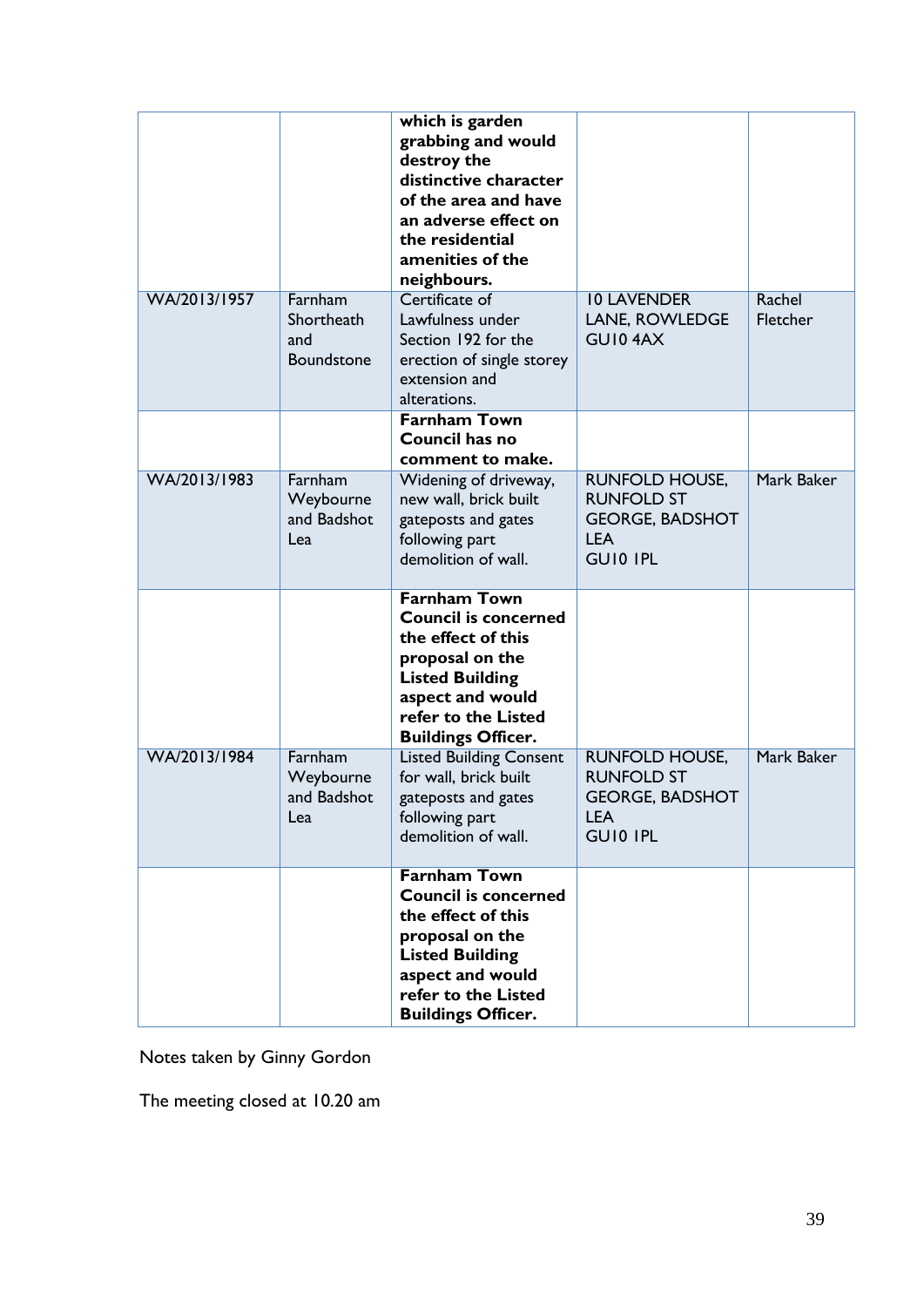| | | | | |
|---|---|---|---|---|
| | | **which is garden grabbing and would destroy the distinctive character of the area and have an adverse effect on the residential amenities of the neighbours.** | | |
| WA/2013/1957 | Farnham Shortheath and Boundstone | Certificate of Lawfulness under Section 192 for the erection of single storey extension and alterations. | 10 LAVENDER LANE, ROWLEDGE GU10 4AX | Rachel Fletcher |
| | | **Farnham Town Council has no comment to make.** | | |
| WA/2013/1983 | Farnham Weybourne and Badshot Lea | Widening of driveway, new wall, brick built gateposts and gates following part demolition of wall. | RUNFOLD HOUSE, RUNFOLD ST GEORGE, BADSHOT LEA GU10 1PL | Mark Baker |
| | | **Farnham Town Council is concerned the effect of this proposal on the Listed Building aspect and would refer to the Listed Buildings Officer.** | | |
| WA/2013/1984 | Farnham Weybourne and Badshot Lea | Listed Building Consent for wall, brick built gateposts and gates following part demolition of wall. | RUNFOLD HOUSE, RUNFOLD ST GEORGE, BADSHOT LEA GU10 1PL | Mark Baker |
| | | **Farnham Town Council is concerned the effect of this proposal on the Listed Building aspect and would refer to the Listed Buildings Officer.** | | |

Notes taken by Ginny Gordon

The meeting closed at 10.20 am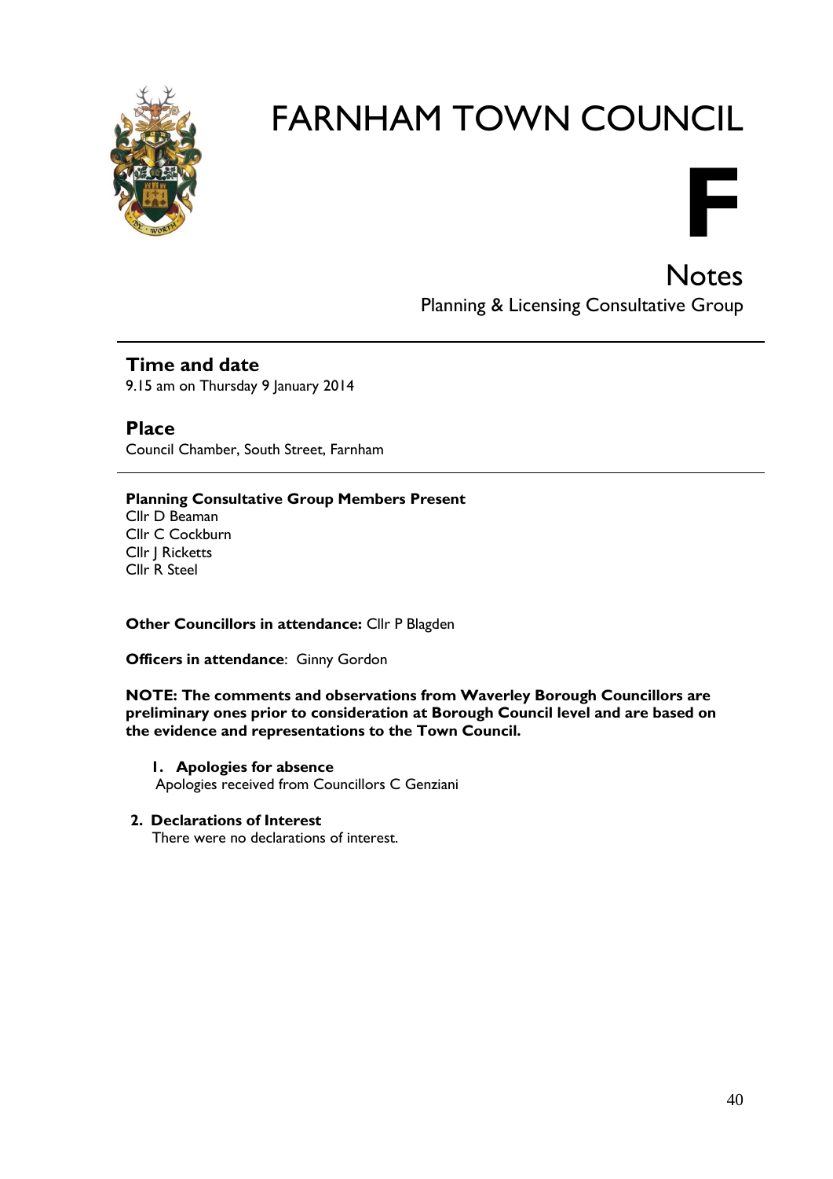# FARNHAM TOWN COUNCIL

**F**

## Notes

Planning & Licensing Consultative Group

### Time and date

9.15 am on Thursday 9 January 2014

### Place

Council Chamber, South Street, Farnham

**Planning Consultative Group Members Present**

Cllr D Beaman
Cllr C Cockburn
Cllr J Ricketts
Cllr R Steel

**Other Councillors in attendance:** Cllr P Blagden

**Officers in attendance**: Ginny Gordon

**NOTE: The comments and observations from Waverley Borough Councillors are preliminary ones prior to consideration at Borough Council level and are based on the evidence and representations to the Town Council.**

1. **Apologies for absence**
   Apologies received from Councillors C Genziani

2. **Declarations of Interest**
   There were no declarations of interest.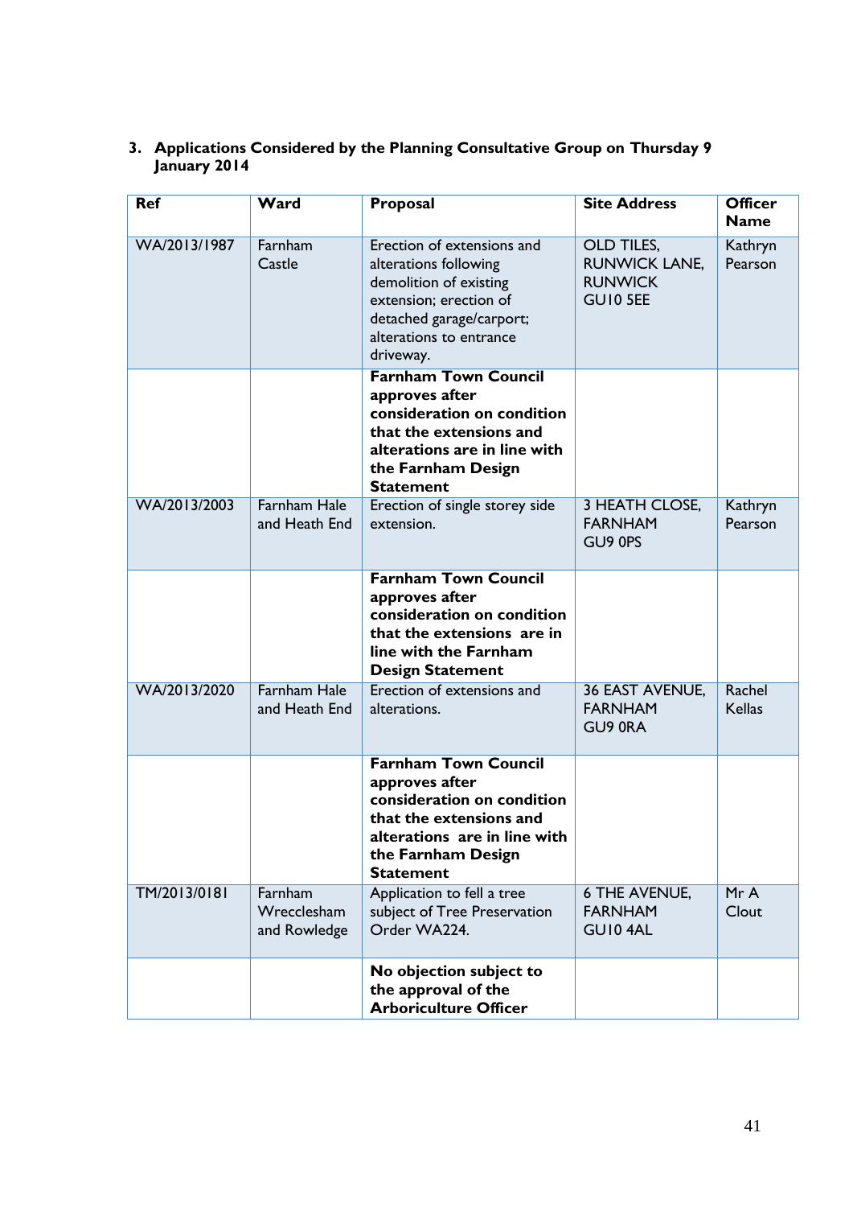### 3. Applications Considered by the Planning Consultative Group on Thursday 9 January 2014

| Ref | Ward | Proposal | Site Address | Officer Name |
|---|---|---|---|---|
| WA/2013/1987 | Farnham Castle | Erection of extensions and alterations following demolition of existing extension; erection of detached garage/carport; alterations to entrance driveway. | OLD TILES, RUNWICK LANE, RUNWICK GU10 5EE | Kathryn Pearson |
| | | **Farnham Town Council approves after consideration on condition that the extensions and alterations are in line with the Farnham Design Statement** | | |
| WA/2013/2003 | Farnham Hale and Heath End | Erection of single storey side extension. | 3 HEATH CLOSE, FARNHAM GU9 0PS | Kathryn Pearson |
| | | **Farnham Town Council approves after consideration on condition that the extensions are in line with the Farnham Design Statement** | | |
| WA/2013/2020 | Farnham Hale and Heath End | Erection of extensions and alterations. | 36 EAST AVENUE, FARNHAM GU9 0RA | Rachel Kellas |
| | | **Farnham Town Council approves after consideration on condition that the extensions and alterations are in line with the Farnham Design Statement** | | |
| TM/2013/0181 | Farnham Wrecclesham and Rowledge | Application to fell a tree subject of Tree Preservation Order WA224. | 6 THE AVENUE, FARNHAM GU10 4AL | Mr A Clout |
| | | **No objection subject to the approval of the Arboriculture Officer** | | |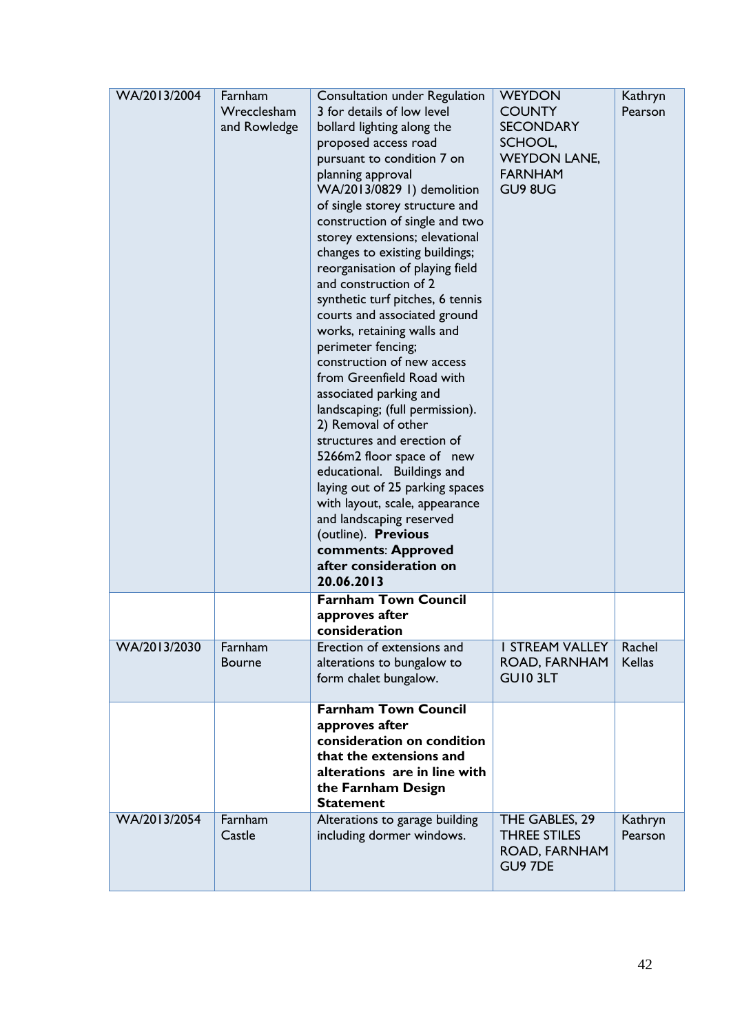| WA/2013/2004 | Farnham Wrecclesham and Rowledge | Consultation under Regulation 3 for details of low level bollard lighting along the proposed access road pursuant to condition 7 on planning approval WA/2013/0829 1) demolition of single storey structure and construction of single and two storey extensions; elevational changes to existing buildings; reorganisation of playing field and construction of 2 synthetic turf pitches, 6 tennis courts and associated ground works, retaining walls and perimeter fencing; construction of new access from Greenfield Road with associated parking and landscaping; (full permission). 2) Removal of other structures and erection of 5266m2 floor space of new educational. Buildings and laying out of 25 parking spaces with layout, scale, appearance and landscaping reserved (outline). **Previous comments**: **Approved after consideration on 20.06.2013** | WEYDON COUNTY SECONDARY SCHOOL, WEYDON LANE, FARNHAM GU9 8UG | Kathryn Pearson |
|---|---|---|---|---|
| | | **Farnham Town Council approves after consideration** | | |
| WA/2013/2030 | Farnham Bourne | Erection of extensions and alterations to bungalow to form chalet bungalow. | 1 STREAM VALLEY ROAD, FARNHAM GU10 3LT | Rachel Kellas |
| | | **Farnham Town Council approves after consideration on condition that the extensions and alterations are in line with the Farnham Design Statement** | | |
| WA/2013/2054 | Farnham Castle | Alterations to garage building including dormer windows. | THE GABLES, 29 THREE STILES ROAD, FARNHAM GU9 7DE | Kathryn Pearson |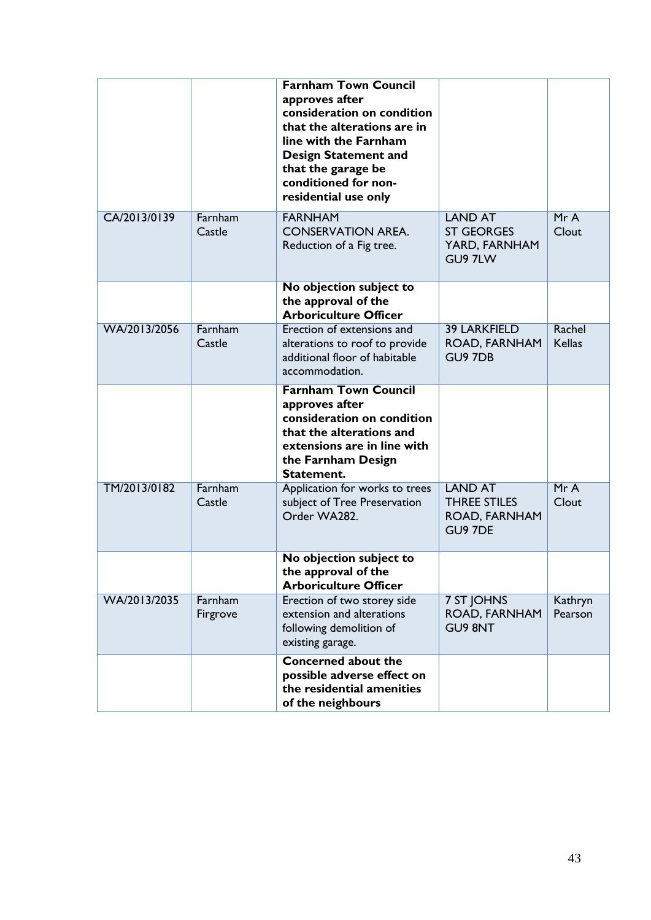| | | | | |
|---|---|---|---|---|
| | | **Farnham Town Council approves after consideration on condition that the alterations are in line with the Farnham Design Statement and that the garage be conditioned for non-residential use only** | | |
| CA/2013/0139 | Farnham Castle | FARNHAM CONSERVATION AREA. Reduction of a Fig tree. | LAND AT ST GEORGES YARD, FARNHAM GU9 7LW | Mr A Clout |
| | | **No objection subject to the approval of the Arboriculture Officer** | | |
| WA/2013/2056 | Farnham Castle | Erection of extensions and alterations to roof to provide additional floor of habitable accommodation. | 39 LARKFIELD ROAD, FARNHAM GU9 7DB | Rachel Kellas |
| | | **Farnham Town Council approves after consideration on condition that the alterations and extensions are in line with the Farnham Design Statement.** | | |
| TM/2013/0182 | Farnham Castle | Application for works to trees subject of Tree Preservation Order WA282. | LAND AT THREE STILES ROAD, FARNHAM GU9 7DE | Mr A Clout |
| | | **No objection subject to the approval of the Arboriculture Officer** | | |
| WA/2013/2035 | Farnham Firgrove | Erection of two storey side extension and alterations following demolition of existing garage. | 7 ST JOHNS ROAD, FARNHAM GU9 8NT | Kathryn Pearson |
| | | **Concerned about the possible adverse effect on the residential amenities of the neighbours** | | |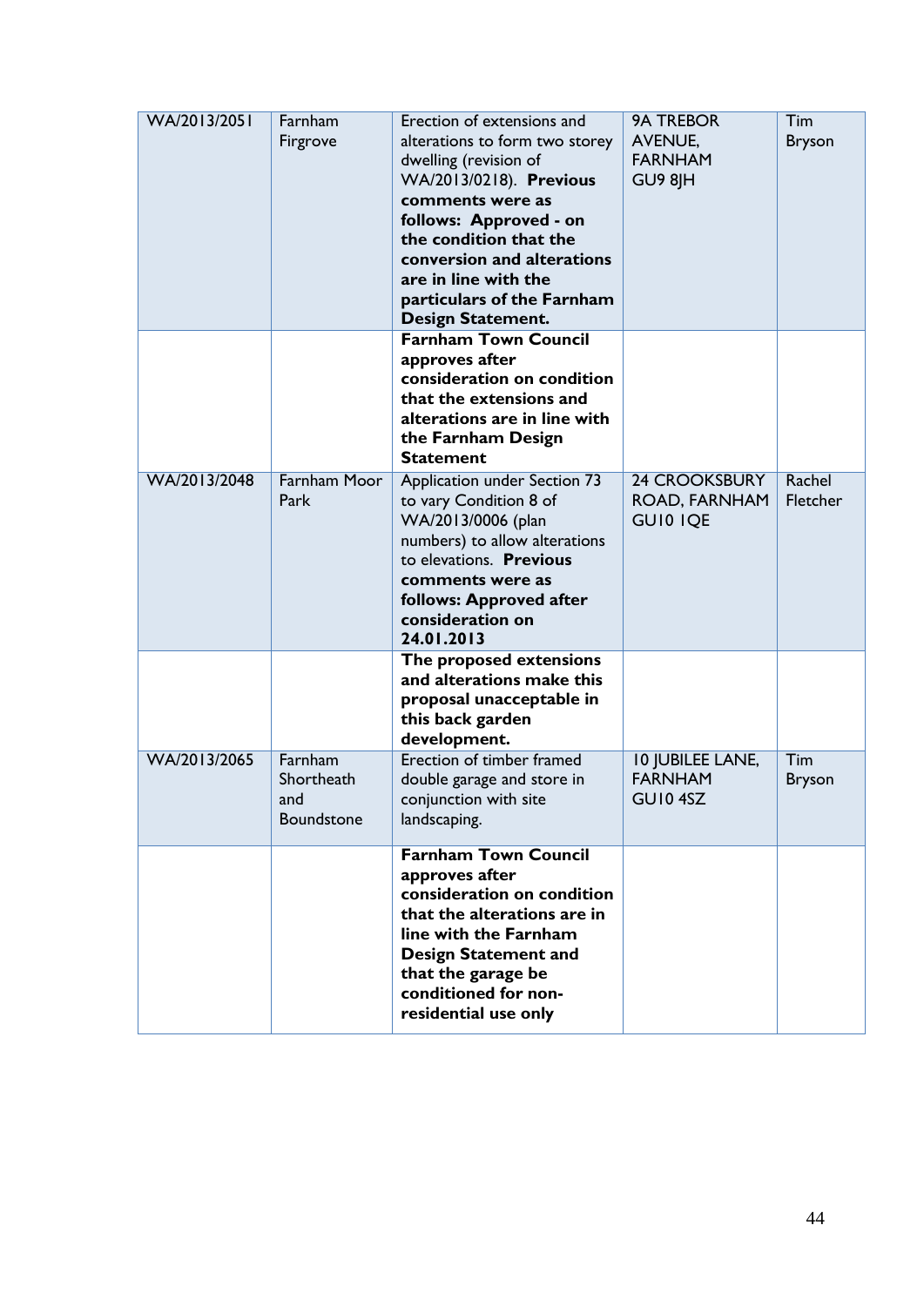| | | | | |
|---|---|---|---|---|
| WA/2013/2051 | Farnham Firgrove | Erection of extensions and alterations to form two storey dwelling (revision of WA/2013/0218). **Previous comments were as follows: Approved - on the condition that the conversion and alterations are in line with the particulars of the Farnham Design Statement.** | 9A TREBOR AVENUE, FARNHAM GU9 8JH | Tim Bryson |
| | | **Farnham Town Council approves after consideration on condition that the extensions and alterations are in line with the Farnham Design Statement** | | |
| WA/2013/2048 | Farnham Moor Park | Application under Section 73 to vary Condition 8 of WA/2013/0006 (plan numbers) to allow alterations to elevations. **Previous comments were as follows: Approved after consideration on 24.01.2013** | 24 CROOKSBURY ROAD, FARNHAM GU10 1QE | Rachel Fletcher |
| | | **The proposed extensions and alterations make this proposal unacceptable in this back garden development.** | | |
| WA/2013/2065 | Farnham Shortheath and Boundstone | Erection of timber framed double garage and store in conjunction with site landscaping. | 10 JUBILEE LANE, FARNHAM GU10 4SZ | Tim Bryson |
| | | **Farnham Town Council approves after consideration on condition that the alterations are in line with the Farnham Design Statement and that the garage be conditioned for non-residential use only** | | |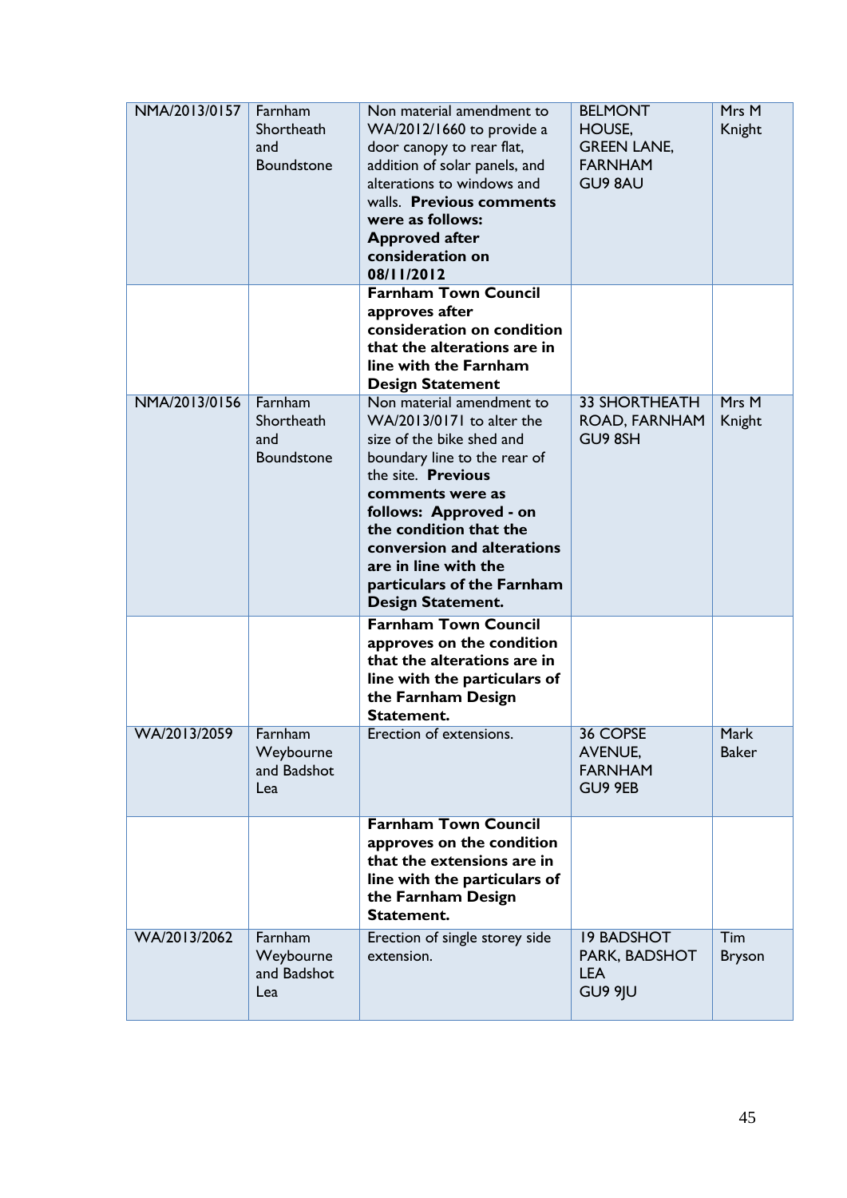| NMA/2013/0157 | Farnham Shortheath and Boundstone | Non material amendment to WA/2012/1660 to provide a door canopy to rear flat, addition of solar panels, and alterations to windows and walls. **Previous comments were as follows: Approved after consideration on 08/11/2012** | BELMONT HOUSE, GREEN LANE, FARNHAM GU9 8AU | Mrs M Knight |
|---|---|---|---|---|
| | | **Farnham Town Council approves after consideration on condition that the alterations are in line with the Farnham Design Statement** | | |
| NMA/2013/0156 | Farnham Shortheath and Boundstone | Non material amendment to WA/2013/0171 to alter the size of the bike shed and boundary line to the rear of the site. **Previous comments were as follows: Approved - on the condition that the conversion and alterations are in line with the particulars of the Farnham Design Statement.** | 33 SHORTHEATH ROAD, FARNHAM GU9 8SH | Mrs M Knight |
| | | **Farnham Town Council approves on the condition that the alterations are in line with the particulars of the Farnham Design Statement.** | | |
| WA/2013/2059 | Farnham Weybourne and Badshot Lea | Erection of extensions. | 36 COPSE AVENUE, FARNHAM GU9 9EB | Mark Baker |
| | | **Farnham Town Council approves on the condition that the extensions are in line with the particulars of the Farnham Design Statement.** | | |
| WA/2013/2062 | Farnham Weybourne and Badshot Lea | Erection of single storey side extension. | 19 BADSHOT PARK, BADSHOT LEA GU9 9JU | Tim Bryson |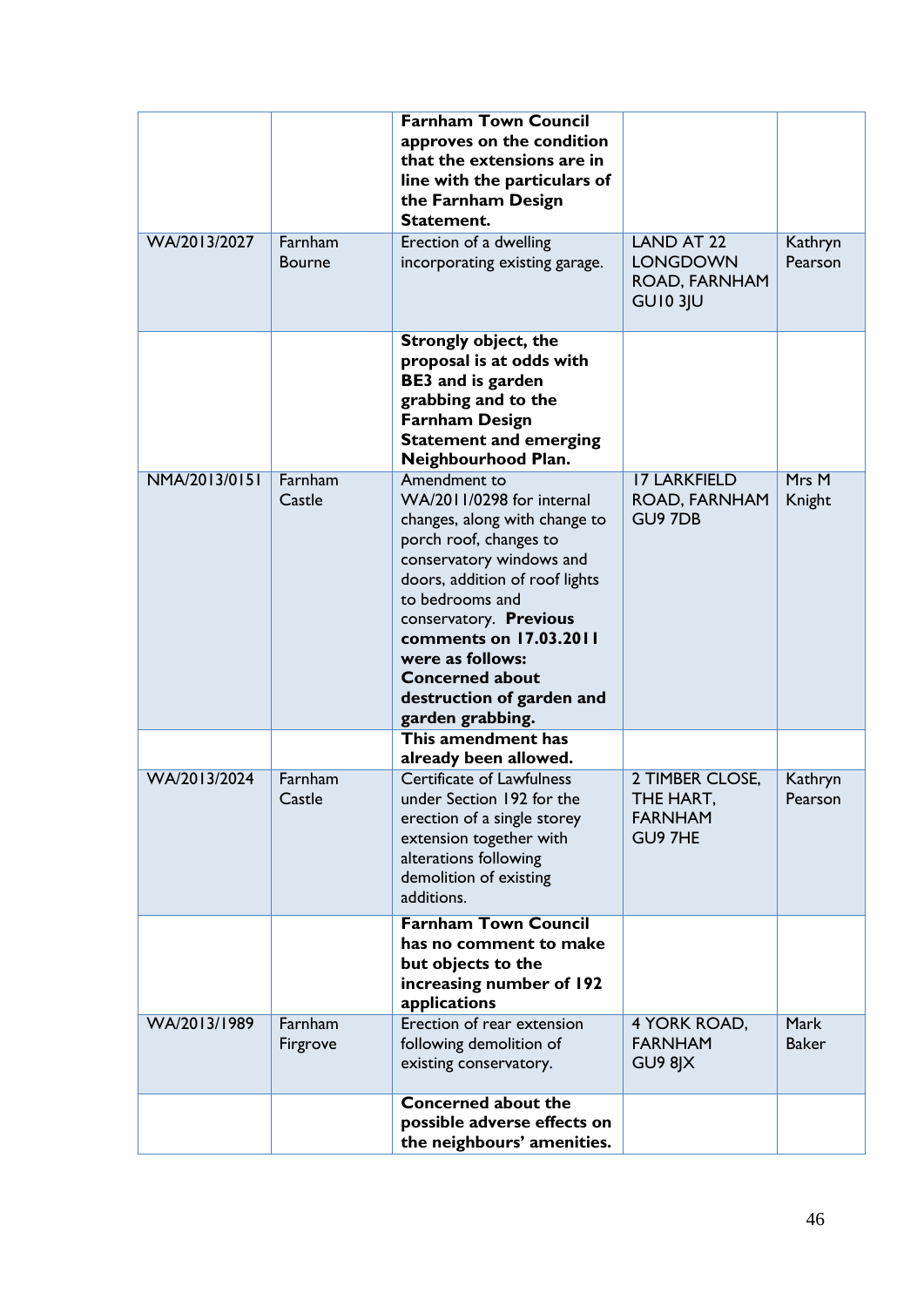| | | | | |
|---|---|---|---|---|
| | | **Farnham Town Council approves on the condition that the extensions are in line with the particulars of the Farnham Design Statement.** | | |
| WA/2013/2027 | Farnham Bourne | Erection of a dwelling incorporating existing garage. | LAND AT 22 LONGDOWN ROAD, FARNHAM GU10 3JU | Kathryn Pearson |
| | | **Strongly object, the proposal is at odds with BE3 and is garden grabbing and to the Farnham Design Statement and emerging Neighbourhood Plan.** | | |
| NMA/2013/0151 | Farnham Castle | Amendment to WA/2011/0298 for internal changes, along with change to porch roof, changes to conservatory windows and doors, addition of roof lights to bedrooms and conservatory. **Previous comments on 17.03.2011 were as follows: Concerned about destruction of garden and garden grabbing.** | 17 LARKFIELD ROAD, FARNHAM GU9 7DB | Mrs M Knight |
| | | **This amendment has already been allowed.** | | |
| WA/2013/2024 | Farnham Castle | Certificate of Lawfulness under Section 192 for the erection of a single storey extension together with alterations following demolition of existing additions. | 2 TIMBER CLOSE, THE HART, FARNHAM GU9 7HE | Kathryn Pearson |
| | | **Farnham Town Council has no comment to make but objects to the increasing number of 192 applications** | | |
| WA/2013/1989 | Farnham Firgrove | Erection of rear extension following demolition of existing conservatory. | 4 YORK ROAD, FARNHAM GU9 8JX | Mark Baker |
| | | **Concerned about the possible adverse effects on the neighbours' amenities.** | | |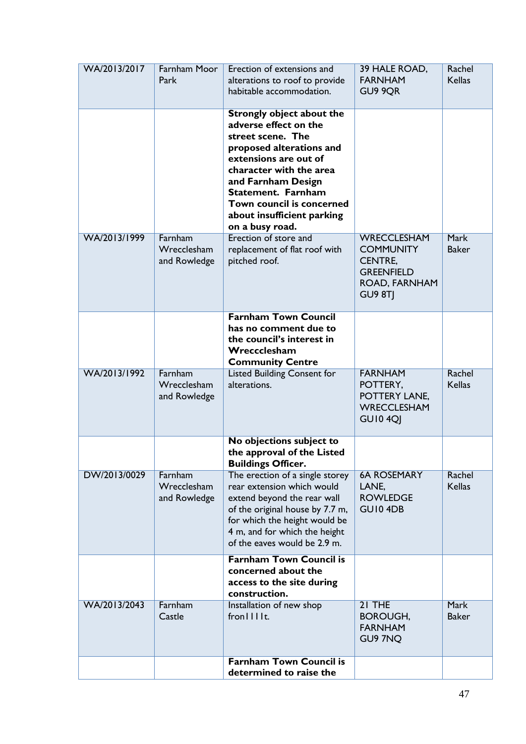| WA/2013/2017 | Farnham Moor Park | Erection of extensions and alterations to roof to provide habitable accommodation. | 39 HALE ROAD, FARNHAM GU9 9QR | Rachel Kellas |
|---|---|---|---|---|
| | | **Strongly object about the adverse effect on the street scene. The proposed alterations and extensions are out of character with the area and Farnham Design Statement. Farnham Town council is concerned about insufficient parking on a busy road.** | | |
| WA/2013/1999 | Farnham Wrecclesham and Rowledge | Erection of store and replacement of flat roof with pitched roof. | WRECCLESHAM COMMUNITY CENTRE, GREENFIELD ROAD, FARNHAM GU9 8TJ | Mark Baker |
| | | **Farnham Town Council has no comment due to the council's interest in Wreccclesham Community Centre** | | |
| WA/2013/1992 | Farnham Wrecclesham and Rowledge | Listed Building Consent for alterations. | FARNHAM POTTERY, POTTERY LANE, WRECCLESHAM GU10 4QJ | Rachel Kellas |
| | | **No objections subject to the approval of the Listed Buildings Officer.** | | |
| DW/2013/0029 | Farnham Wrecclesham and Rowledge | The erection of a single storey rear extension which would extend beyond the rear wall of the original house by 7.7 m, for which the height would be 4 m, and for which the height of the eaves would be 2.9 m. | 6A ROSEMARY LANE, ROWLEDGE GU10 4DB | Rachel Kellas |
| | | **Farnham Town Council is concerned about the access to the site during construction.** | | |
| WA/2013/2043 | Farnham Castle | Installation of new shop fron1111t. | 21 THE BOROUGH, FARNHAM GU9 7NQ | Mark Baker |
| | | **Farnham Town Council is determined to raise the** | | |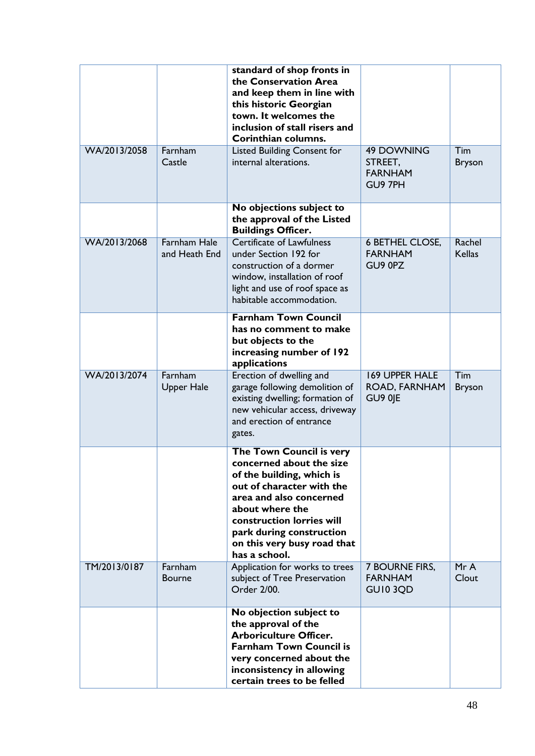| | | | | |
|---|---|---|---|---|
| | | **standard of shop fronts in the Conservation Area and keep them in line with this historic Georgian town. It welcomes the inclusion of stall risers and Corinthian columns.** | | |
| WA/2013/2058 | Farnham Castle | Listed Building Consent for internal alterations. | 49 DOWNING STREET, FARNHAM GU9 7PH | Tim Bryson |
| | | **No objections subject to the approval of the Listed Buildings Officer.** | | |
| WA/2013/2068 | Farnham Hale and Heath End | Certificate of Lawfulness under Section 192 for construction of a dormer window, installation of roof light and use of roof space as habitable accommodation. | 6 BETHEL CLOSE, FARNHAM GU9 0PZ | Rachel Kellas |
| | | **Farnham Town Council has no comment to make but objects to the increasing number of 192 applications** | | |
| WA/2013/2074 | Farnham Upper Hale | Erection of dwelling and garage following demolition of existing dwelling; formation of new vehicular access, driveway and erection of entrance gates. | 169 UPPER HALE ROAD, FARNHAM GU9 0JE | Tim Bryson |
| | | **The Town Council is very concerned about the size of the building, which is out of character with the area and also concerned about where the construction lorries will park during construction on this very busy road that has a school.** | | |
| TM/2013/0187 | Farnham Bourne | Application for works to trees subject of Tree Preservation Order 2/00. | 7 BOURNE FIRS, FARNHAM GU10 3QD | Mr A Clout |
| | | **No objection subject to the approval of the Arboriculture Officer. Farnham Town Council is very concerned about the inconsistency in allowing certain trees to be felled** | | |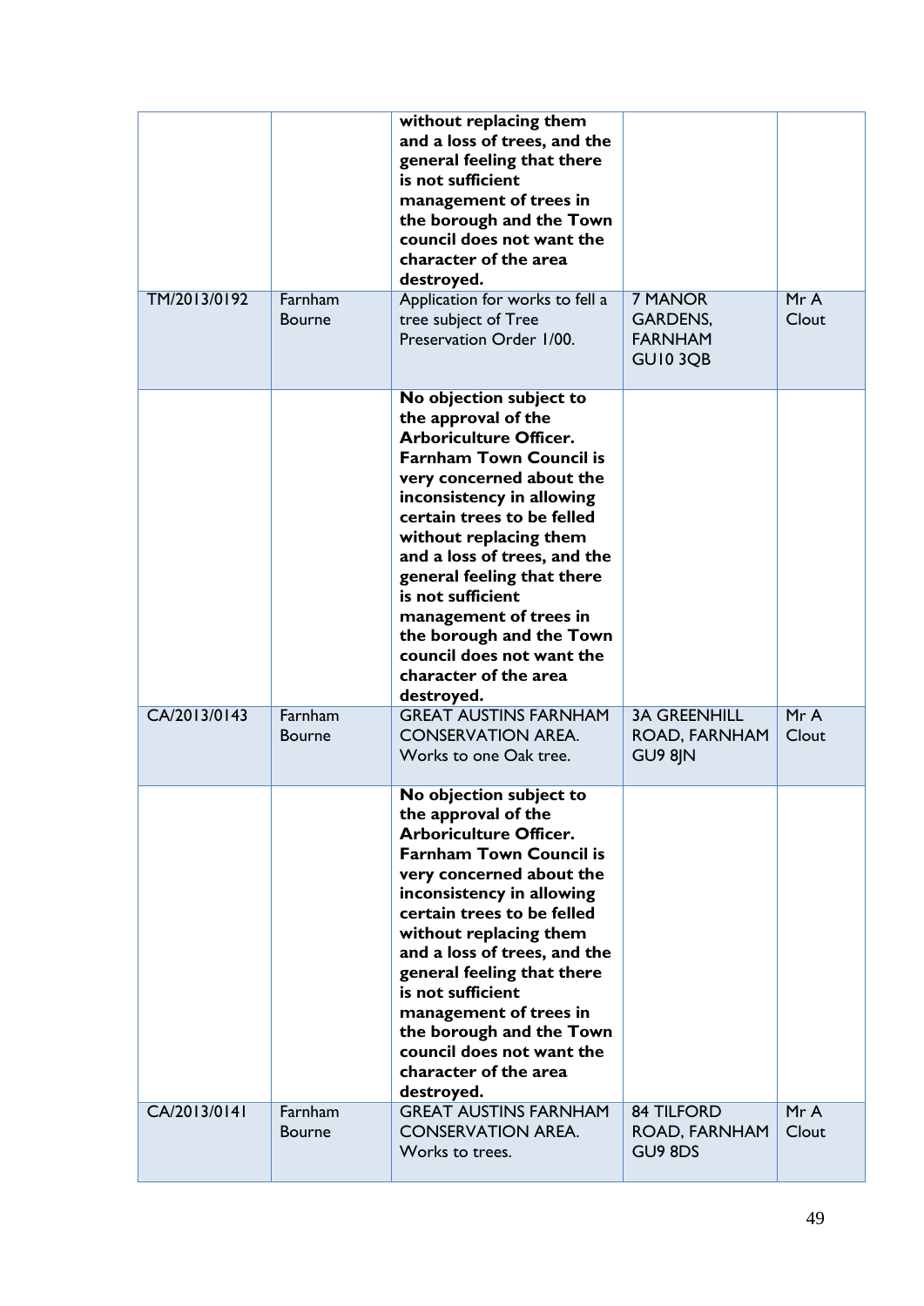| | | | | |
|---|---|---|---|---|
| | | **without replacing them and a loss of trees, and the general feeling that there is not sufficient management of trees in the borough and the Town council does not want the character of the area destroyed.** | | |
| TM/2013/0192 | Farnham Bourne | Application for works to fell a tree subject of Tree Preservation Order 1/00. | 7 MANOR GARDENS, FARNHAM GU10 3QB | Mr A Clout |
| | | **No objection subject to the approval of the Arboriculture Officer. Farnham Town Council is very concerned about the inconsistency in allowing certain trees to be felled without replacing them and a loss of trees, and the general feeling that there is not sufficient management of trees in the borough and the Town council does not want the character of the area destroyed.** | | |
| CA/2013/0143 | Farnham Bourne | GREAT AUSTINS FARNHAM CONSERVATION AREA. Works to one Oak tree. | 3A GREENHILL ROAD, FARNHAM GU9 8JN | Mr A Clout |
| | | **No objection subject to the approval of the Arboriculture Officer. Farnham Town Council is very concerned about the inconsistency in allowing certain trees to be felled without replacing them and a loss of trees, and the general feeling that there is not sufficient management of trees in the borough and the Town council does not want the character of the area destroyed.** | | |
| CA/2013/0141 | Farnham Bourne | GREAT AUSTINS FARNHAM CONSERVATION AREA. Works to trees. | 84 TILFORD ROAD, FARNHAM GU9 8DS | Mr A Clout |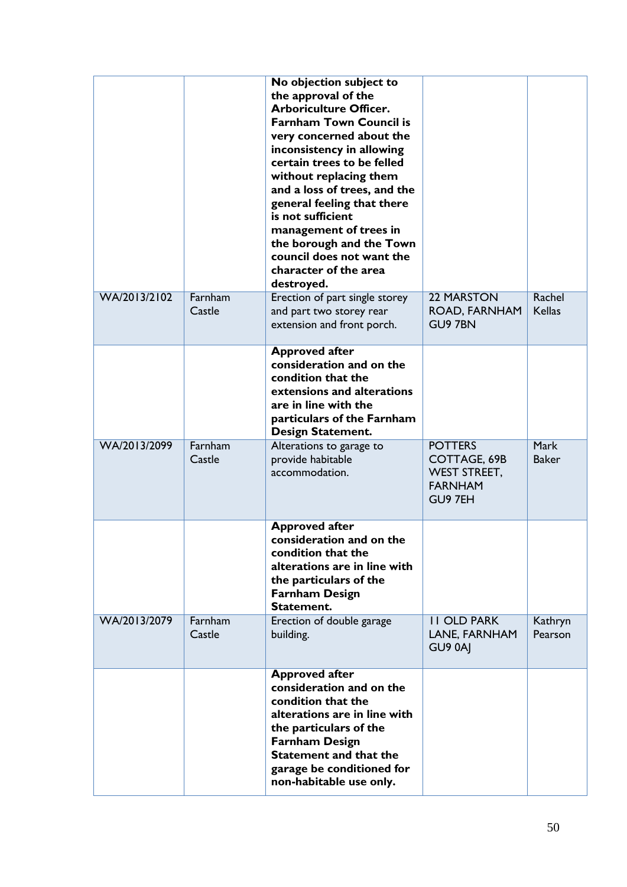| | | | | |
|---|---|---|---|---|
| | | **No objection subject to the approval of the Arboriculture Officer. Farnham Town Council is very concerned about the inconsistency in allowing certain trees to be felled without replacing them and a loss of trees, and the general feeling that there is not sufficient management of trees in the borough and the Town council does not want the character of the area destroyed.** | | |
| WA/2013/2102 | Farnham Castle | Erection of part single storey and part two storey rear extension and front porch. | 22 MARSTON ROAD, FARNHAM GU9 7BN | Rachel Kellas |
| | | **Approved after consideration and on the condition that the extensions and alterations are in line with the particulars of the Farnham Design Statement.** | | |
| WA/2013/2099 | Farnham Castle | Alterations to garage to provide habitable accommodation. | POTTERS COTTAGE, 69B WEST STREET, FARNHAM GU9 7EH | Mark Baker |
| | | **Approved after consideration and on the condition that the alterations are in line with the particulars of the Farnham Design Statement.** | | |
| WA/2013/2079 | Farnham Castle | Erection of double garage building. | 11 OLD PARK LANE, FARNHAM GU9 0AJ | Kathryn Pearson |
| | | **Approved after consideration and on the condition that the alterations are in line with the particulars of the Farnham Design Statement and that the garage be conditioned for non-habitable use only.** | | |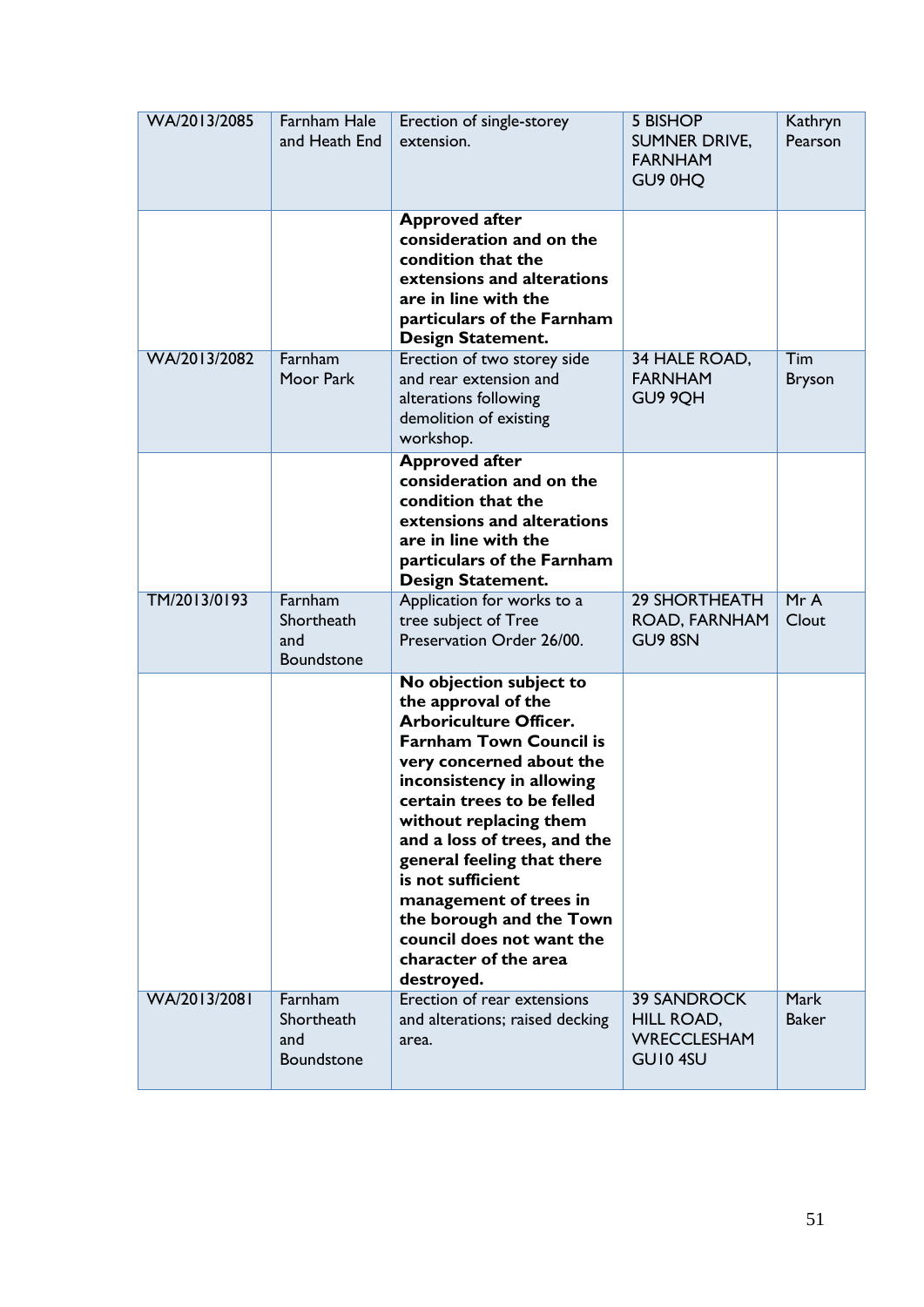| WA/2013/2085 | Farnham Hale and Heath End | Erection of single-storey extension. | 5 BISHOP SUMNER DRIVE, FARNHAM GU9 0HQ | Kathryn Pearson |
|---|---|---|---|---|
| | | **Approved after consideration and on the condition that the extensions and alterations are in line with the particulars of the Farnham Design Statement.** | | |
| WA/2013/2082 | Farnham Moor Park | Erection of two storey side and rear extension and alterations following demolition of existing workshop. | 34 HALE ROAD, FARNHAM GU9 9QH | Tim Bryson |
| | | **Approved after consideration and on the condition that the extensions and alterations are in line with the particulars of the Farnham Design Statement.** | | |
| TM/2013/0193 | Farnham Shortheath and Boundstone | Application for works to a tree subject of Tree Preservation Order 26/00. | 29 SHORTHEATH ROAD, FARNHAM GU9 8SN | Mr A Clout |
| | | **No objection subject to the approval of the Arboriculture Officer. Farnham Town Council is very concerned about the inconsistency in allowing certain trees to be felled without replacing them and a loss of trees, and the general feeling that there is not sufficient management of trees in the borough and the Town council does not want the character of the area destroyed.** | | |
| WA/2013/2081 | Farnham Shortheath and Boundstone | Erection of rear extensions and alterations; raised decking area. | 39 SANDROCK HILL ROAD, WRECCLESHAM GU10 4SU | Mark Baker |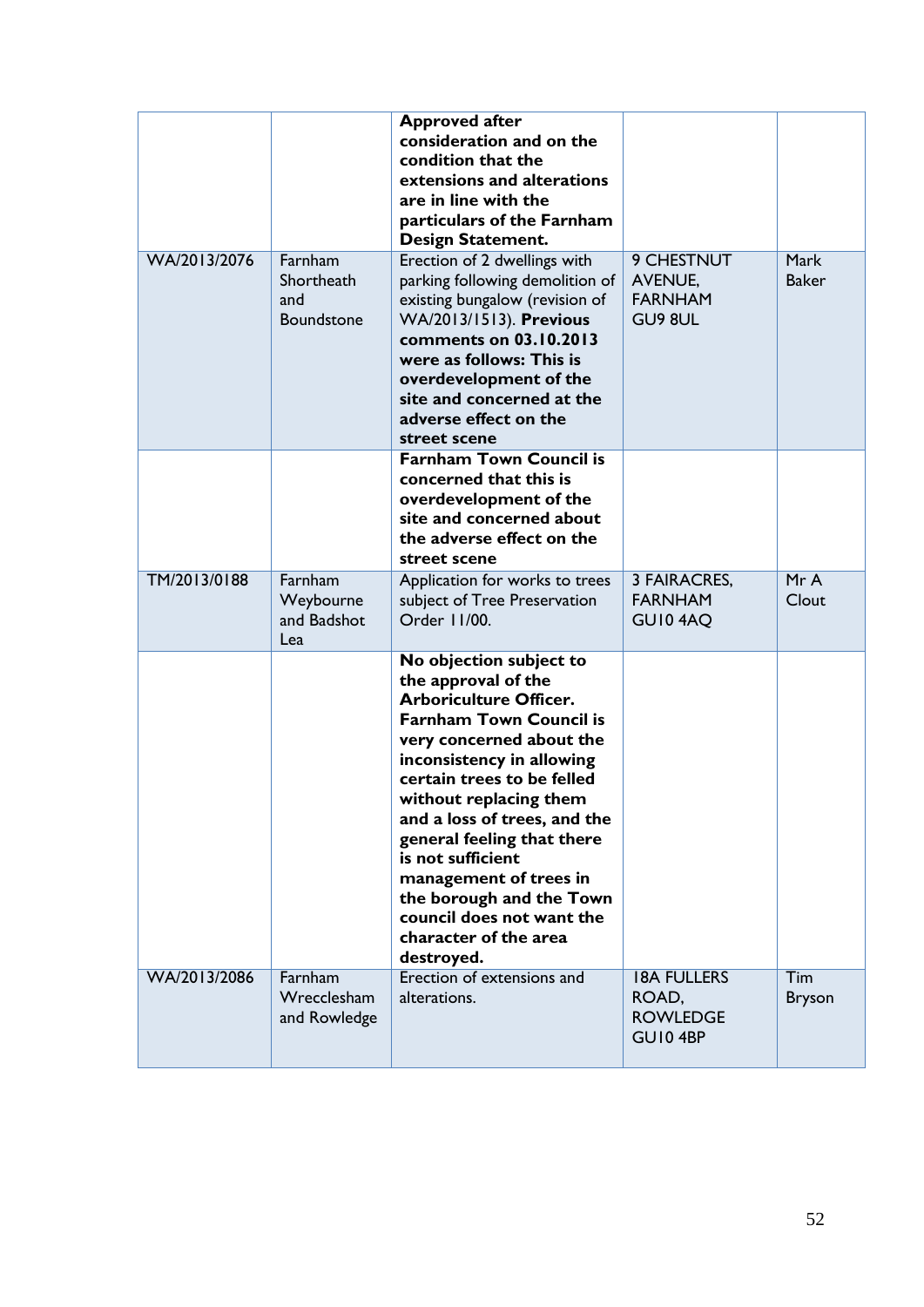| | | **Approved after consideration and on the condition that the extensions and alterations are in line with the particulars of the Farnham Design Statement.** | | |
|---|---|---|---|---|
| WA/2013/2076 | Farnham Shortheath and Boundstone | Erection of 2 dwellings with parking following demolition of existing bungalow (revision of WA/2013/1513). **Previous comments on 03.10.2013 were as follows: This is overdevelopment of the site and concerned at the adverse effect on the street scene** | 9 CHESTNUT AVENUE, FARNHAM GU9 8UL | Mark Baker |
| | | **Farnham Town Council is concerned that this is overdevelopment of the site and concerned about the adverse effect on the street scene** | | |
| TM/2013/0188 | Farnham Weybourne and Badshot Lea | Application for works to trees subject of Tree Preservation Order 11/00. | 3 FAIRACRES, FARNHAM GU10 4AQ | Mr A Clout |
| | | **No objection subject to the approval of the Arboriculture Officer. Farnham Town Council is very concerned about the inconsistency in allowing certain trees to be felled without replacing them and a loss of trees, and the general feeling that there is not sufficient management of trees in the borough and the Town council does not want the character of the area destroyed.** | | |
| WA/2013/2086 | Farnham Wrecclesham and Rowledge | Erection of extensions and alterations. | 18A FULLERS ROAD, ROWLEDGE GU10 4BP | Tim Bryson |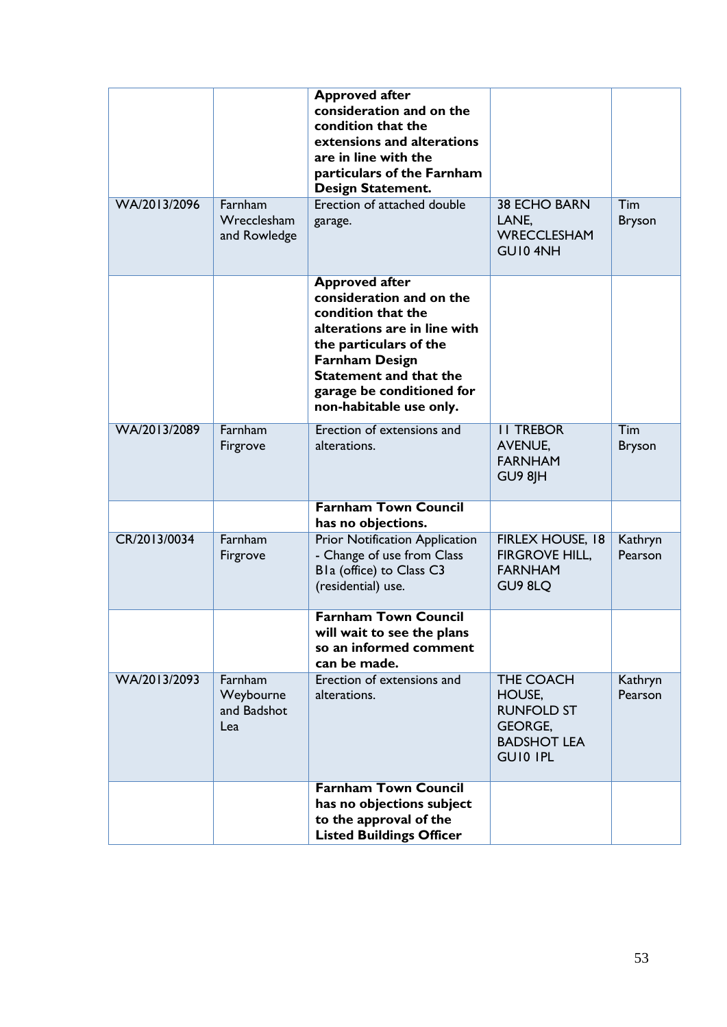| | | | | |
|---|---|---|---|---|
| | | **Approved after consideration and on the condition that the extensions and alterations are in line with the particulars of the Farnham Design Statement.** | | |
| WA/2013/2096 | Farnham Wrecclesham and Rowledge | Erection of attached double garage. | 38 ECHO BARN LANE, WRECCLESHAM GU10 4NH | Tim Bryson |
| | | **Approved after consideration and on the condition that the alterations are in line with the particulars of the Farnham Design Statement and that the garage be conditioned for non-habitable use only.** | | |
| WA/2013/2089 | Farnham Firgrove | Erection of extensions and alterations. | 11 TREBOR AVENUE, FARNHAM GU9 8JH | Tim Bryson |
| | | **Farnham Town Council has no objections.** | | |
| CR/2013/0034 | Farnham Firgrove | Prior Notification Application - Change of use from Class B1a (office) to Class C3 (residential) use. | FIRLEX HOUSE, 18 FIRGROVE HILL, FARNHAM GU9 8LQ | Kathryn Pearson |
| | | **Farnham Town Council will wait to see the plans so an informed comment can be made.** | | |
| WA/2013/2093 | Farnham Weybourne and Badshot Lea | Erection of extensions and alterations. | THE COACH HOUSE, RUNFOLD ST GEORGE, BADSHOT LEA GU10 1PL | Kathryn Pearson |
| | | **Farnham Town Council has no objections subject to the approval of the Listed Buildings Officer** | | |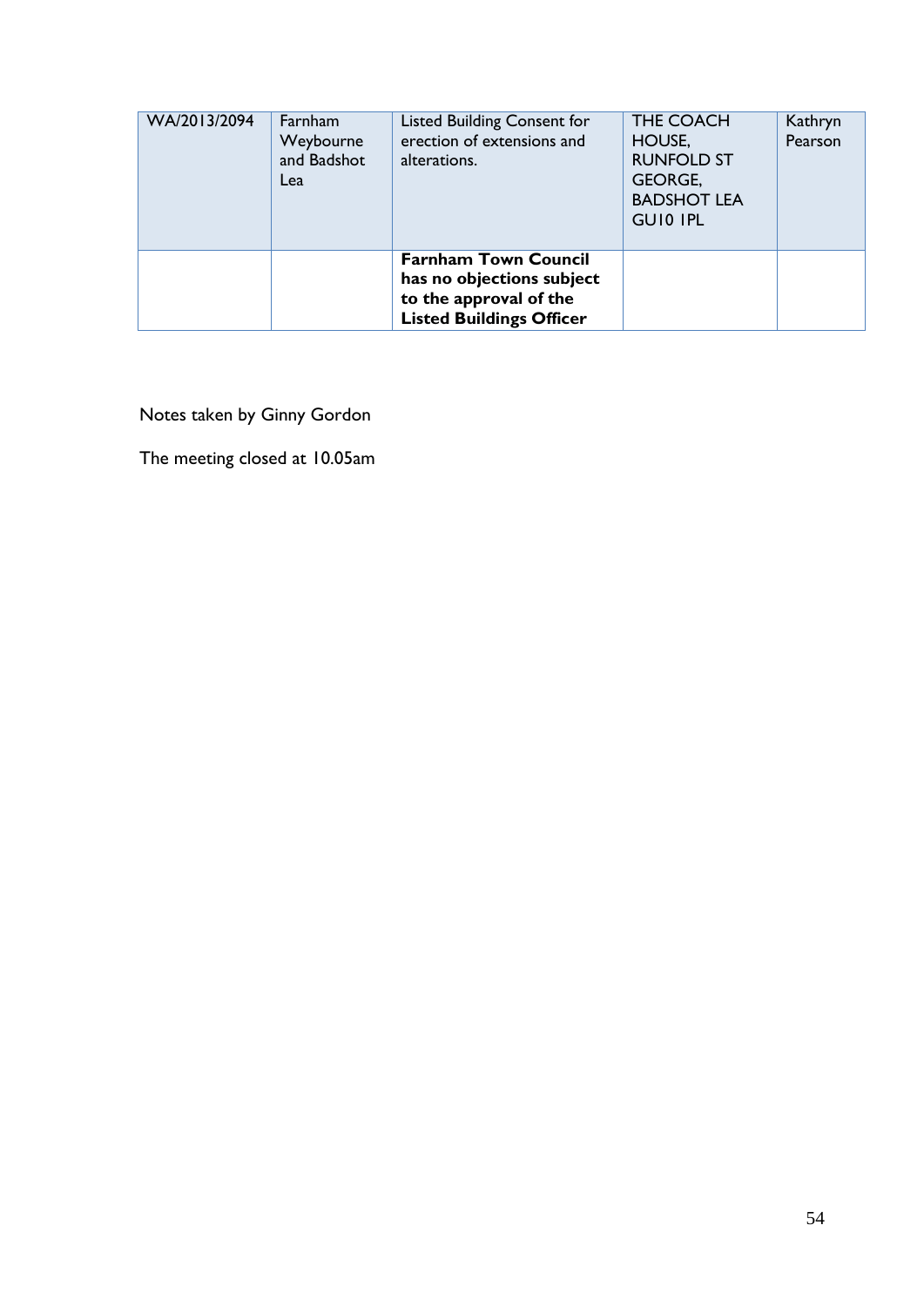| WA/2013/2094 | Farnham Weybourne and Badshot Lea | Listed Building Consent for erection of extensions and alterations. | THE COACH HOUSE, RUNFOLD ST GEORGE, BADSHOT LEA GU10 1PL | Kathryn Pearson |
|---|---|---|---|---|
| | | **Farnham Town Council has no objections subject to the approval of the Listed Buildings Officer** | | |

Notes taken by Ginny Gordon

The meeting closed at 10.05am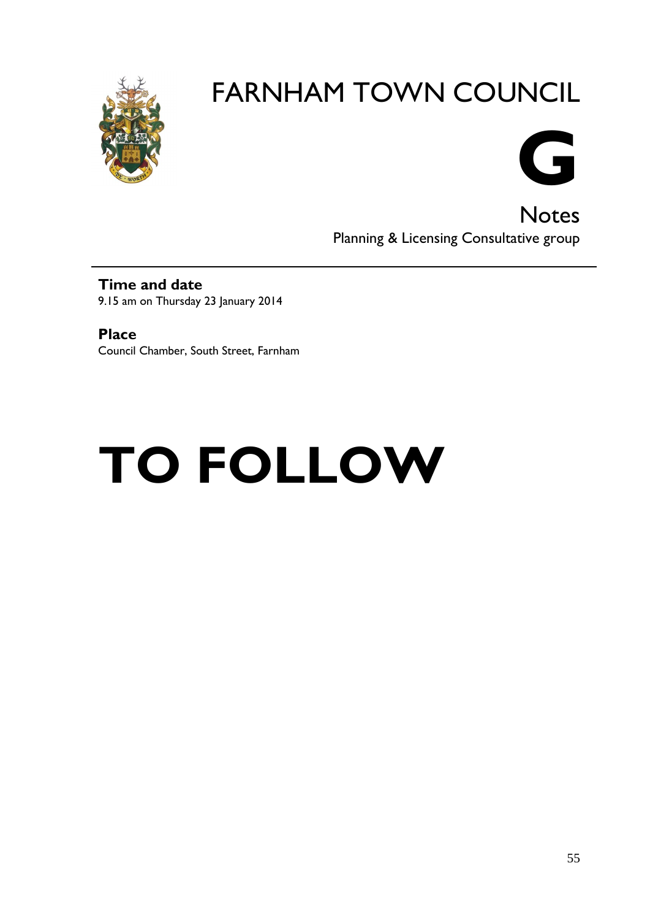# FARNHAM TOWN COUNCIL

# G

## Notes

Planning & Licensing Consultative group

---

**Time and date**
9.15 am on Thursday 23 January 2014

**Place**
Council Chamber, South Street, Farnham

# TO FOLLOW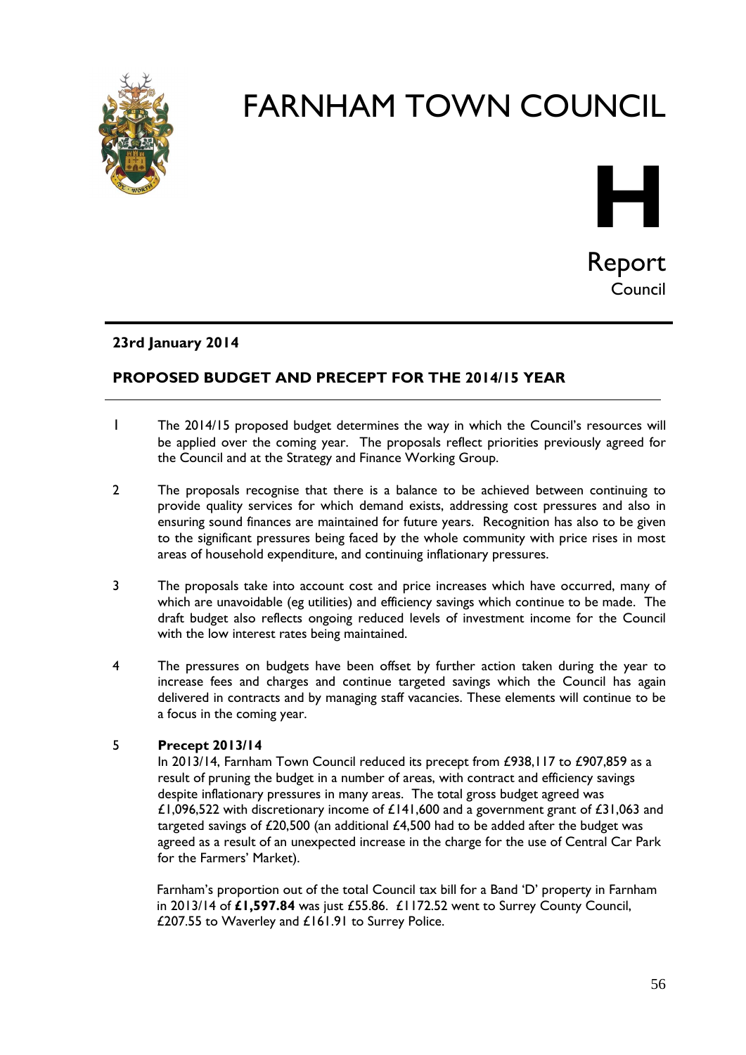# FARNHAM TOWN COUNCIL

# H

## Report

Council

---

**23rd January 2014**

**PROPOSED BUDGET AND PRECEPT FOR THE 2014/15 YEAR**

---

1 The 2014/15 proposed budget determines the way in which the Council's resources will be applied over the coming year. The proposals reflect priorities previously agreed for the Council and at the Strategy and Finance Working Group.

2 The proposals recognise that there is a balance to be achieved between continuing to provide quality services for which demand exists, addressing cost pressures and also in ensuring sound finances are maintained for future years. Recognition has also to be given to the significant pressures being faced by the whole community with price rises in most areas of household expenditure, and continuing inflationary pressures.

3 The proposals take into account cost and price increases which have occurred, many of which are unavoidable (eg utilities) and efficiency savings which continue to be made. The draft budget also reflects ongoing reduced levels of investment income for the Council with the low interest rates being maintained.

4 The pressures on budgets have been offset by further action taken during the year to increase fees and charges and continue targeted savings which the Council has again delivered in contracts and by managing staff vacancies. These elements will continue to be a focus in the coming year.

5 **Precept 2013/14**

In 2013/14, Farnham Town Council reduced its precept from £938,117 to £907,859 as a result of pruning the budget in a number of areas, with contract and efficiency savings despite inflationary pressures in many areas. The total gross budget agreed was £1,096,522 with discretionary income of £141,600 and a government grant of £31,063 and targeted savings of £20,500 (an additional £4,500 had to be added after the budget was agreed as a result of an unexpected increase in the charge for the use of Central Car Park for the Farmers' Market).

Farnham's proportion out of the total Council tax bill for a Band 'D' property in Farnham in 2013/14 of **£1,597.84** was just £55.86. £1172.52 went to Surrey County Council, £207.55 to Waverley and £161.91 to Surrey Police.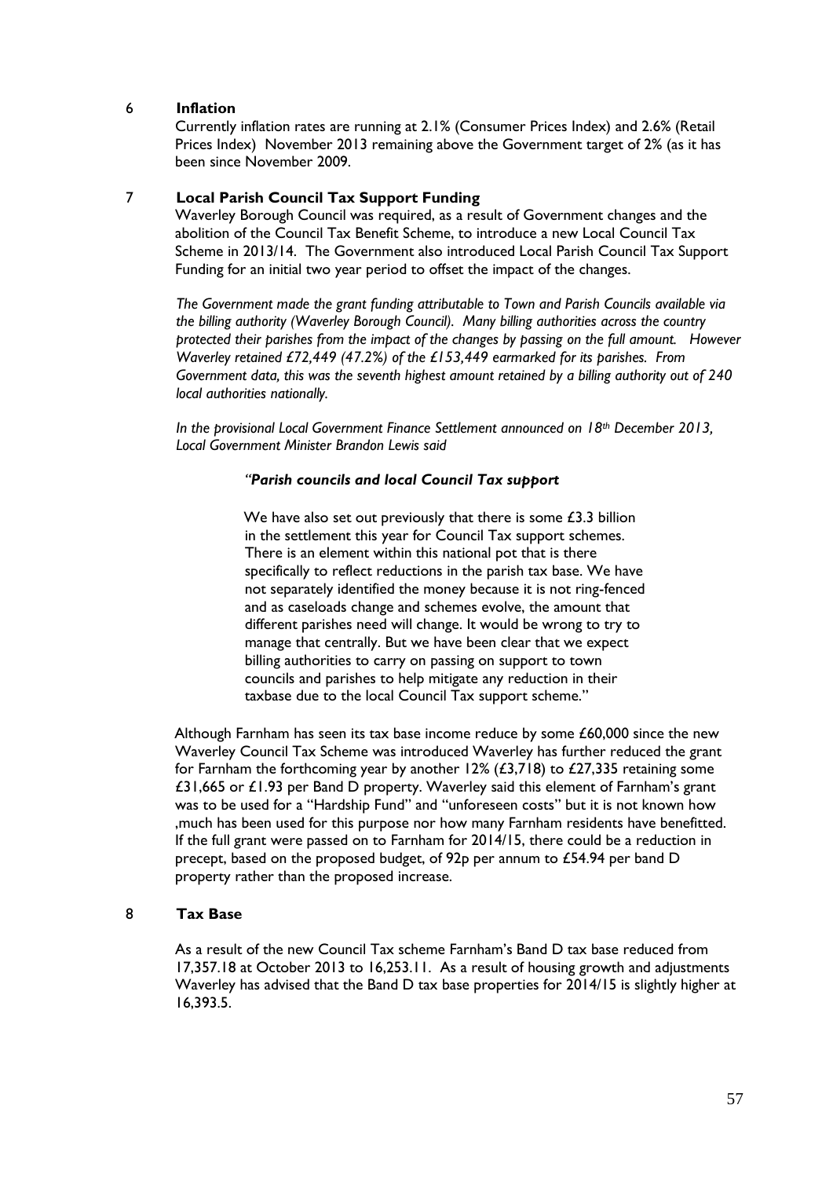## 6 Inflation

Currently inflation rates are running at 2.1% (Consumer Prices Index) and 2.6% (Retail Prices Index) November 2013 remaining above the Government target of 2% (as it has been since November 2009.

## 7 Local Parish Council Tax Support Funding

Waverley Borough Council was required, as a result of Government changes and the abolition of the Council Tax Benefit Scheme, to introduce a new Local Council Tax Scheme in 2013/14. The Government also introduced Local Parish Council Tax Support Funding for an initial two year period to offset the impact of the changes.

*The Government made the grant funding attributable to Town and Parish Councils available via the billing authority (Waverley Borough Council). Many billing authorities across the country protected their parishes from the impact of the changes by passing on the full amount. However Waverley retained £72,449 (47.2%) of the £153,449 earmarked for its parishes. From Government data, this was the seventh highest amount retained by a billing authority out of 240 local authorities nationally.*

*In the provisional Local Government Finance Settlement announced on 18th December 2013, Local Government Minister Brandon Lewis said*

> ***"Parish councils and local Council Tax support***
>
> We have also set out previously that there is some £3.3 billion in the settlement this year for Council Tax support schemes. There is an element within this national pot that is there specifically to reflect reductions in the parish tax base. We have not separately identified the money because it is not ring-fenced and as caseloads change and schemes evolve, the amount that different parishes need will change. It would be wrong to try to manage that centrally. But we have been clear that we expect billing authorities to carry on passing on support to town councils and parishes to help mitigate any reduction in their taxbase due to the local Council Tax support scheme."

Although Farnham has seen its tax base income reduce by some £60,000 since the new Waverley Council Tax Scheme was introduced Waverley has further reduced the grant for Farnham the forthcoming year by another 12% (£3,718) to £27,335 retaining some £31,665 or £1.93 per Band D property. Waverley said this element of Farnham's grant was to be used for a "Hardship Fund" and "unforeseen costs" but it is not known how ,much has been used for this purpose nor how many Farnham residents have benefitted. If the full grant were passed on to Farnham for 2014/15, there could be a reduction in precept, based on the proposed budget, of 92p per annum to £54.94 per band D property rather than the proposed increase.

## 8 Tax Base

As a result of the new Council Tax scheme Farnham's Band D tax base reduced from 17,357.18 at October 2013 to 16,253.11. As a result of housing growth and adjustments Waverley has advised that the Band D tax base properties for 2014/15 is slightly higher at 16,393.5.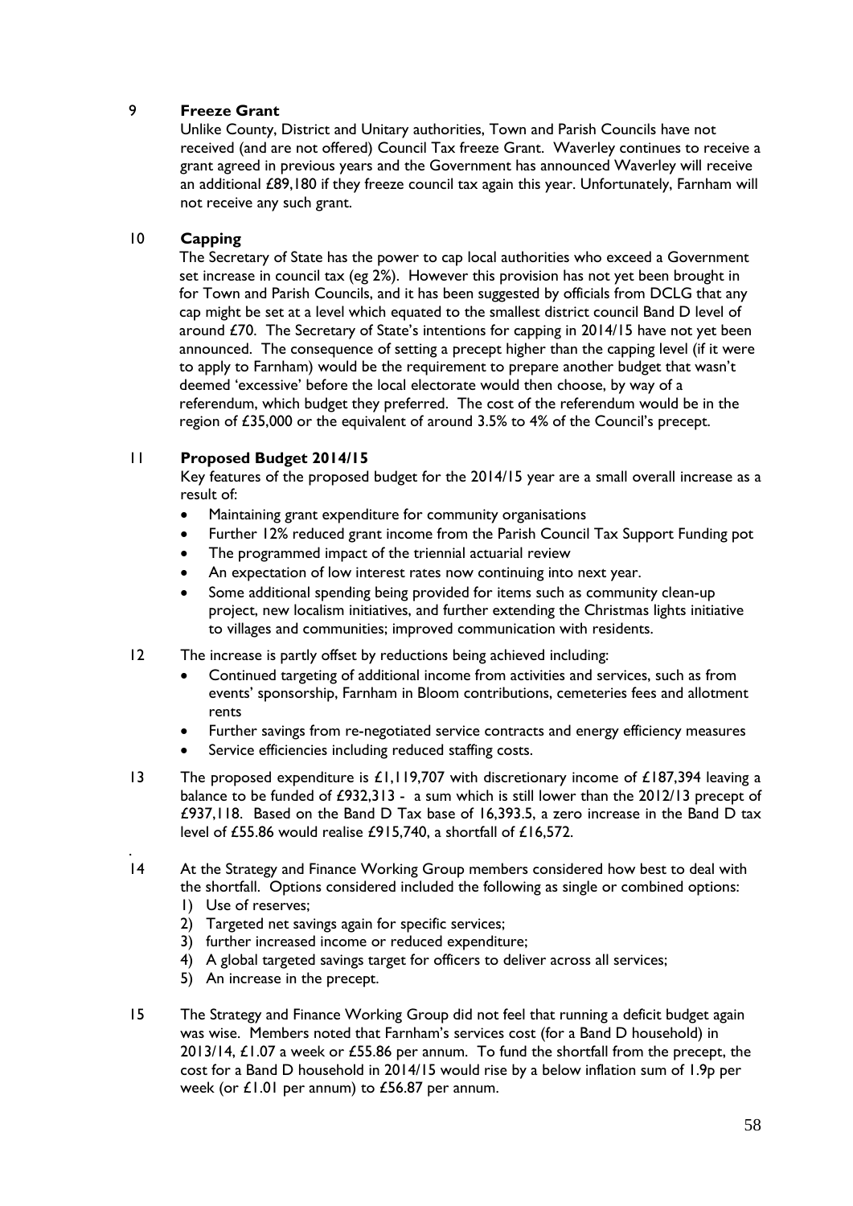9 **Freeze Grant**

Unlike County, District and Unitary authorities, Town and Parish Councils have not received (and are not offered) Council Tax freeze Grant. Waverley continues to receive a grant agreed in previous years and the Government has announced Waverley will receive an additional £89,180 if they freeze council tax again this year. Unfortunately, Farnham will not receive any such grant.

10 **Capping**

The Secretary of State has the power to cap local authorities who exceed a Government set increase in council tax (eg 2%). However this provision has not yet been brought in for Town and Parish Councils, and it has been suggested by officials from DCLG that any cap might be set at a level which equated to the smallest district council Band D level of around £70. The Secretary of State's intentions for capping in 2014/15 have not yet been announced. The consequence of setting a precept higher than the capping level (if it were to apply to Farnham) would be the requirement to prepare another budget that wasn't deemed 'excessive' before the local electorate would then choose, by way of a referendum, which budget they preferred. The cost of the referendum would be in the region of £35,000 or the equivalent of around 3.5% to 4% of the Council's precept.

11 **Proposed Budget 2014/15**

Key features of the proposed budget for the 2014/15 year are a small overall increase as a result of:

- Maintaining grant expenditure for community organisations
- Further 12% reduced grant income from the Parish Council Tax Support Funding pot
- The programmed impact of the triennial actuarial review
- An expectation of low interest rates now continuing into next year.
- Some additional spending being provided for items such as community clean-up project, new localism initiatives, and further extending the Christmas lights initiative to villages and communities; improved communication with residents.

12 The increase is partly offset by reductions being achieved including:

- Continued targeting of additional income from activities and services, such as from events' sponsorship, Farnham in Bloom contributions, cemeteries fees and allotment rents
- Further savings from re-negotiated service contracts and energy efficiency measures
- Service efficiencies including reduced staffing costs.

13 The proposed expenditure is £1,119,707 with discretionary income of £187,394 leaving a balance to be funded of £932,313 - a sum which is still lower than the 2012/13 precept of £937,118. Based on the Band D Tax base of 16,393.5, a zero increase in the Band D tax level of £55.86 would realise £915,740, a shortfall of £16,572.

14 At the Strategy and Finance Working Group members considered how best to deal with the shortfall. Options considered included the following as single or combined options:

1) Use of reserves;
2) Targeted net savings again for specific services;
3) further increased income or reduced expenditure;
4) A global targeted savings target for officers to deliver across all services;
5) An increase in the precept.

15 The Strategy and Finance Working Group did not feel that running a deficit budget again was wise. Members noted that Farnham's services cost (for a Band D household) in 2013/14, £1.07 a week or £55.86 per annum. To fund the shortfall from the precept, the cost for a Band D household in 2014/15 would rise by a below inflation sum of 1.9p per week (or £1.01 per annum) to £56.87 per annum.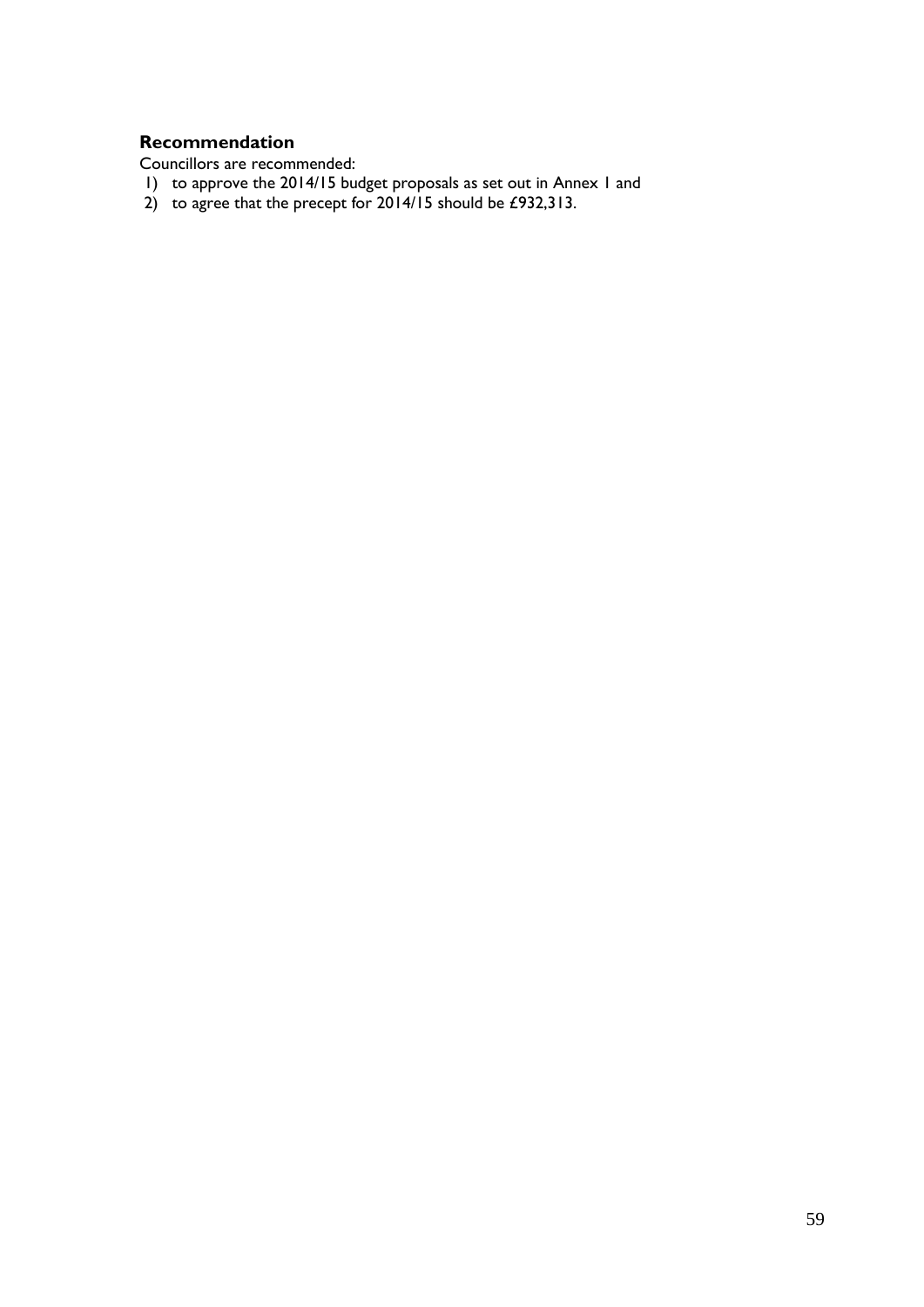### Recommendation

Councillors are recommended:

1) to approve the 2014/15 budget proposals as set out in Annex 1 and
2) to agree that the precept for 2014/15 should be £932,313.